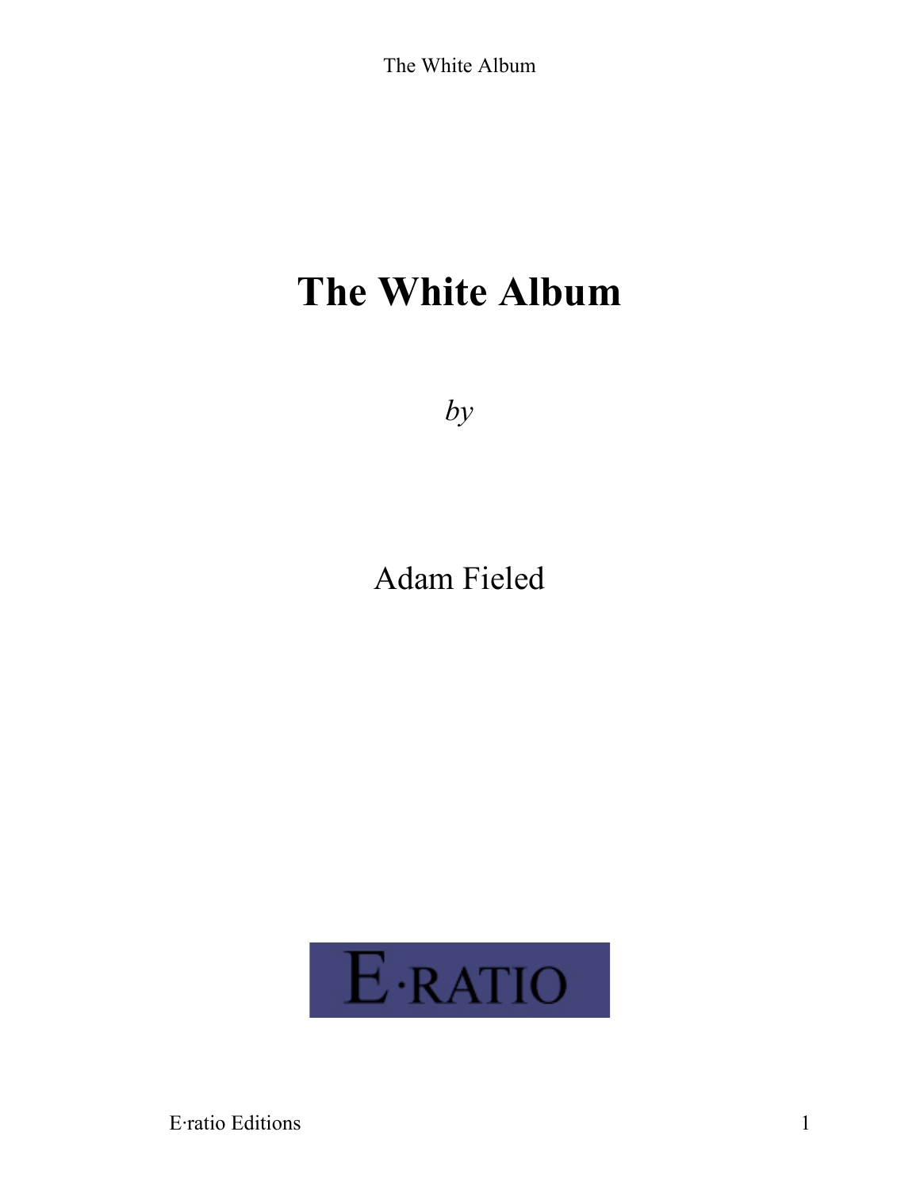# The White Album

*by*

Adam Fieled

E·RATIO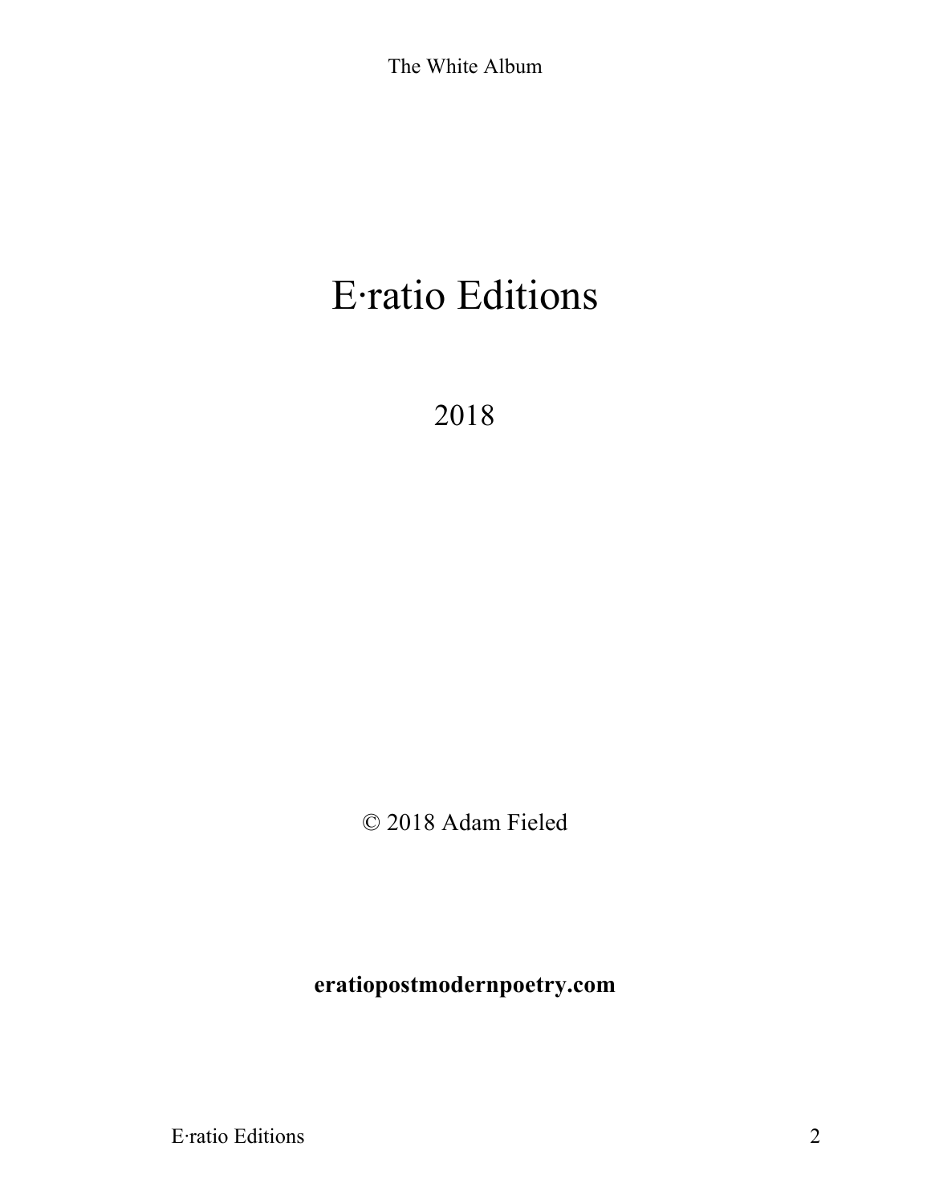E·ratio Editions

2018

© 2018 Adam Fieled

**eratiopostmodernpoetry.com**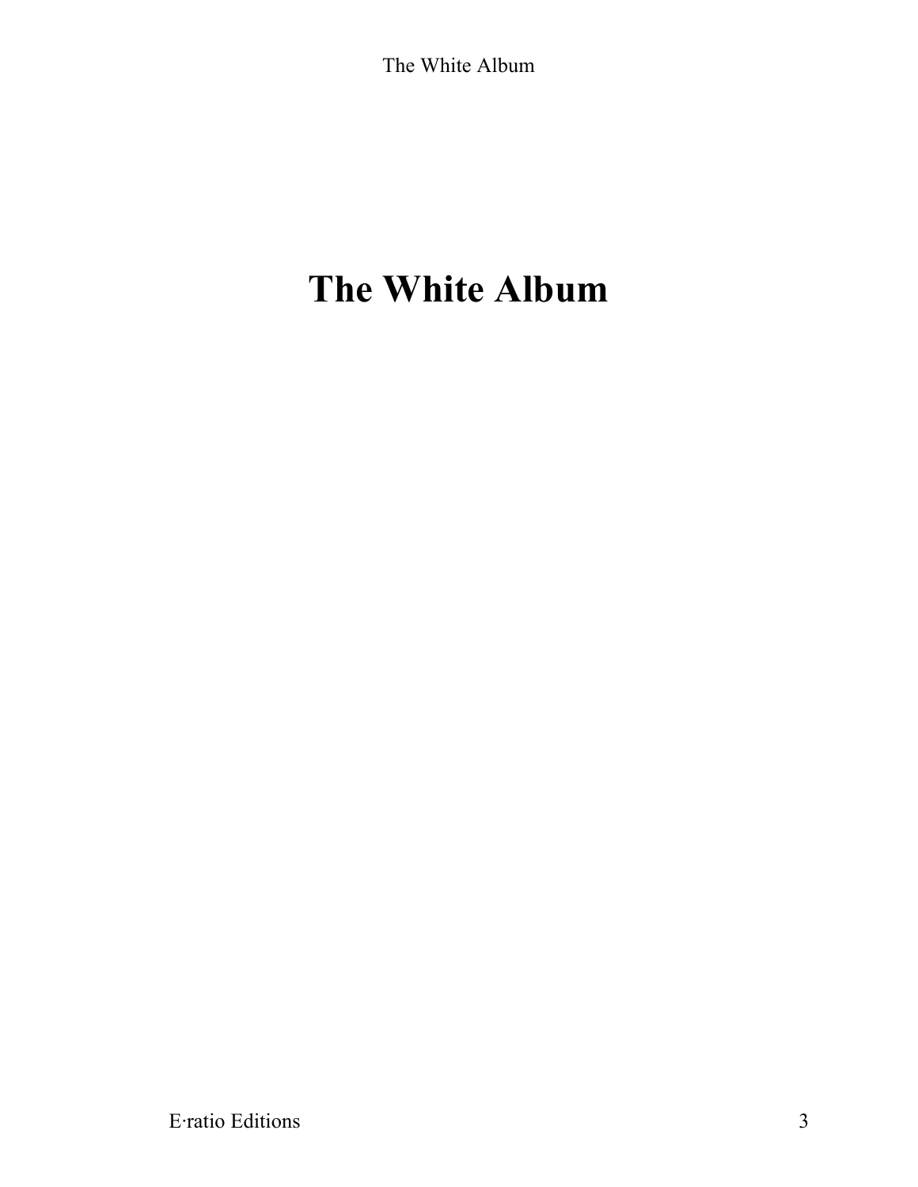# The White Album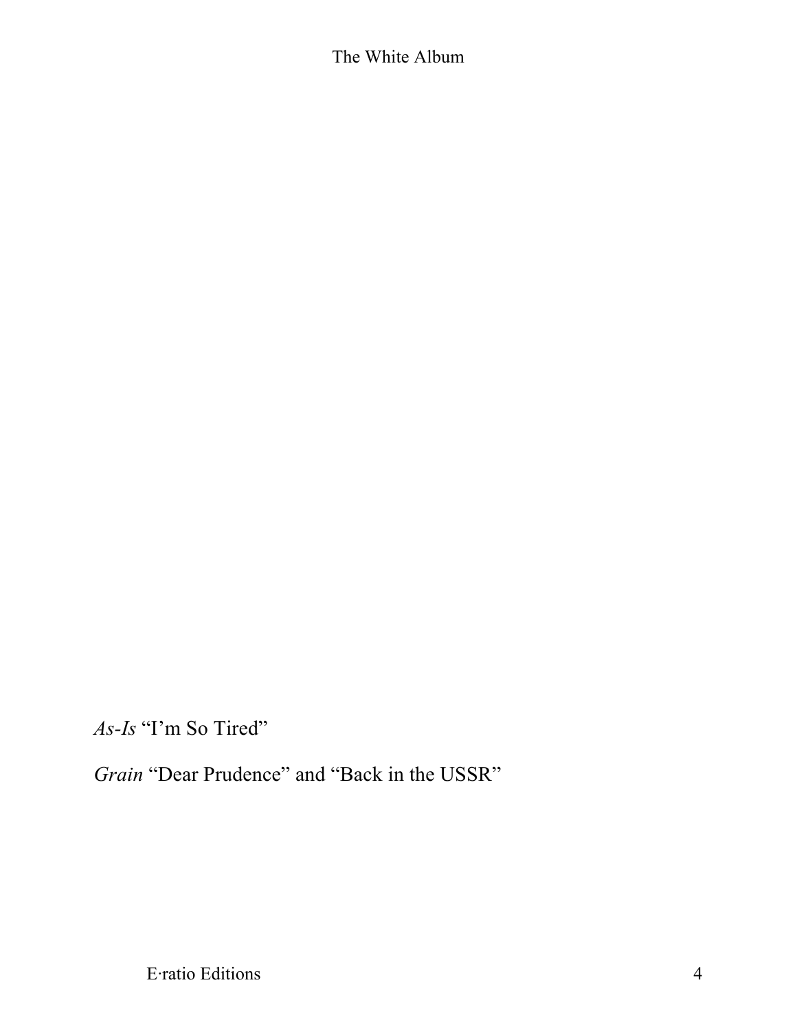*As-Is* “I’m So Tired”

*Grain* “Dear Prudence” and “Back in the USSR”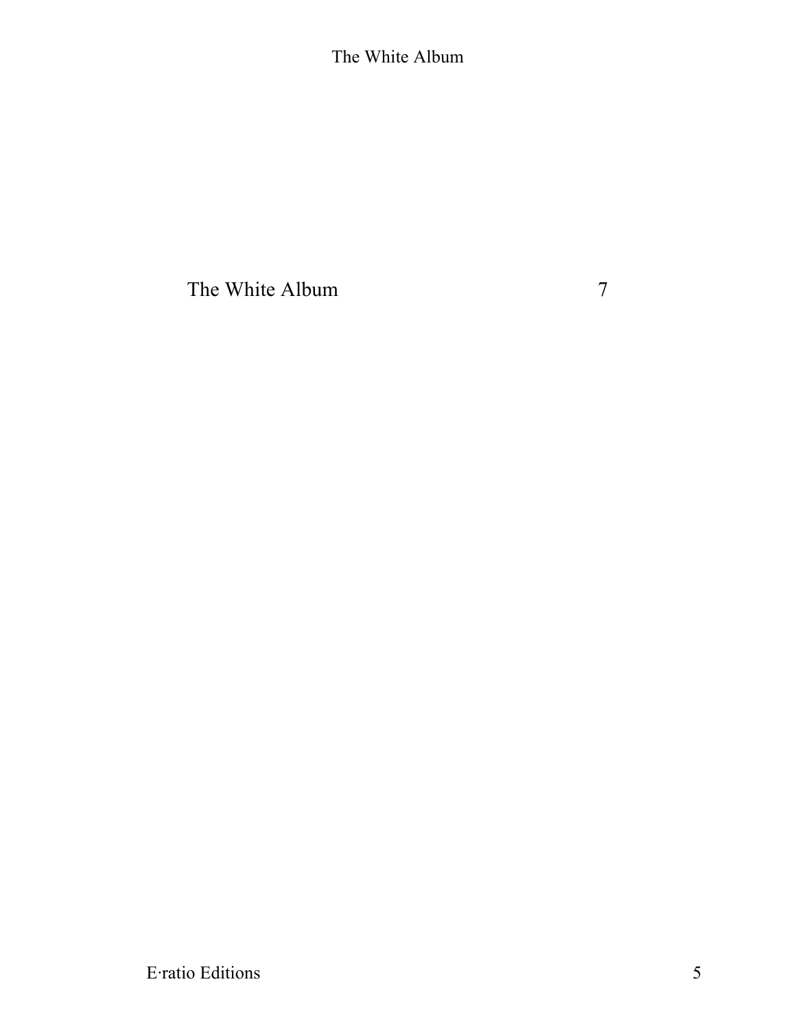The White Album 7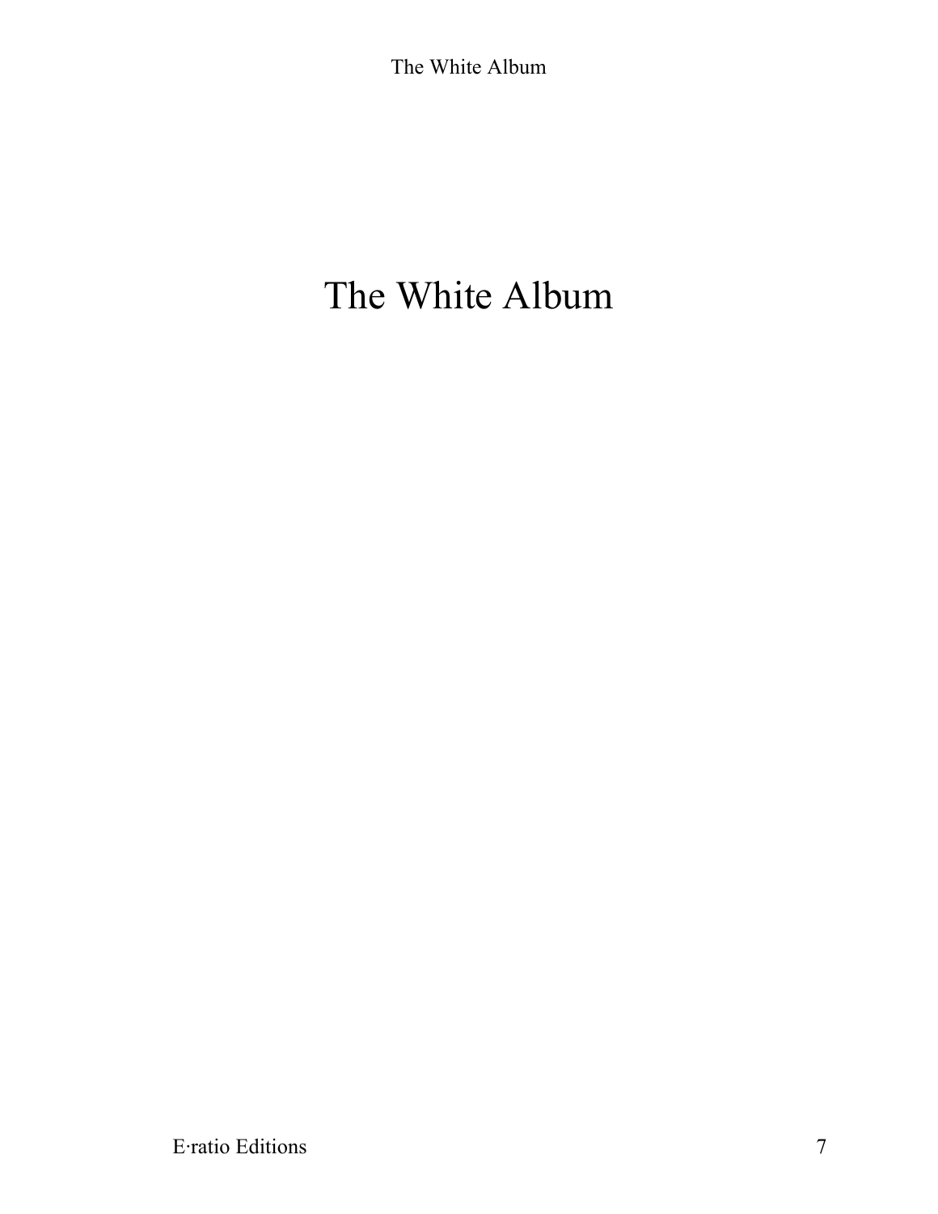# The White Album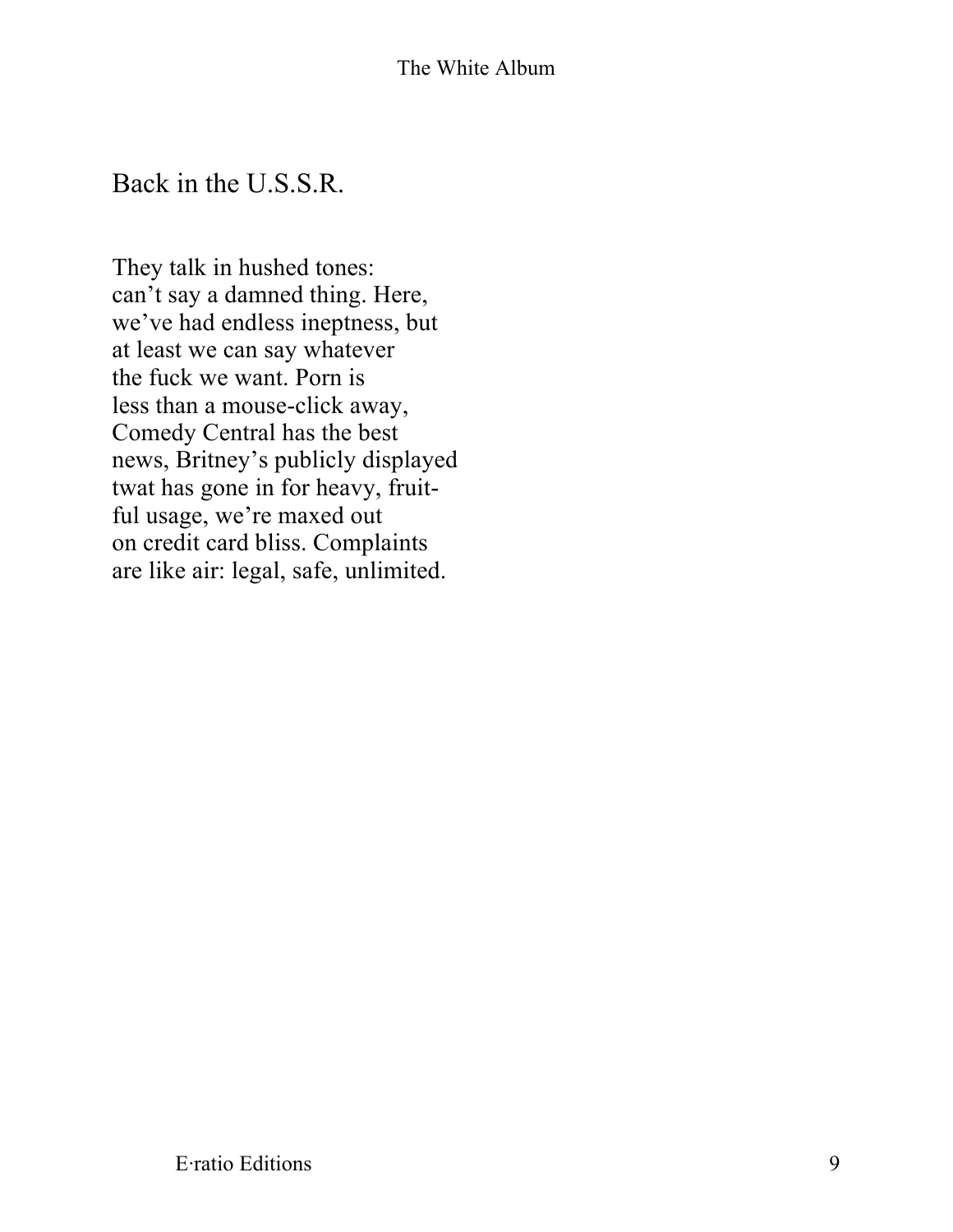## Back in the U.S.S.R.

They talk in hushed tones:  
can't say a damned thing. Here,  
we've had endless ineptness, but  
at least we can say whatever  
the fuck we want. Porn is  
less than a mouse-click away,  
Comedy Central has the best  
news, Britney's publicly displayed  
twat has gone in for heavy, fruit-  
ful usage, we're maxed out  
on credit card bliss. Complaints  
are like air: legal, safe, unlimited.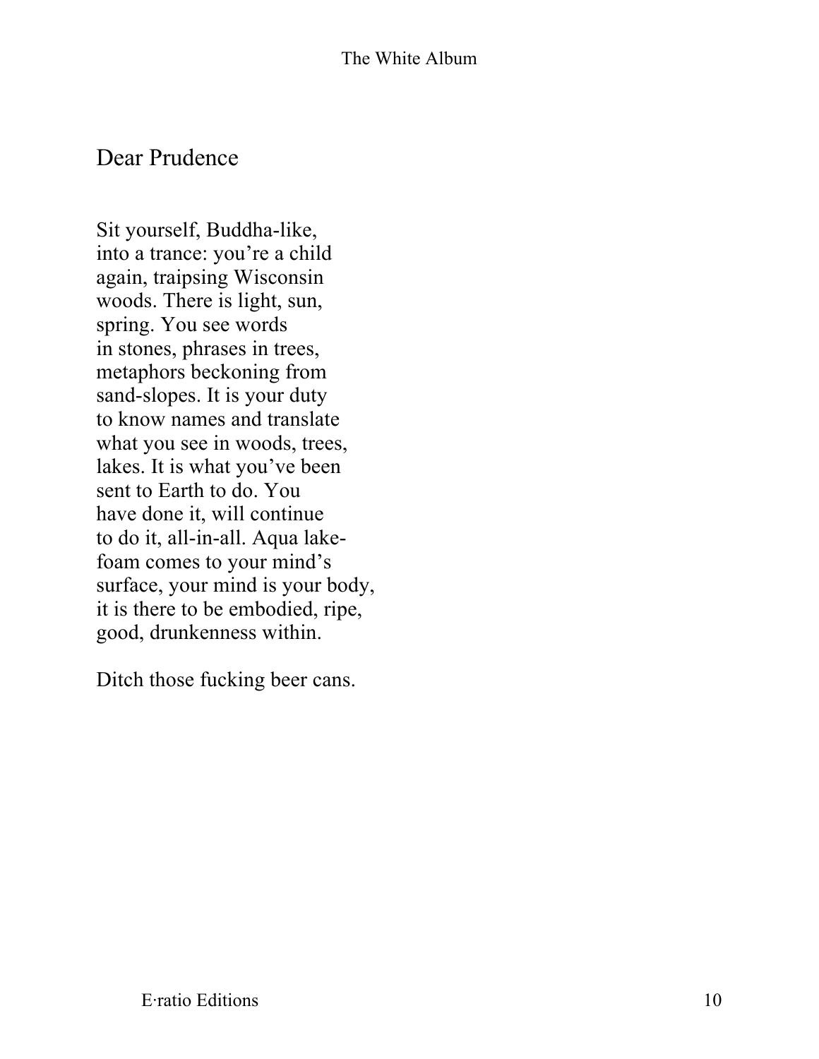## Dear Prudence

Sit yourself, Buddha-like,
into a trance: you're a child
again, traipsing Wisconsin
woods. There is light, sun,
spring. You see words
in stones, phrases in trees,
metaphors beckoning from
sand-slopes. It is your duty
to know names and translate
what you see in woods, trees,
lakes. It is what you've been
sent to Earth to do. You
have done it, will continue
to do it, all-in-all. Aqua lake-
foam comes to your mind's
surface, your mind is your body,
it is there to be embodied, ripe,
good, drunkenness within.

Ditch those fucking beer cans.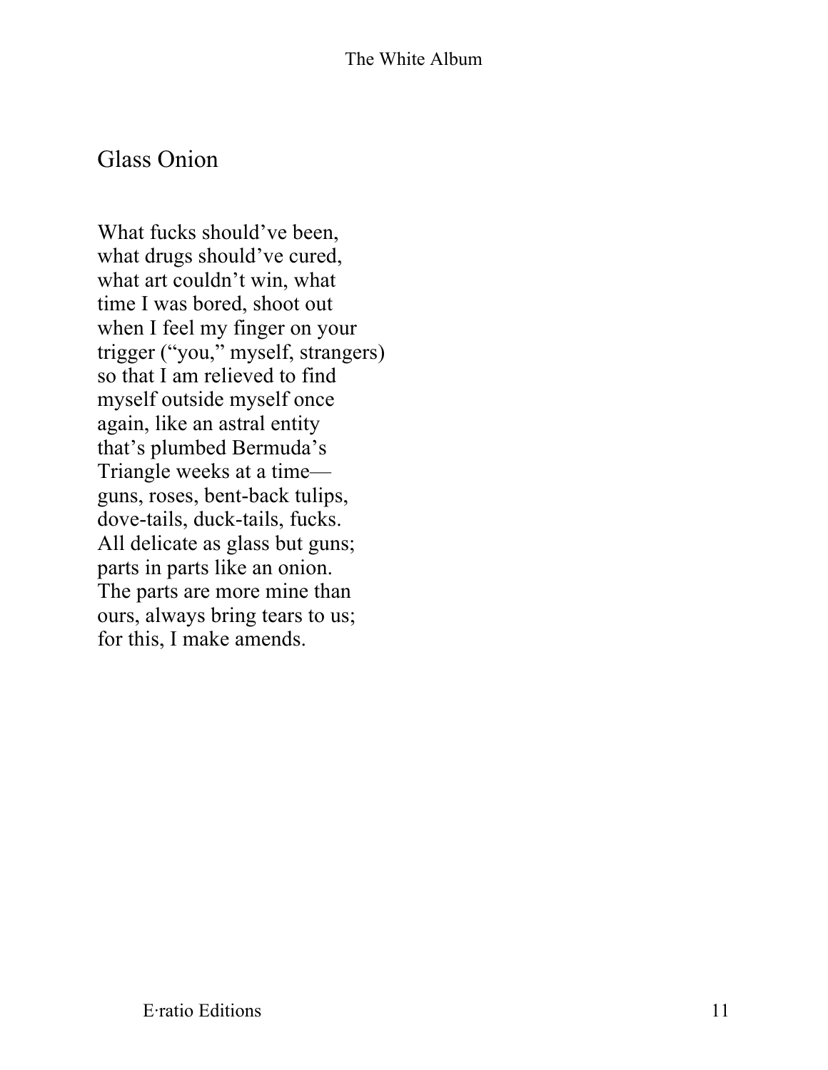## Glass Onion

What fucks should've been,  
what drugs should've cured,  
what art couldn't win, what  
time I was bored, shoot out  
when I feel my finger on your  
trigger ("you," myself, strangers)  
so that I am relieved to find  
myself outside myself once  
again, like an astral entity  
that's plumbed Bermuda's  
Triangle weeks at a time—  
guns, roses, bent-back tulips,  
dove-tails, duck-tails, fucks.  
All delicate as glass but guns;  
parts in parts like an onion.  
The parts are more mine than  
ours, always bring tears to us;  
for this, I make amends.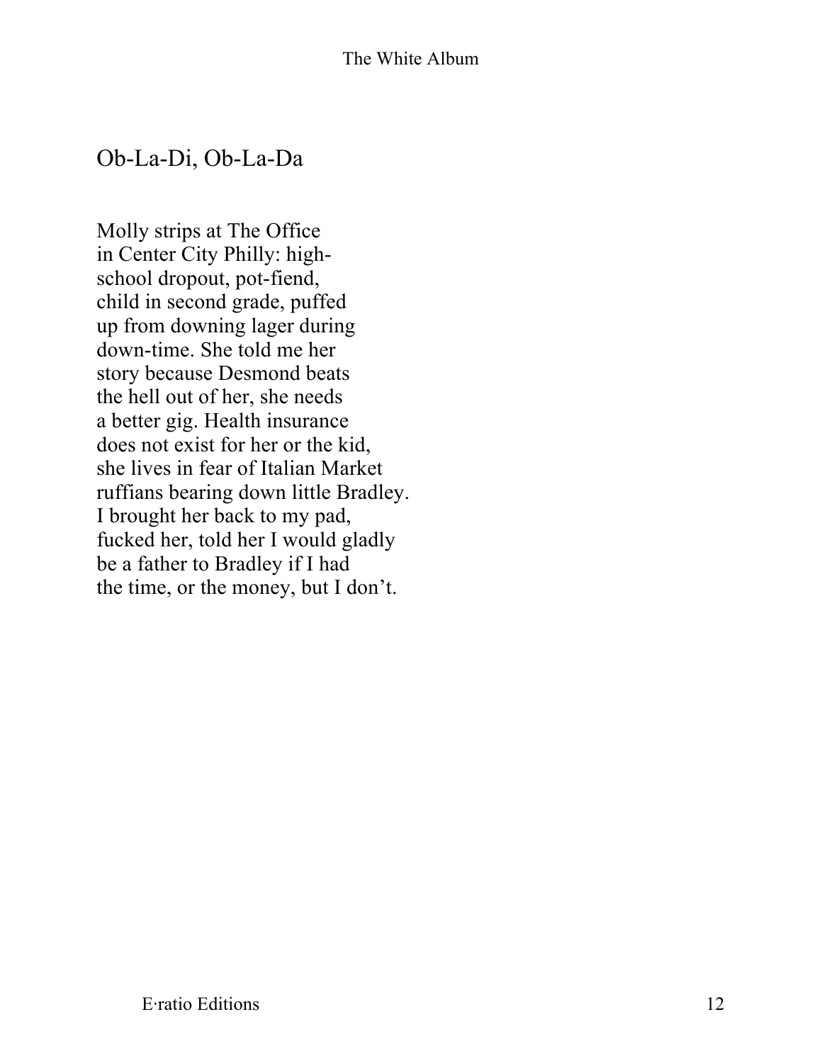## Ob-La-Di, Ob-La-Da

Molly strips at The Office  
in Center City Philly: high-  
school dropout, pot-fiend,  
child in second grade, puffed  
up from downing lager during  
down-time. She told me her  
story because Desmond beats  
the hell out of her, she needs  
a better gig. Health insurance  
does not exist for her or the kid,  
she lives in fear of Italian Market  
ruffians bearing down little Bradley.  
I brought her back to my pad,  
fucked her, told her I would gladly  
be a father to Bradley if I had  
the time, or the money, but I don't.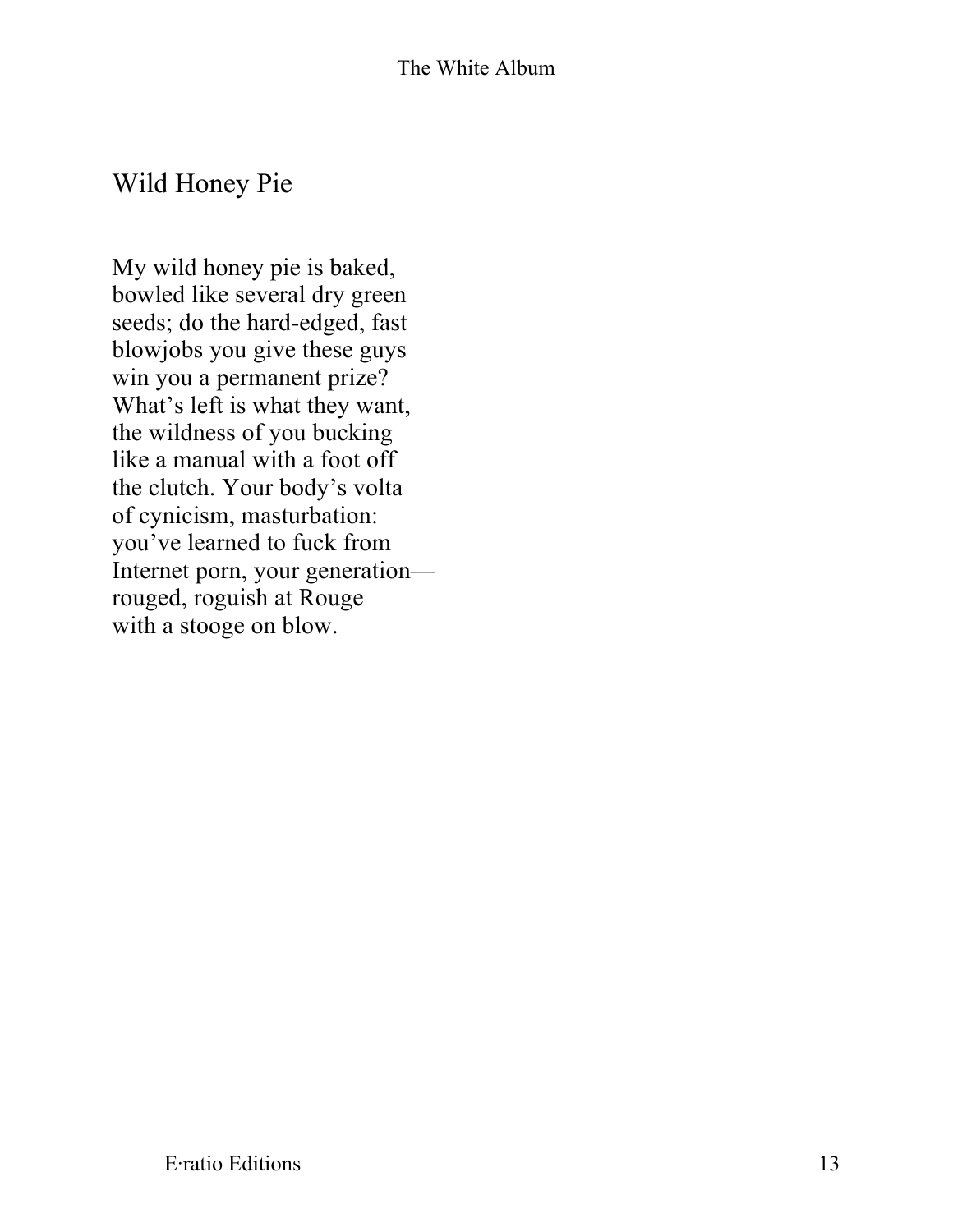## Wild Honey Pie

My wild honey pie is baked,  
bowled like several dry green  
seeds; do the hard-edged, fast  
blowjobs you give these guys  
win you a permanent prize?  
What's left is what they want,  
the wildness of you bucking  
like a manual with a foot off  
the clutch. Your body's volta  
of cynicism, masturbation:  
you've learned to fuck from  
Internet porn, your generation—  
rouged, roguish at Rouge  
with a stooge on blow.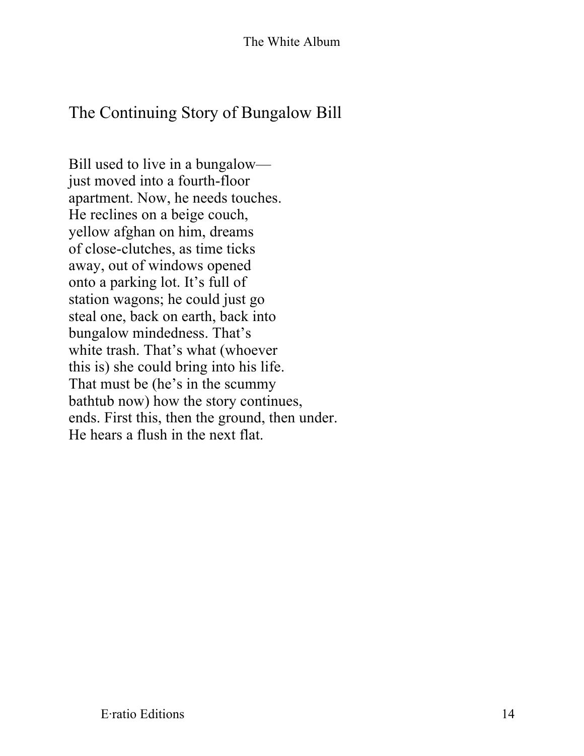## The Continuing Story of Bungalow Bill

Bill used to live in a bungalow—  
just moved into a fourth-floor  
apartment. Now, he needs touches.  
He reclines on a beige couch,  
yellow afghan on him, dreams  
of close-clutches, as time ticks  
away, out of windows opened  
onto a parking lot. It's full of  
station wagons; he could just go  
steal one, back on earth, back into  
bungalow mindedness. That's  
white trash. That's what (whoever  
this is) she could bring into his life.  
That must be (he's in the scummy  
bathtub now) how the story continues,  
ends. First this, then the ground, then under.  
He hears a flush in the next flat.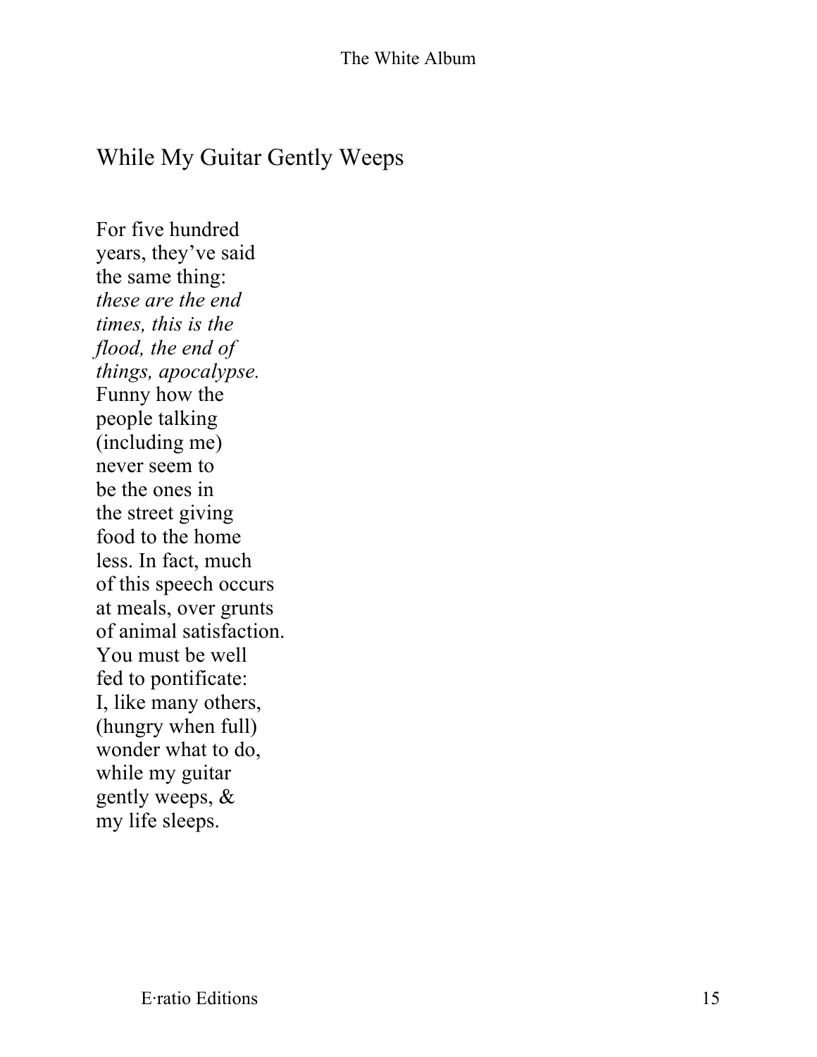## While My Guitar Gently Weeps

For five hundred  
years, they've said  
the same thing:  
*these are the end*  
*times, this is the*  
*flood, the end of*  
*things, apocalypse.*  
Funny how the  
people talking  
(including me)  
never seem to  
be the ones in  
the street giving  
food to the home  
less. In fact, much  
of this speech occurs  
at meals, over grunts  
of animal satisfaction.  
You must be well  
fed to pontificate:  
I, like many others,  
(hungry when full)  
wonder what to do,  
while my guitar  
gently weeps, &  
my life sleeps.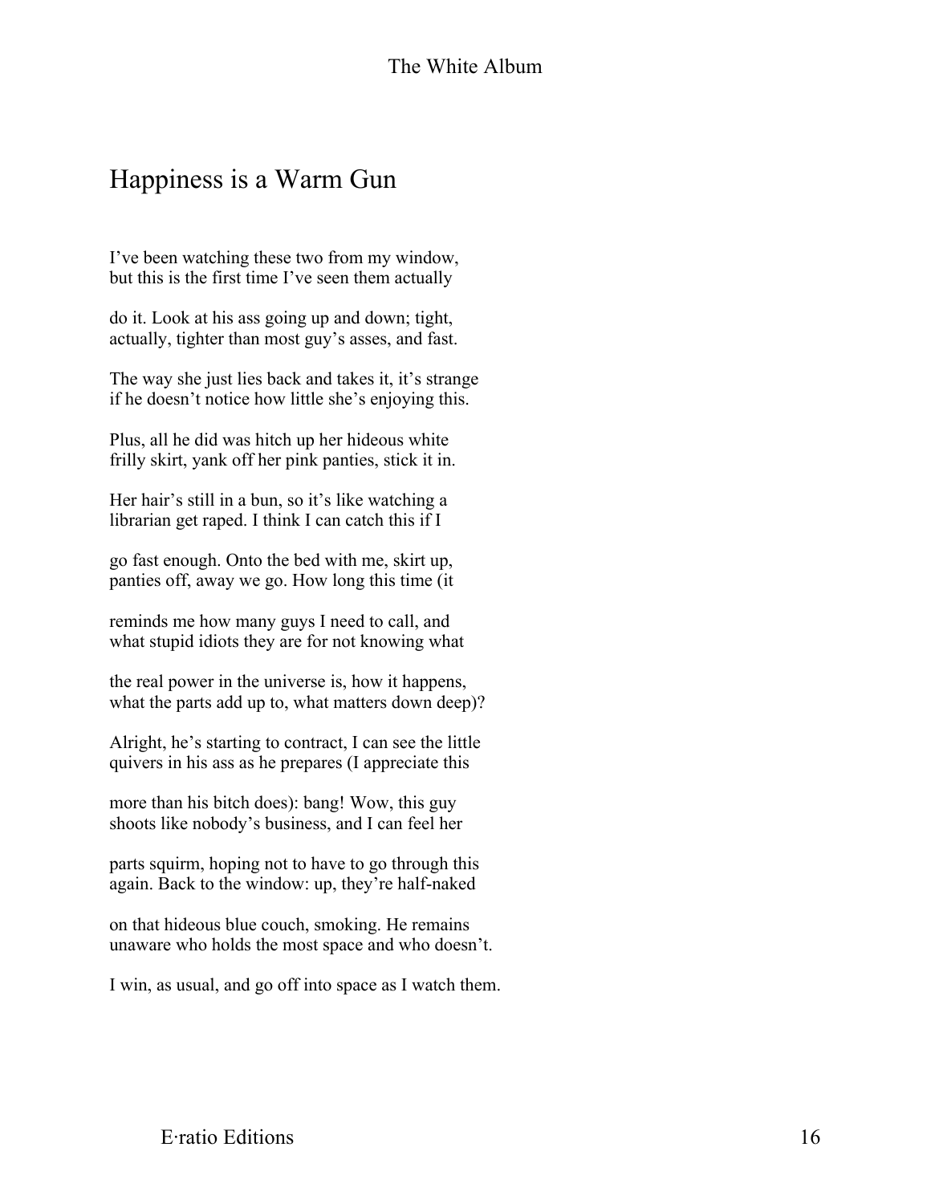# Happiness is a Warm Gun

I've been watching these two from my window,
but this is the first time I've seen them actually

do it. Look at his ass going up and down; tight,
actually, tighter than most guy's asses, and fast.

The way she just lies back and takes it, it's strange
if he doesn't notice how little she's enjoying this.

Plus, all he did was hitch up her hideous white
frilly skirt, yank off her pink panties, stick it in.

Her hair's still in a bun, so it's like watching a
librarian get raped. I think I can catch this if I

go fast enough. Onto the bed with me, skirt up,
panties off, away we go. How long this time (it

reminds me how many guys I need to call, and
what stupid idiots they are for not knowing what

the real power in the universe is, how it happens,
what the parts add up to, what matters down deep)?

Alright, he's starting to contract, I can see the little
quivers in his ass as he prepares (I appreciate this

more than his bitch does): bang! Wow, this guy
shoots like nobody's business, and I can feel her

parts squirm, hoping not to have to go through this
again. Back to the window: up, they're half-naked

on that hideous blue couch, smoking. He remains
unaware who holds the most space and who doesn't.

I win, as usual, and go off into space as I watch them.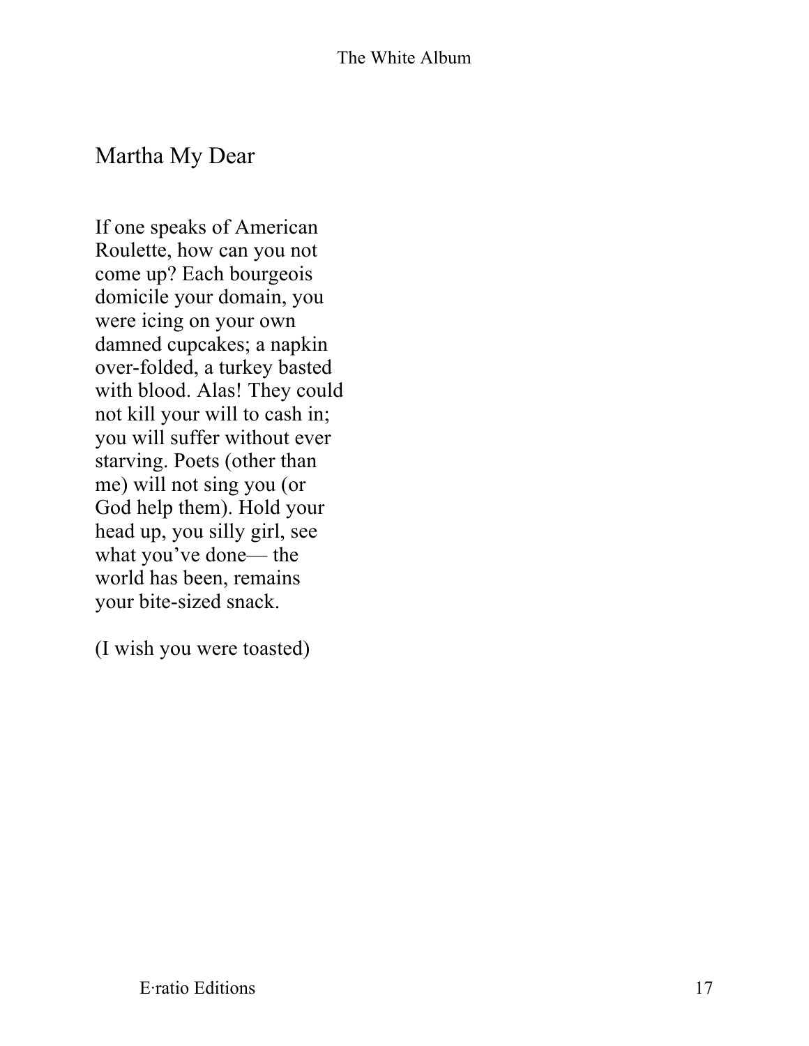## Martha My Dear

If one speaks of American
Roulette, how can you not
come up? Each bourgeois
domicile your domain, you
were icing on your own
damned cupcakes; a napkin
over-folded, a turkey basted
with blood. Alas! They could
not kill your will to cash in;
you will suffer without ever
starving. Poets (other than
me) will not sing you (or
God help them). Hold your
head up, you silly girl, see
what you've done— the
world has been, remains
your bite-sized snack.

(I wish you were toasted)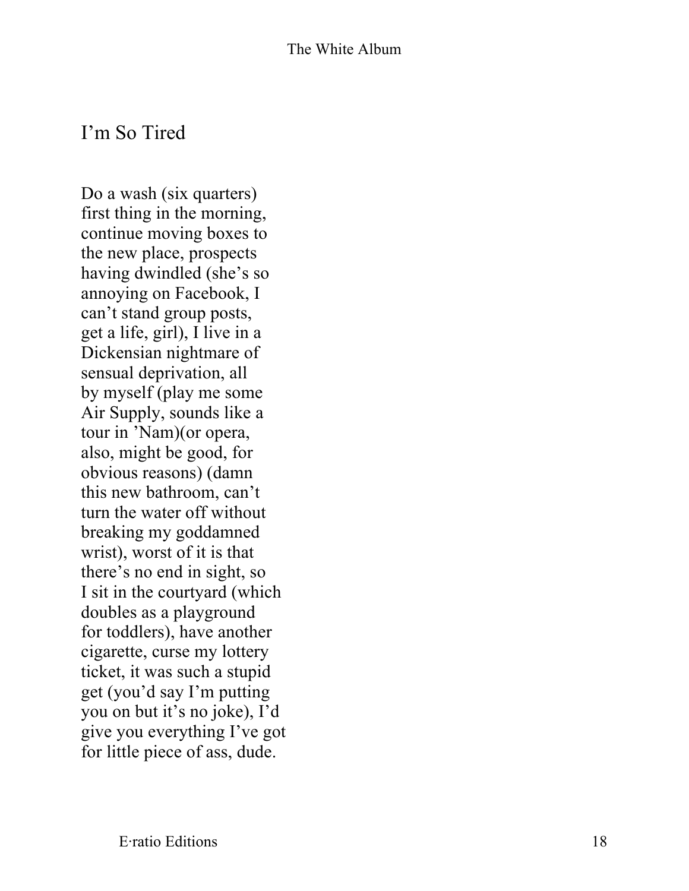## I'm So Tired

Do a wash (six quarters)
first thing in the morning,
continue moving boxes to
the new place, prospects
having dwindled (she's so
annoying on Facebook, I
can't stand group posts,
get a life, girl), I live in a
Dickensian nightmare of
sensual deprivation, all
by myself (play me some
Air Supply, sounds like a
tour in 'Nam)(or opera,
also, might be good, for
obvious reasons) (damn
this new bathroom, can't
turn the water off without
breaking my goddamned
wrist), worst of it is that
there's no end in sight, so
I sit in the courtyard (which
doubles as a playground
for toddlers), have another
cigarette, curse my lottery
ticket, it was such a stupid
get (you'd say I'm putting
you on but it's no joke), I'd
give you everything I've got
for little piece of ass, dude.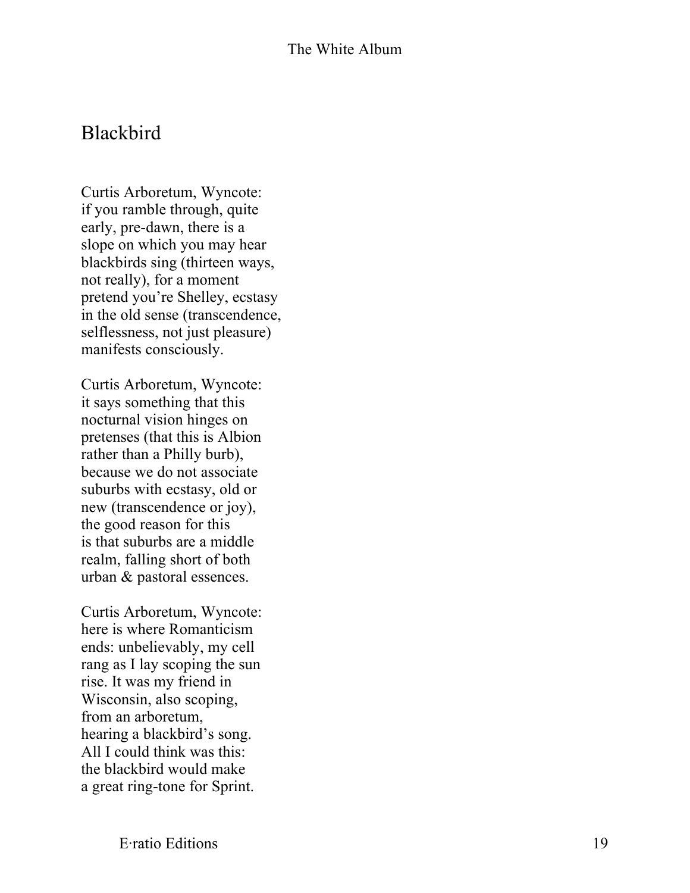## Blackbird

Curtis Arboretum, Wyncote:  
if you ramble through, quite  
early, pre-dawn, there is a  
slope on which you may hear  
blackbirds sing (thirteen ways,  
not really), for a moment  
pretend you're Shelley, ecstasy  
in the old sense (transcendence,  
selflessness, not just pleasure)  
manifests consciously.

Curtis Arboretum, Wyncote:  
it says something that this  
nocturnal vision hinges on  
pretenses (that this is Albion  
rather than a Philly burb),  
because we do not associate  
suburbs with ecstasy, old or  
new (transcendence or joy),  
the good reason for this  
is that suburbs are a middle  
realm, falling short of both  
urban & pastoral essences.

Curtis Arboretum, Wyncote:  
here is where Romanticism  
ends: unbelievably, my cell  
rang as I lay scoping the sun  
rise. It was my friend in  
Wisconsin, also scoping,  
from an arboretum,  
hearing a blackbird's song.  
All I could think was this:  
the blackbird would make  
a great ring-tone for Sprint.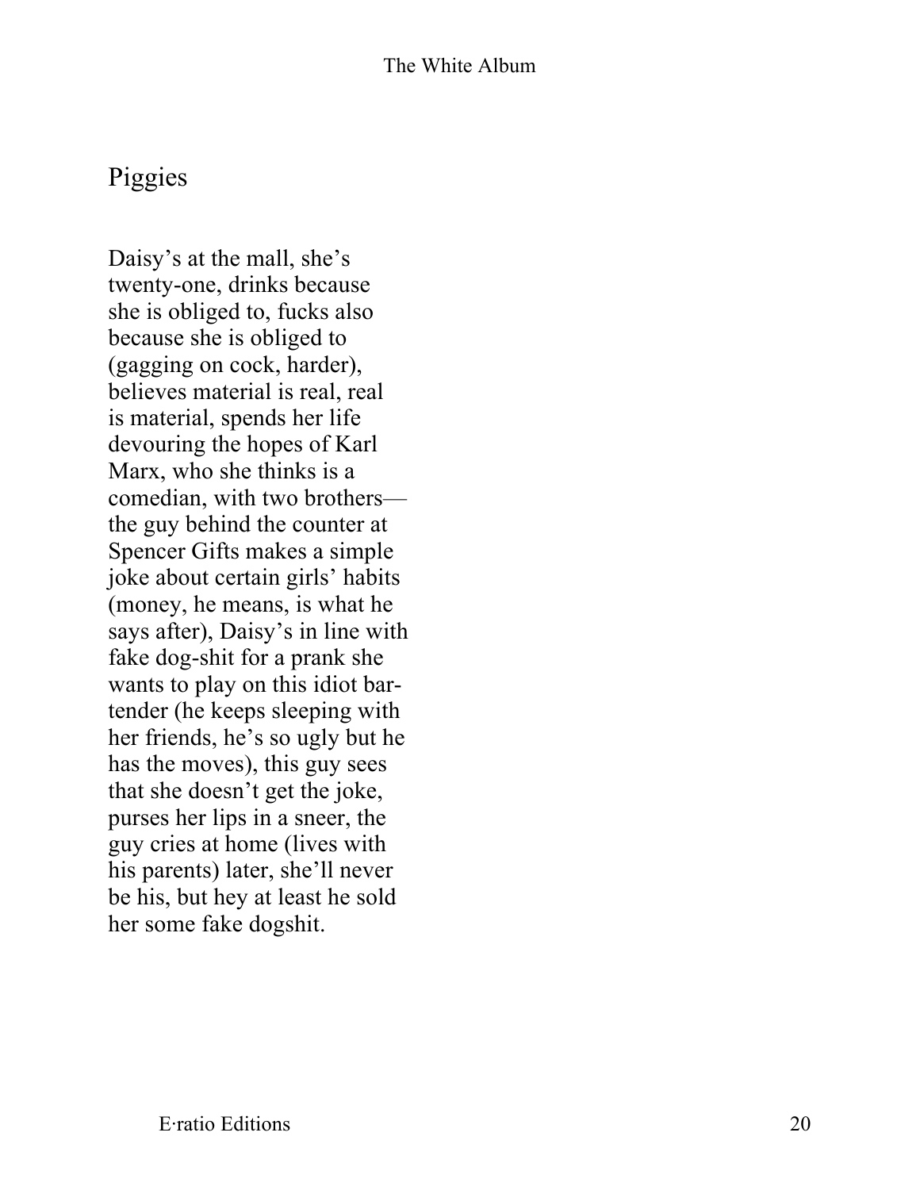## Piggies

Daisy’s at the mall, she’s
twenty-one, drinks because
she is obliged to, fucks also
because she is obliged to
(gagging on cock, harder),
believes material is real, real
is material, spends her life
devouring the hopes of Karl
Marx, who she thinks is a
comedian, with two brothers—
the guy behind the counter at
Spencer Gifts makes a simple
joke about certain girls’ habits
(money, he means, is what he
says after), Daisy’s in line with
fake dog-shit for a prank she
wants to play on this idiot bar-
tender (he keeps sleeping with
her friends, he’s so ugly but he
has the moves), this guy sees
that she doesn’t get the joke,
purses her lips in a sneer, the
guy cries at home (lives with
his parents) later, she’ll never
be his, but hey at least he sold
her some fake dogshit.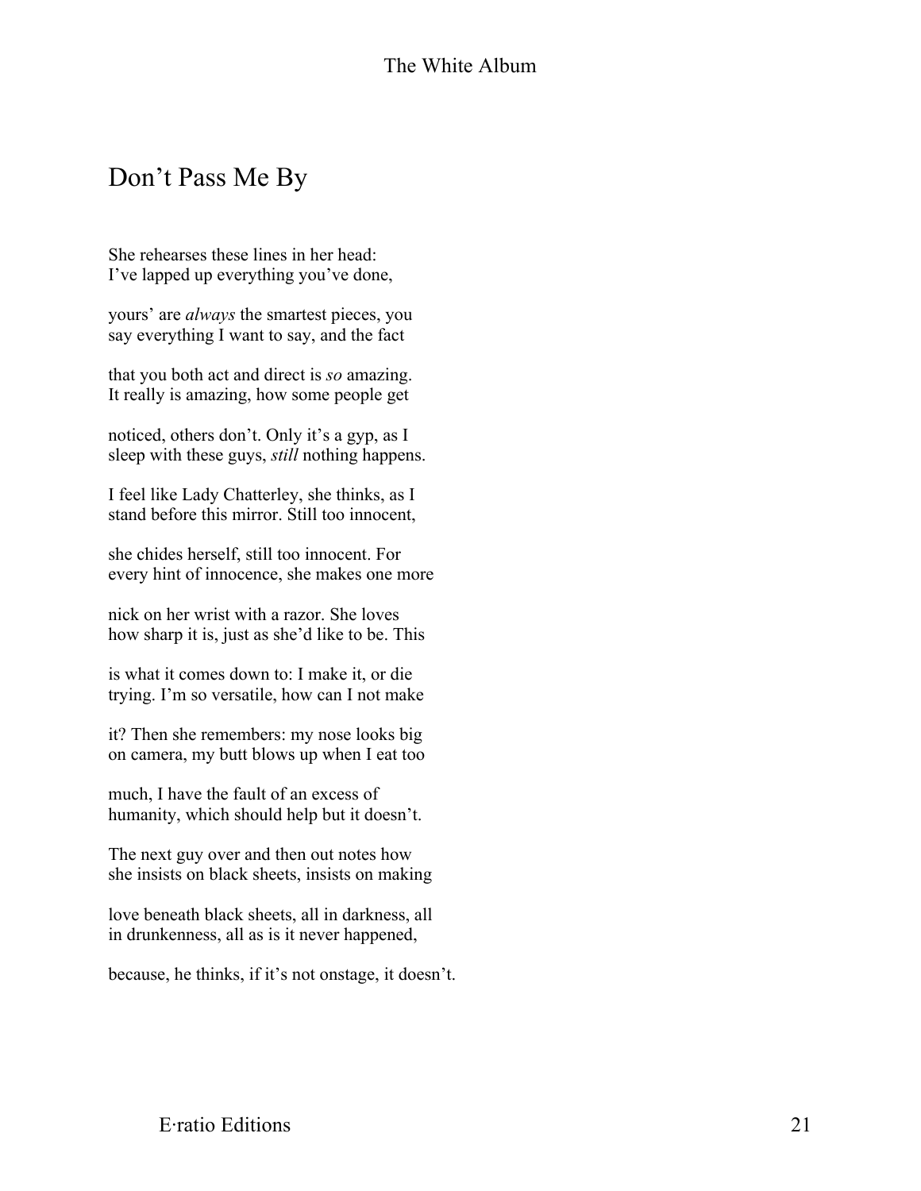# Don't Pass Me By

She rehearses these lines in her head:
I've lapped up everything you've done,

yours' are *always* the smartest pieces, you
say everything I want to say, and the fact

that you both act and direct is *so* amazing.
It really is amazing, how some people get

noticed, others don't. Only it's a gyp, as I
sleep with these guys, *still* nothing happens.

I feel like Lady Chatterley, she thinks, as I
stand before this mirror. Still too innocent,

she chides herself, still too innocent. For
every hint of innocence, she makes one more

nick on her wrist with a razor. She loves
how sharp it is, just as she'd like to be. This

is what it comes down to: I make it, or die
trying. I'm so versatile, how can I not make

it? Then she remembers: my nose looks big
on camera, my butt blows up when I eat too

much, I have the fault of an excess of
humanity, which should help but it doesn't.

The next guy over and then out notes how
she insists on black sheets, insists on making

love beneath black sheets, all in darkness, all
in drunkenness, all as is it never happened,

because, he thinks, if it's not onstage, it doesn't.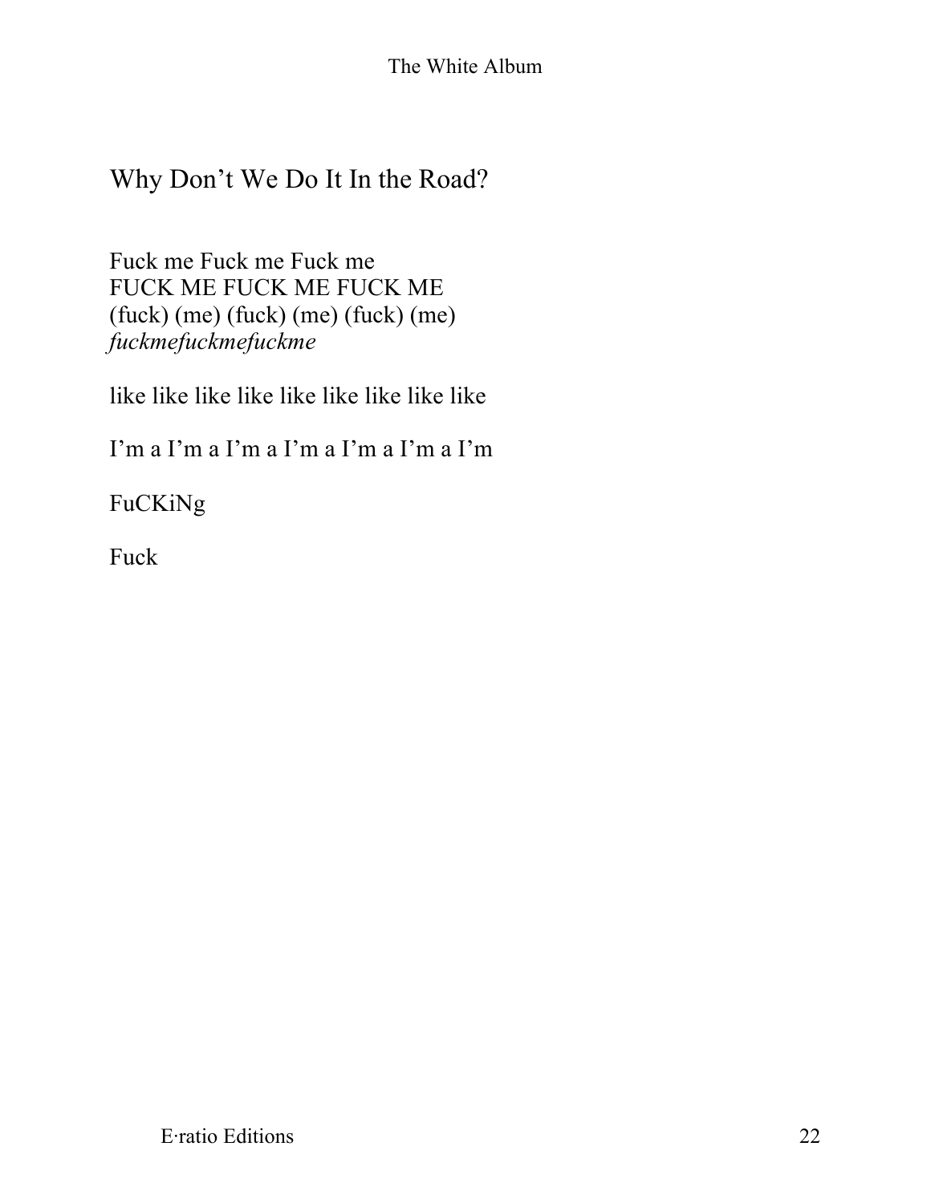## Why Don't We Do It In the Road?

Fuck me Fuck me Fuck me  
FUCK ME FUCK ME FUCK ME  
(fuck) (me) (fuck) (me) (fuck) (me)  
*fuckmefuckmefuckme*

like like like like like like like like like

I'm a I'm a I'm a I'm a I'm a I'm a I'm

FuCKiNg

Fuck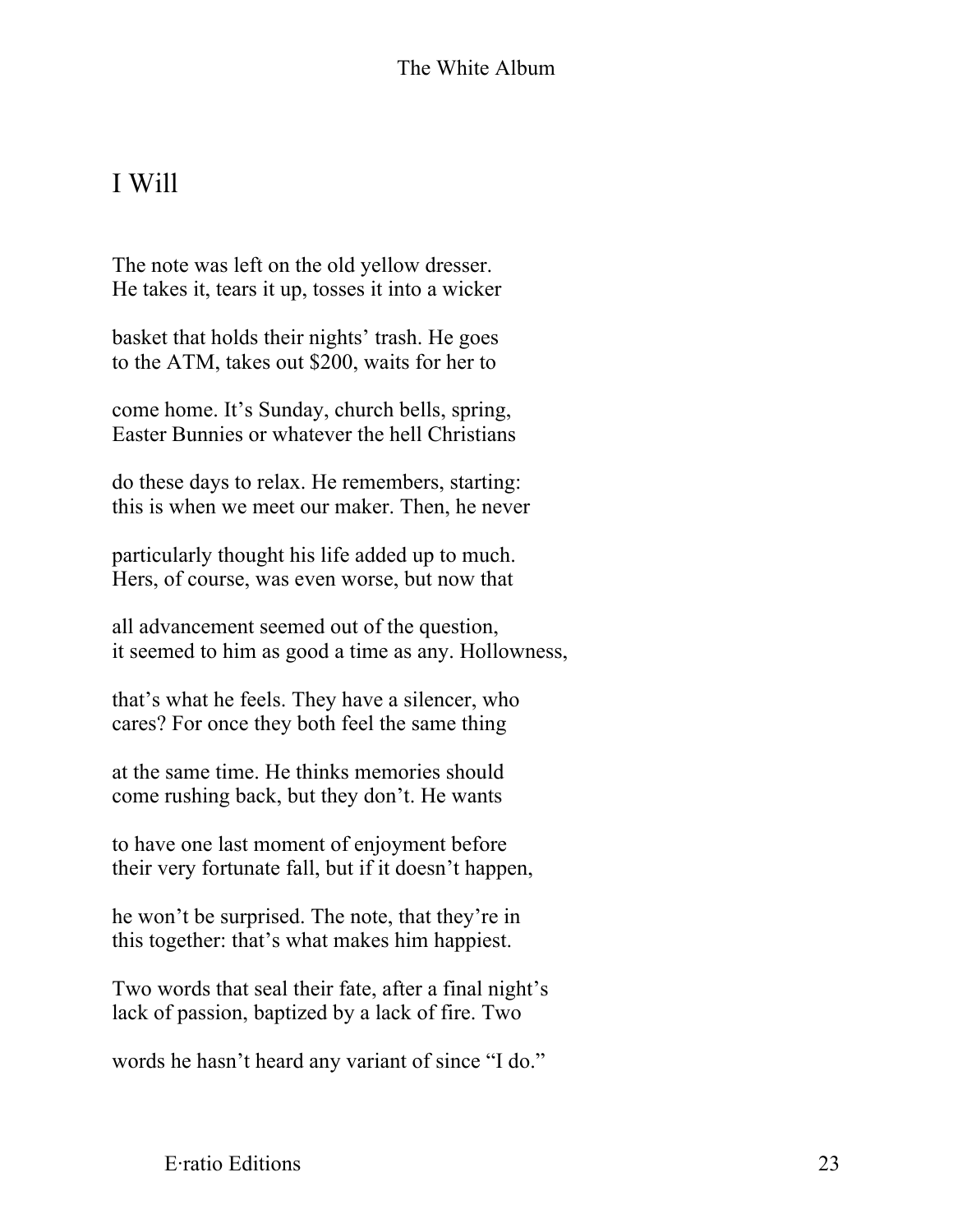# I Will

The note was left on the old yellow dresser.  
He takes it, tears it up, tosses it into a wicker

basket that holds their nights' trash. He goes  
to the ATM, takes out $200, waits for her to

come home. It's Sunday, church bells, spring,  
Easter Bunnies or whatever the hell Christians

do these days to relax. He remembers, starting:  
this is when we meet our maker. Then, he never

particularly thought his life added up to much.  
Hers, of course, was even worse, but now that

all advancement seemed out of the question,  
it seemed to him as good a time as any. Hollowness,

that's what he feels. They have a silencer, who  
cares? For once they both feel the same thing

at the same time. He thinks memories should  
come rushing back, but they don't. He wants

to have one last moment of enjoyment before  
their very fortunate fall, but if it doesn't happen,

he won't be surprised. The note, that they're in  
this together: that's what makes him happiest.

Two words that seal their fate, after a final night's  
lack of passion, baptized by a lack of fire. Two

words he hasn't heard any variant of since "I do."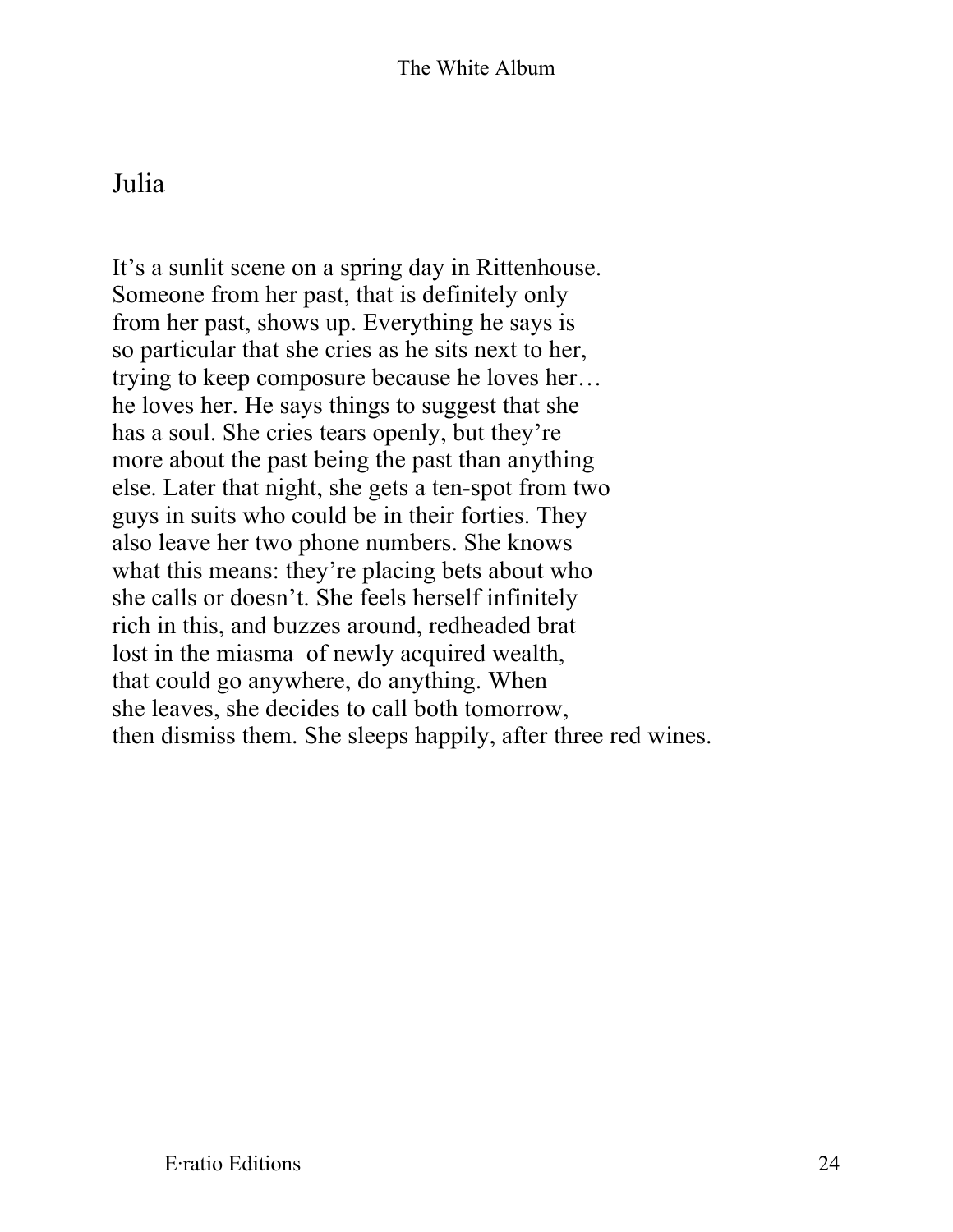## Julia

It's a sunlit scene on a spring day in Rittenhouse.
Someone from her past, that is definitely only
from her past, shows up. Everything he says is
so particular that she cries as he sits next to her,
trying to keep composure because he loves her…
he loves her. He says things to suggest that she
has a soul. She cries tears openly, but they're
more about the past being the past than anything
else. Later that night, she gets a ten-spot from two
guys in suits who could be in their forties. They
also leave her two phone numbers. She knows
what this means: they're placing bets about who
she calls or doesn't. She feels herself infinitely
rich in this, and buzzes around, redheaded brat
lost in the miasma  of newly acquired wealth,
that could go anywhere, do anything. When
she leaves, she decides to call both tomorrow,
then dismiss them. She sleeps happily, after three red wines.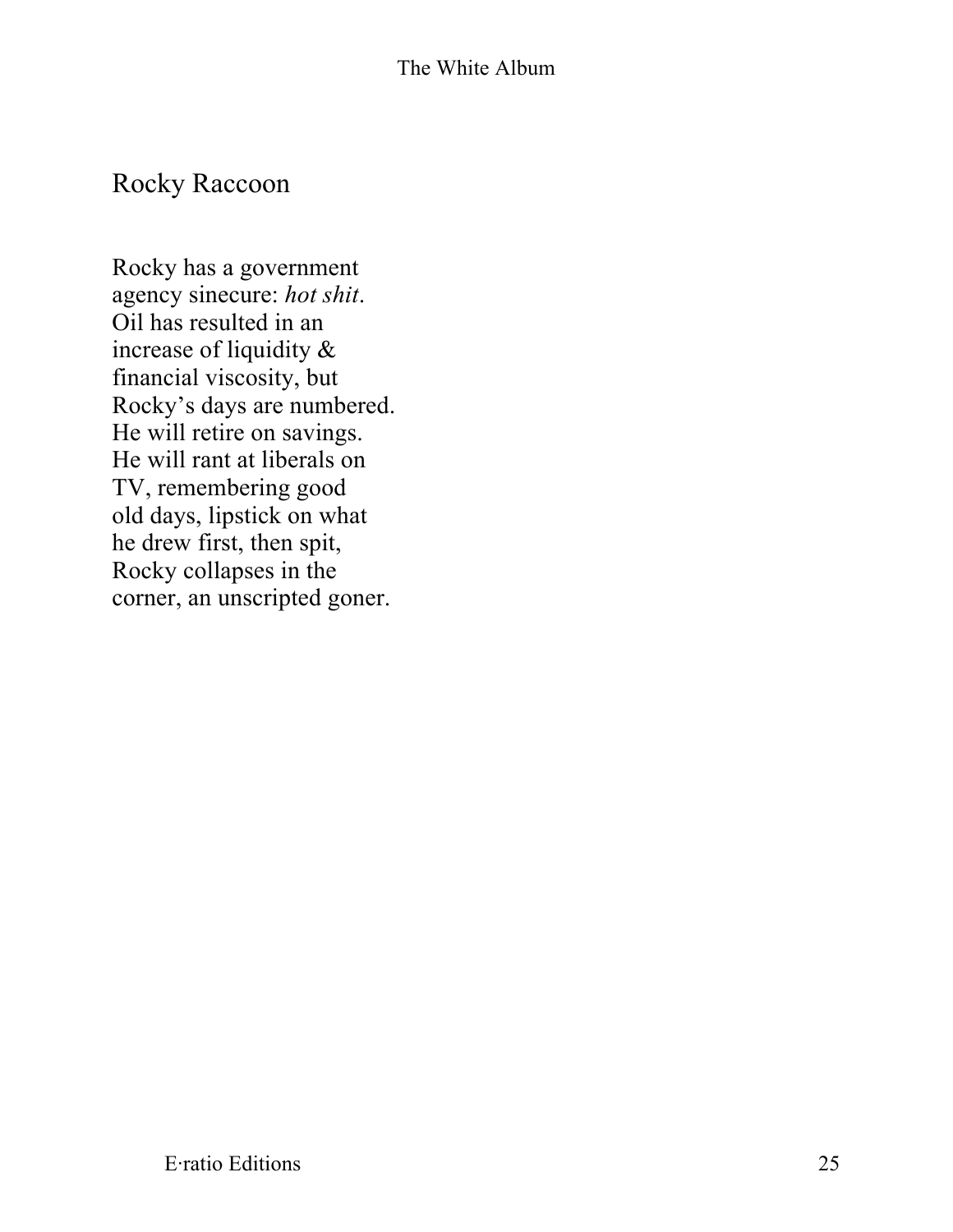## Rocky Raccoon

Rocky has a government
agency sinecure: *hot shit*.
Oil has resulted in an
increase of liquidity &
financial viscosity, but
Rocky's days are numbered.
He will retire on savings.
He will rant at liberals on
TV, remembering good
old days, lipstick on what
he drew first, then spit,
Rocky collapses in the
corner, an unscripted goner.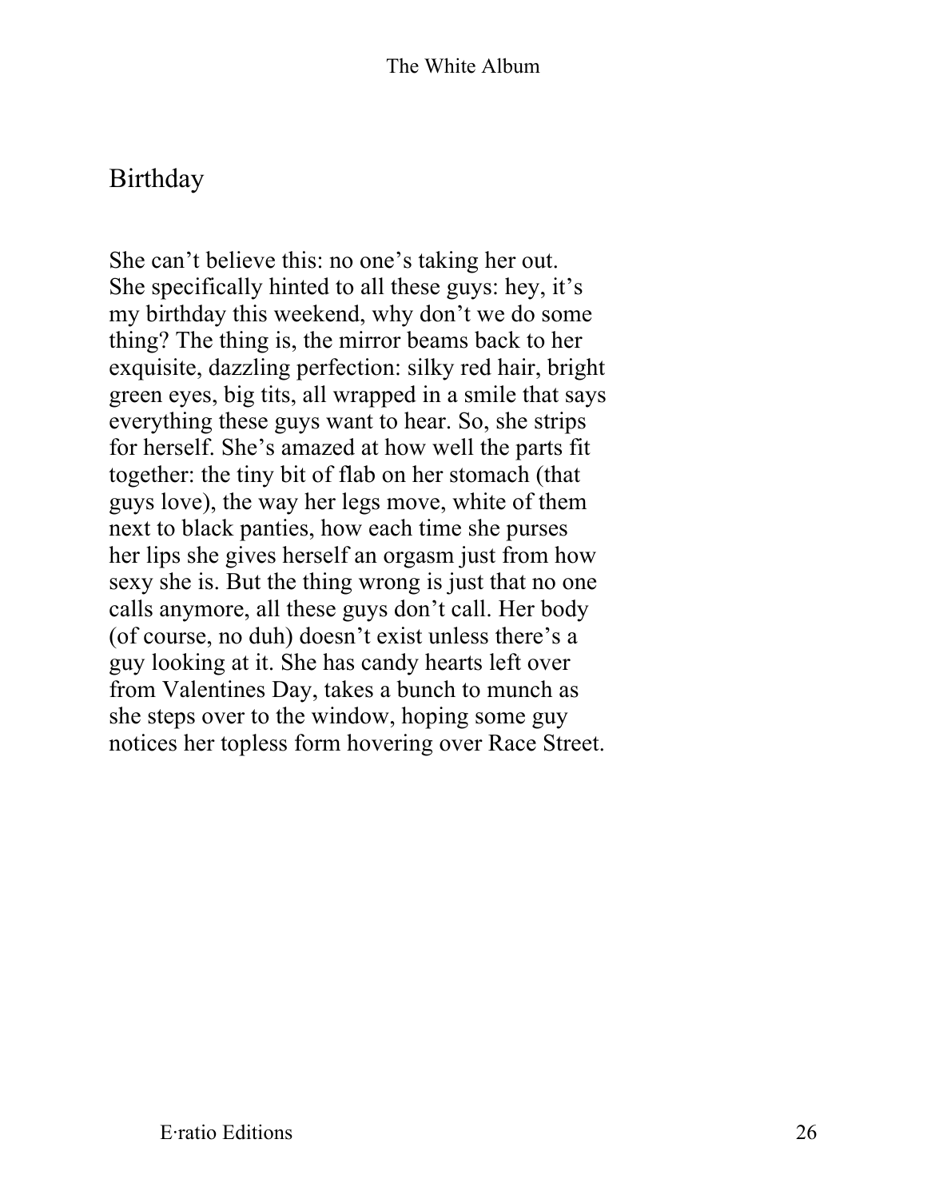## Birthday

She can't believe this: no one's taking her out. She specifically hinted to all these guys: hey, it's my birthday this weekend, why don't we do some thing? The thing is, the mirror beams back to her exquisite, dazzling perfection: silky red hair, bright green eyes, big tits, all wrapped in a smile that says everything these guys want to hear. So, she strips for herself. She's amazed at how well the parts fit together: the tiny bit of flab on her stomach (that guys love), the way her legs move, white of them next to black panties, how each time she purses her lips she gives herself an orgasm just from how sexy she is. But the thing wrong is just that no one calls anymore, all these guys don't call. Her body (of course, no duh) doesn't exist unless there's a guy looking at it. She has candy hearts left over from Valentines Day, takes a bunch to munch as she steps over to the window, hoping some guy notices her topless form hovering over Race Street.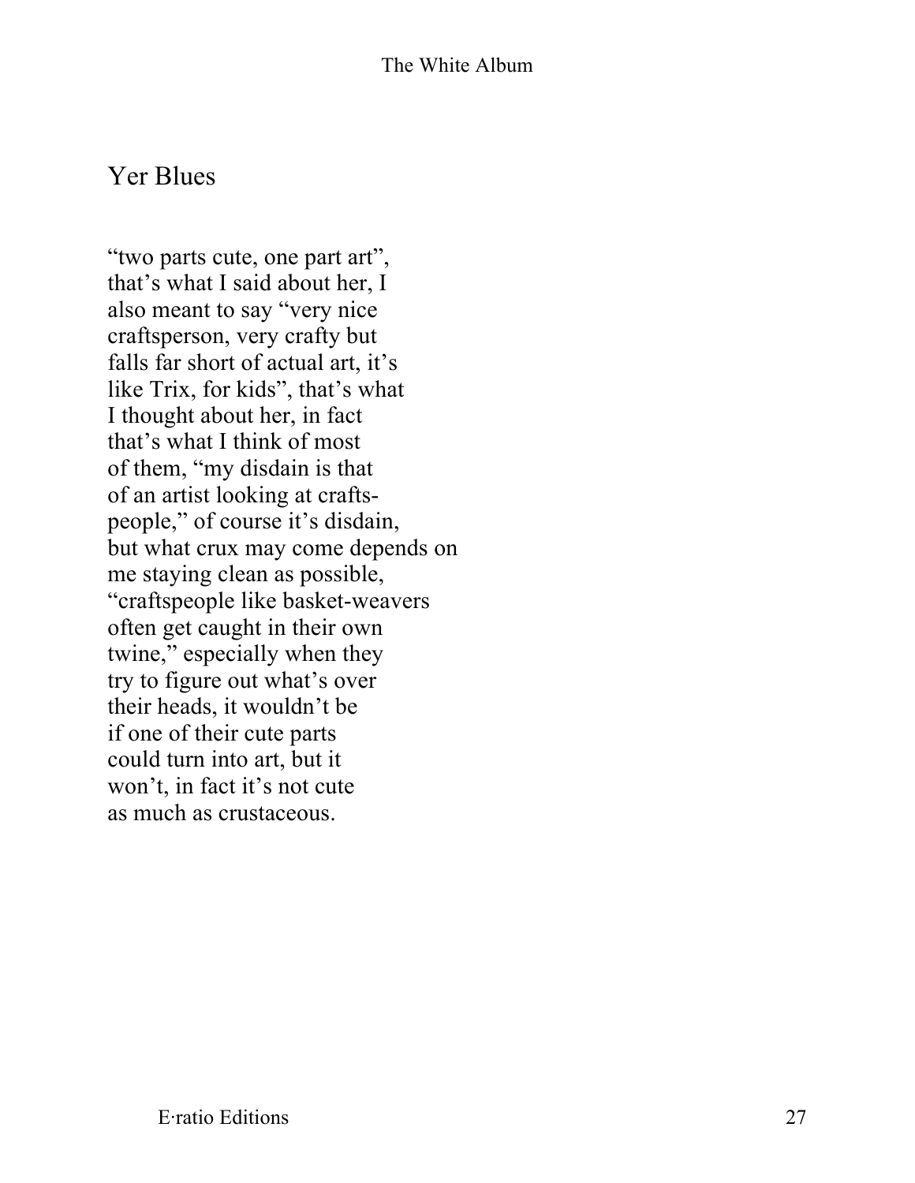## Yer Blues

“two parts cute, one part art”,  
that’s what I said about her, I  
also meant to say “very nice  
craftsperson, very crafty but  
falls far short of actual art, it’s  
like Trix, for kids”, that’s what  
I thought about her, in fact  
that’s what I think of most  
of them, “my disdain is that  
of an artist looking at crafts-  
people,” of course it’s disdain,  
but what crux may come depends on  
me staying clean as possible,  
“craftspeople like basket-weavers  
often get caught in their own  
twine,” especially when they  
try to figure out what’s over  
their heads, it wouldn’t be  
if one of their cute parts  
could turn into art, but it  
won’t, in fact it’s not cute  
as much as crustaceous.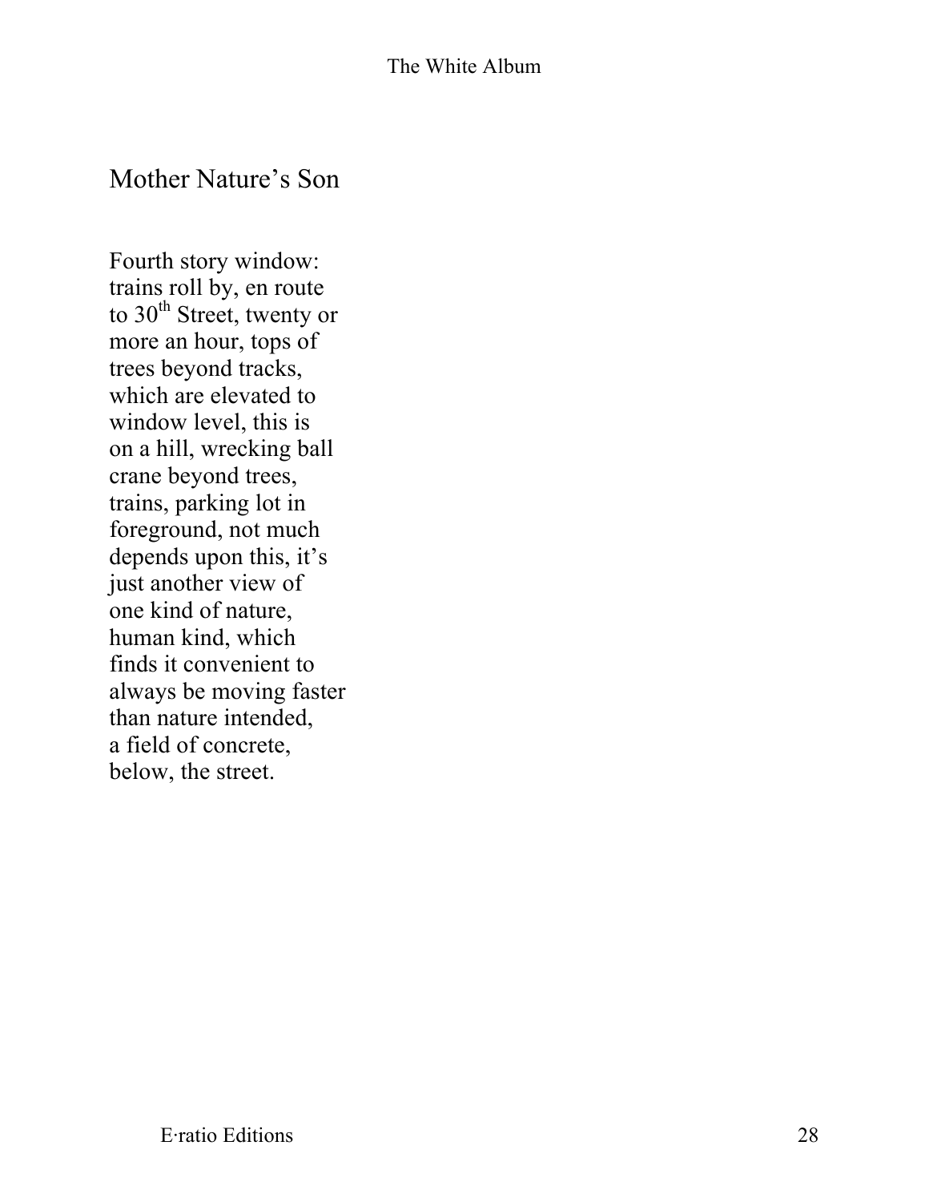## Mother Nature's Son

Fourth story window:  
trains roll by, en route  
to 30th Street, twenty or  
more an hour, tops of  
trees beyond tracks,  
which are elevated to  
window level, this is  
on a hill, wrecking ball  
crane beyond trees,  
trains, parking lot in  
foreground, not much  
depends upon this, it's  
just another view of  
one kind of nature,  
human kind, which  
finds it convenient to  
always be moving faster  
than nature intended,  
a field of concrete,  
below, the street.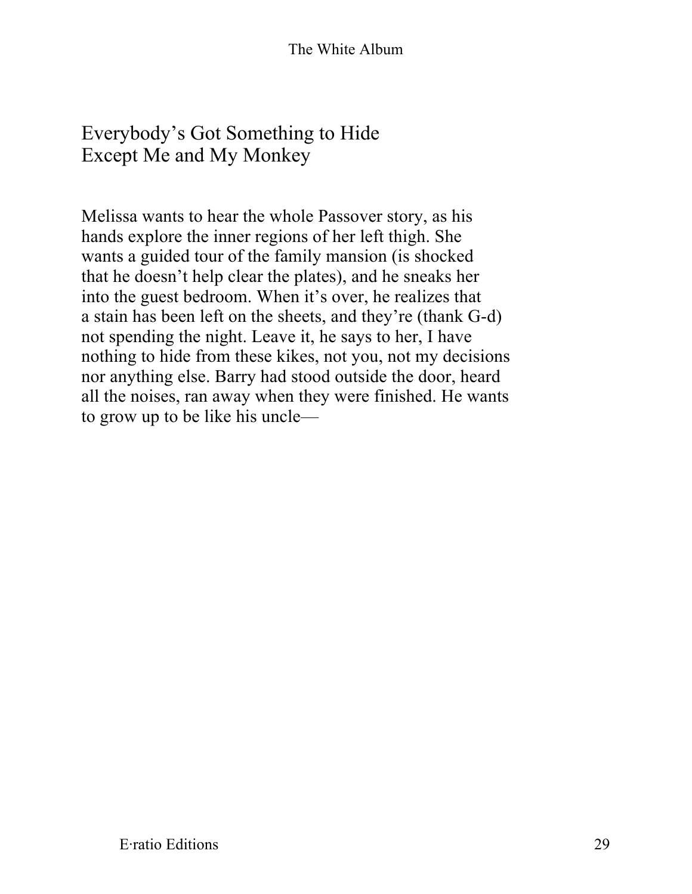# Everybody's Got Something to Hide Except Me and My Monkey

Melissa wants to hear the whole Passover story, as his hands explore the inner regions of her left thigh. She wants a guided tour of the family mansion (is shocked that he doesn't help clear the plates), and he sneaks her into the guest bedroom. When it's over, he realizes that a stain has been left on the sheets, and they're (thank G-d) not spending the night. Leave it, he says to her, I have nothing to hide from these kikes, not you, not my decisions nor anything else. Barry had stood outside the door, heard all the noises, ran away when they were finished. He wants to grow up to be like his uncle—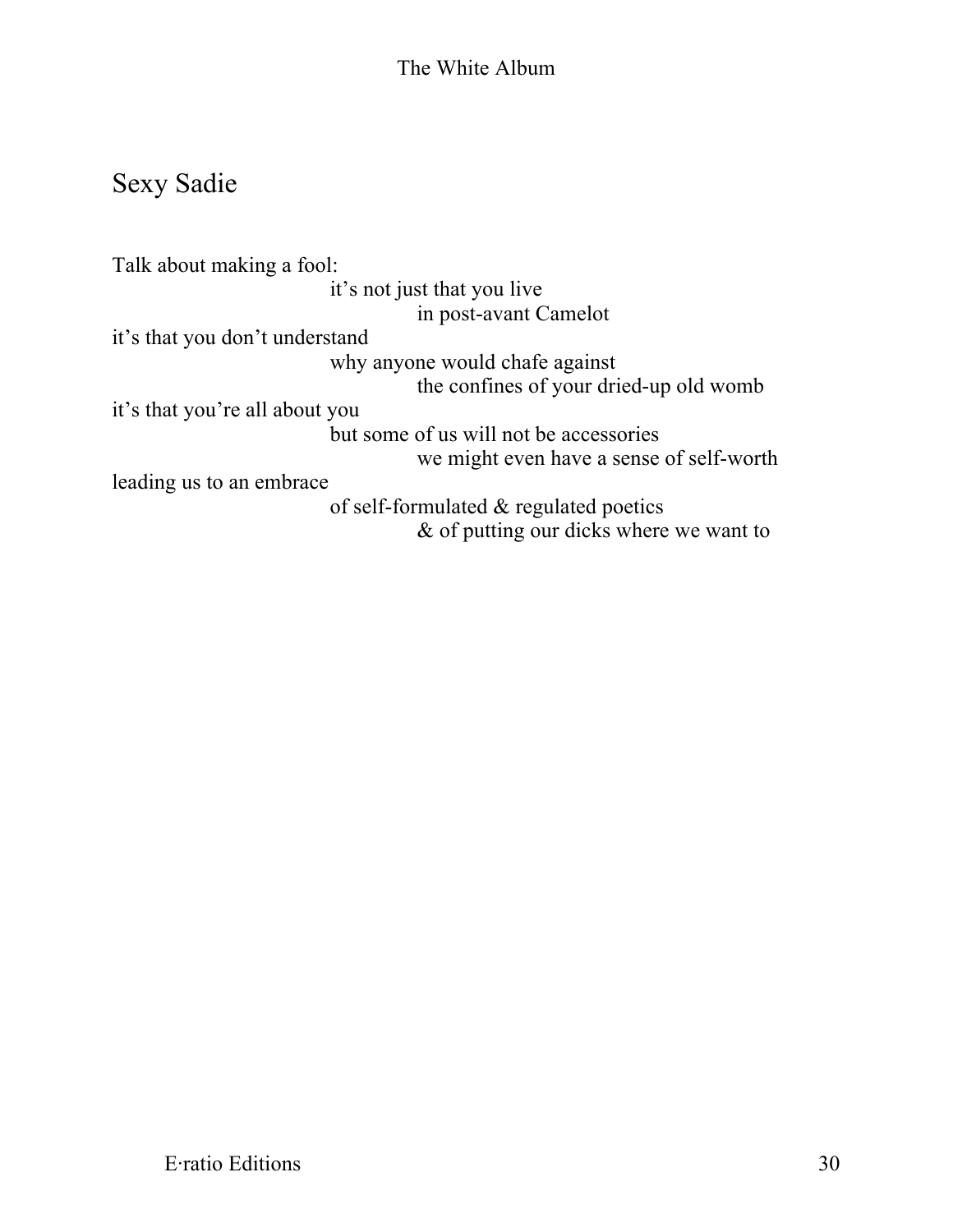## Sexy Sadie

Talk about making a fool:
                                it's not just that you live
                                        in post-avant Camelot
it's that you don't understand
                                why anyone would chafe against
                                        the confines of your dried-up old womb
it's that you're all about you
                                but some of us will not be accessories
                                        we might even have a sense of self-worth
leading us to an embrace
                                of self-formulated & regulated poetics
                                        & of putting our dicks where we want to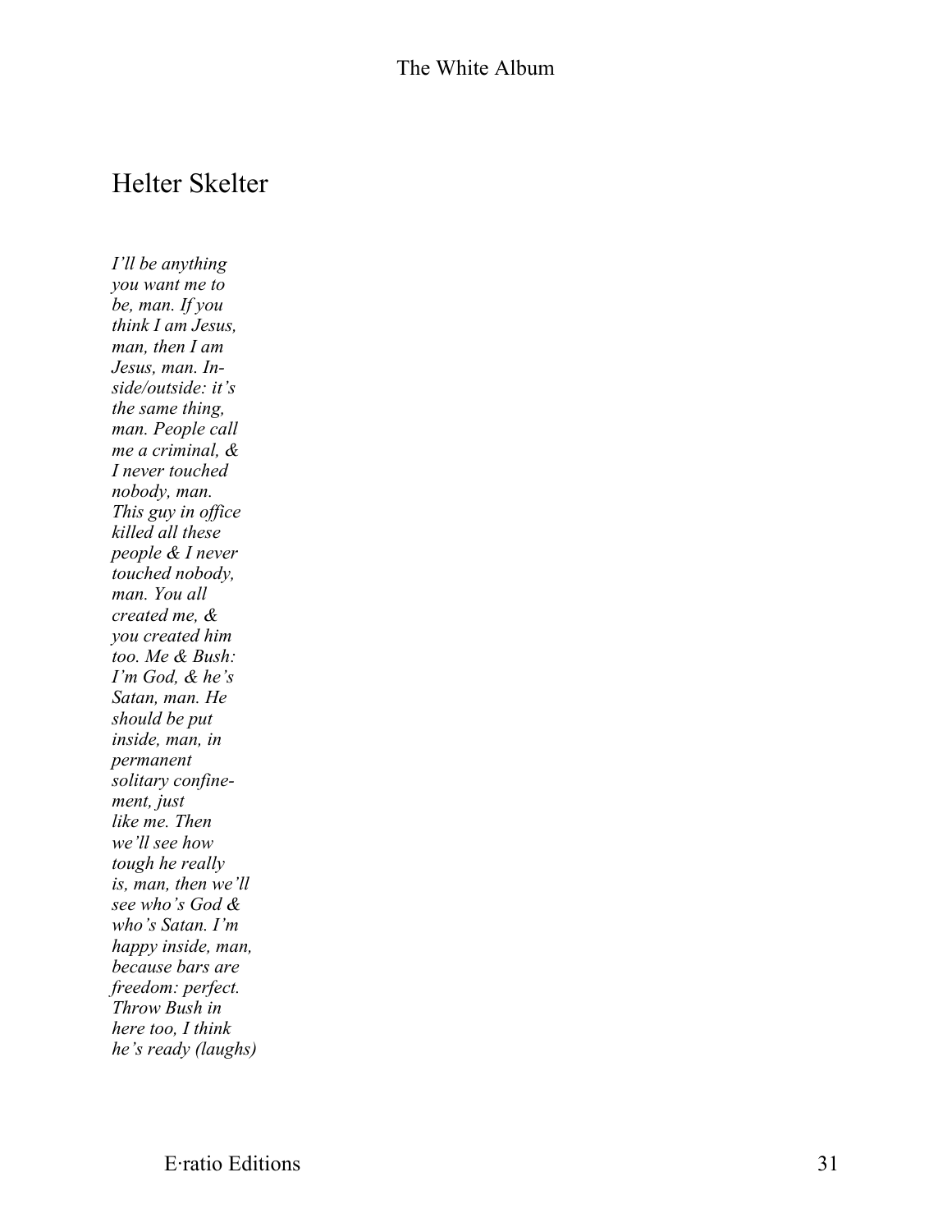## Helter Skelter

*I'll be anything
you want me to
be, man. If you
think I am Jesus,
man, then I am
Jesus, man. In-
side/outside: it's
the same thing,
man. People call
me a criminal, &
I never touched
nobody, man.
This guy in office
killed all these
people & I never
touched nobody,
man. You all
created me, &
you created him
too. Me & Bush:
I'm God, & he's
Satan, man. He
should be put
inside, man, in
permanent
solitary confine-
ment, just
like me. Then
we'll see how
tough he really
is, man, then we'll
see who's God &
who's Satan. I'm
happy inside, man,
because bars are
freedom: perfect.
Throw Bush in
here too, I think
he's ready (laughs)*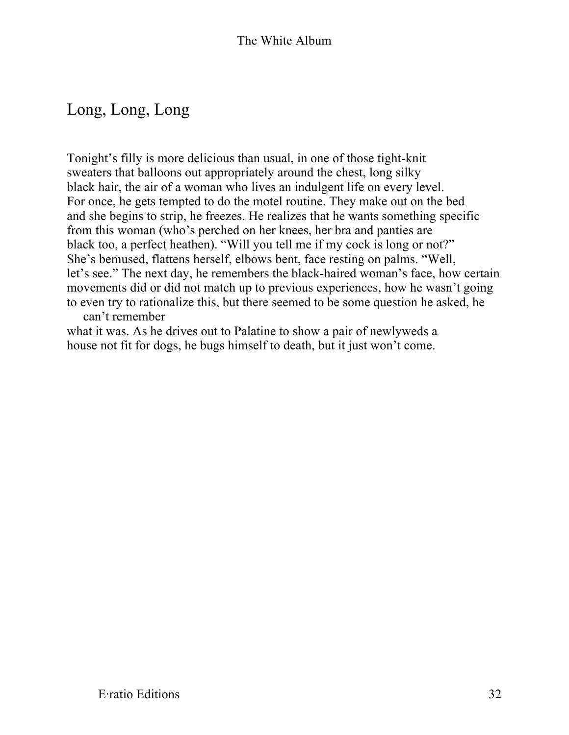## Long, Long, Long

Tonight's filly is more delicious than usual, in one of those tight-knit
sweaters that balloons out appropriately around the chest, long silky
black hair, the air of a woman who lives an indulgent life on every level.
For once, he gets tempted to do the motel routine. They make out on the bed
and she begins to strip, he freezes. He realizes that he wants something specific
from this woman (who's perched on her knees, her bra and panties are
black too, a perfect heathen). "Will you tell me if my cock is long or not?"
She's bemused, flattens herself, elbows bent, face resting on palms. "Well,
let's see." The next day, he remembers the black-haired woman's face, how certain
movements did or did not match up to previous experiences, how he wasn't going
to even try to rationalize this, but there seemed to be some question he asked, he
can't remember
what it was. As he drives out to Palatine to show a pair of newlyweds a
house not fit for dogs, he bugs himself to death, but it just won't come.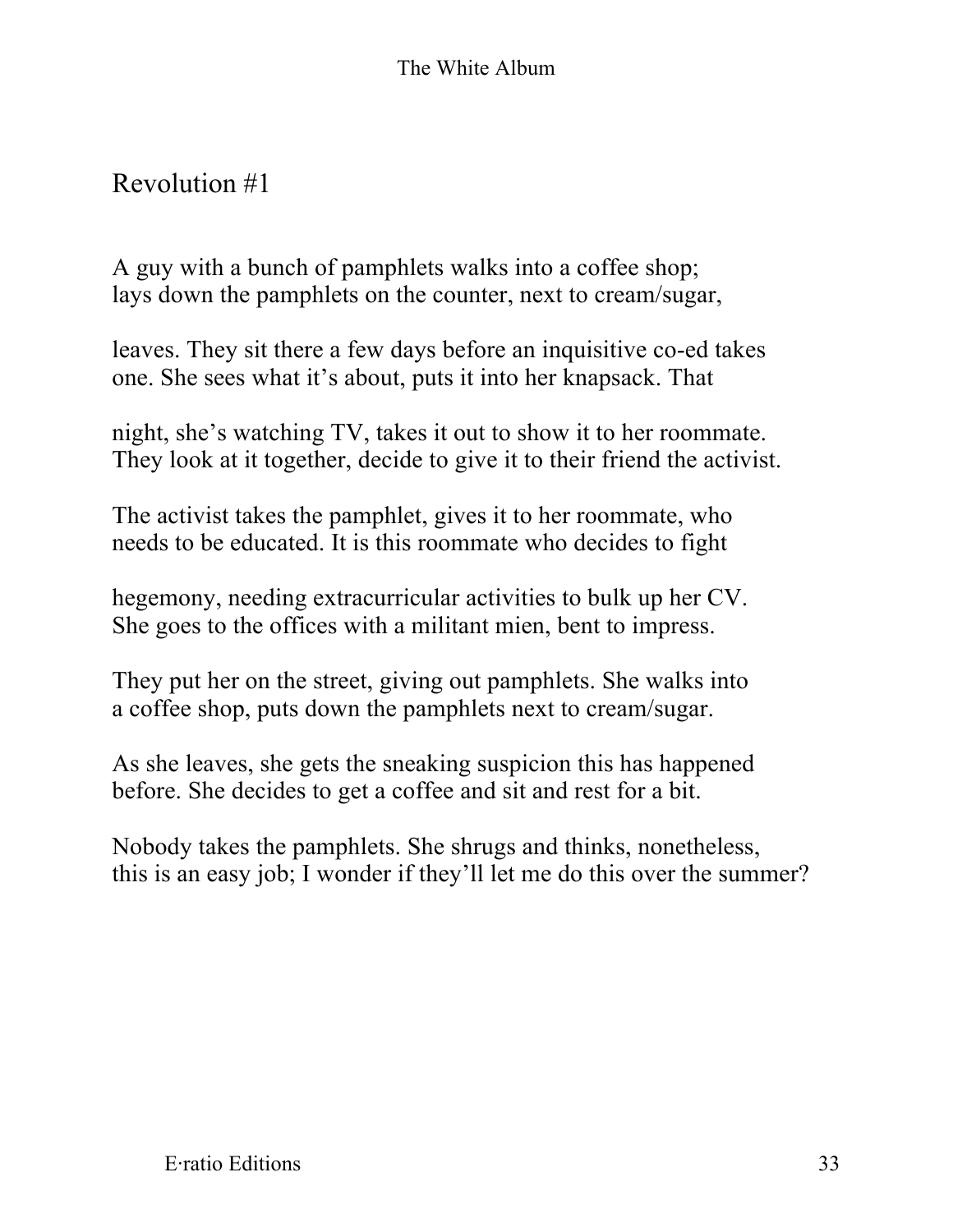## Revolution #1

A guy with a bunch of pamphlets walks into a coffee shop;
lays down the pamphlets on the counter, next to cream/sugar,

leaves. They sit there a few days before an inquisitive co-ed takes
one. She sees what it's about, puts it into her knapsack. That

night, she's watching TV, takes it out to show it to her roommate.
They look at it together, decide to give it to their friend the activist.

The activist takes the pamphlet, gives it to her roommate, who
needs to be educated. It is this roommate who decides to fight

hegemony, needing extracurricular activities to bulk up her CV.
She goes to the offices with a militant mien, bent to impress.

They put her on the street, giving out pamphlets. She walks into
a coffee shop, puts down the pamphlets next to cream/sugar.

As she leaves, she gets the sneaking suspicion this has happened
before. She decides to get a coffee and sit and rest for a bit.

Nobody takes the pamphlets. She shrugs and thinks, nonetheless,
this is an easy job; I wonder if they'll let me do this over the summer?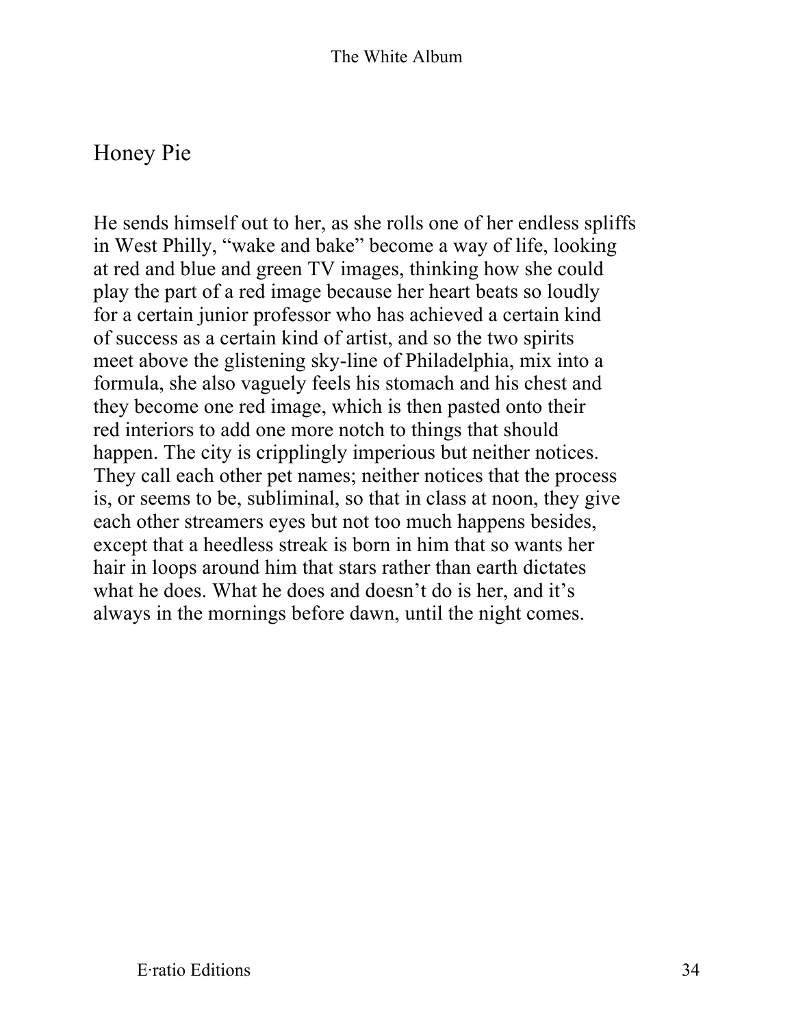## Honey Pie

He sends himself out to her, as she rolls one of her endless spliffs in West Philly, "wake and bake" become a way of life, looking at red and blue and green TV images, thinking how she could play the part of a red image because her heart beats so loudly for a certain junior professor who has achieved a certain kind of success as a certain kind of artist, and so the two spirits meet above the glistening sky-line of Philadelphia, mix into a formula, she also vaguely feels his stomach and his chest and they become one red image, which is then pasted onto their red interiors to add one more notch to things that should happen. The city is cripplingly imperious but neither notices. They call each other pet names; neither notices that the process is, or seems to be, subliminal, so that in class at noon, they give each other streamers eyes but not too much happens besides, except that a heedless streak is born in him that so wants her hair in loops around him that stars rather than earth dictates what he does. What he does and doesn't do is her, and it's always in the mornings before dawn, until the night comes.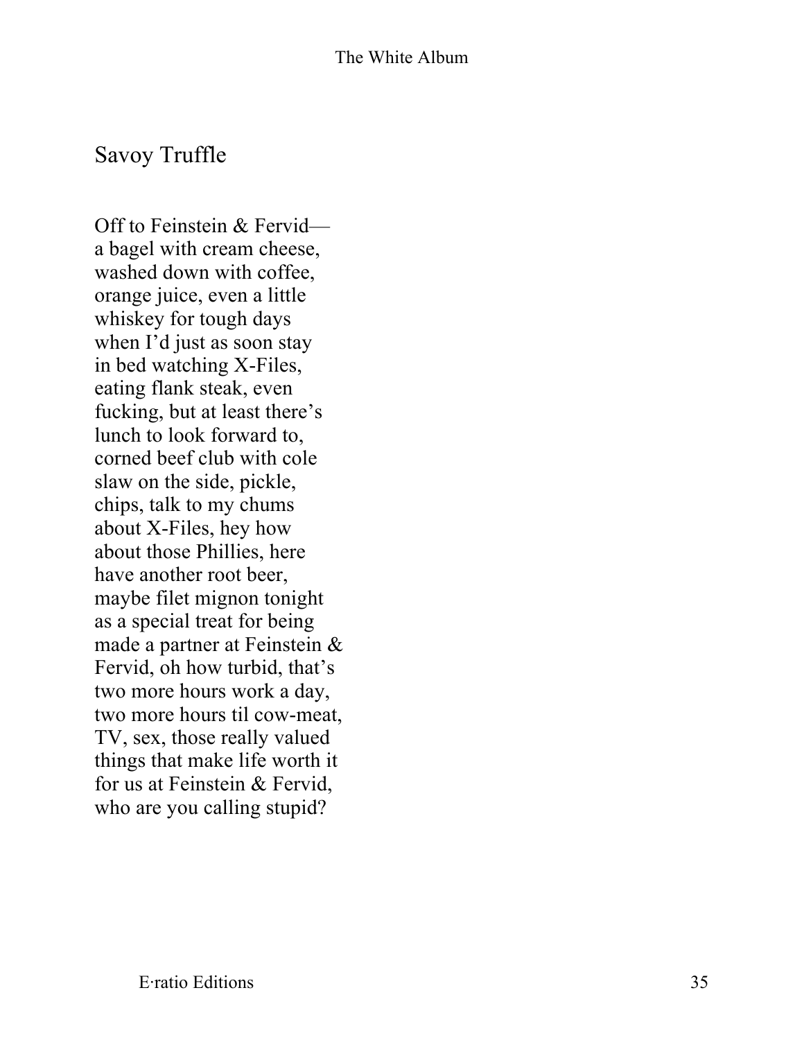## Savoy Truffle

Off to Feinstein & Fervid—  
a bagel with cream cheese,  
washed down with coffee,  
orange juice, even a little  
whiskey for tough days  
when I'd just as soon stay  
in bed watching X-Files,  
eating flank steak, even  
fucking, but at least there's  
lunch to look forward to,  
corned beef club with cole  
slaw on the side, pickle,  
chips, talk to my chums  
about X-Files, hey how  
about those Phillies, here  
have another root beer,  
maybe filet mignon tonight  
as a special treat for being  
made a partner at Feinstein &  
Fervid, oh how turbid, that's  
two more hours work a day,  
two more hours til cow-meat,  
TV, sex, those really valued  
things that make life worth it  
for us at Feinstein & Fervid,  
who are you calling stupid?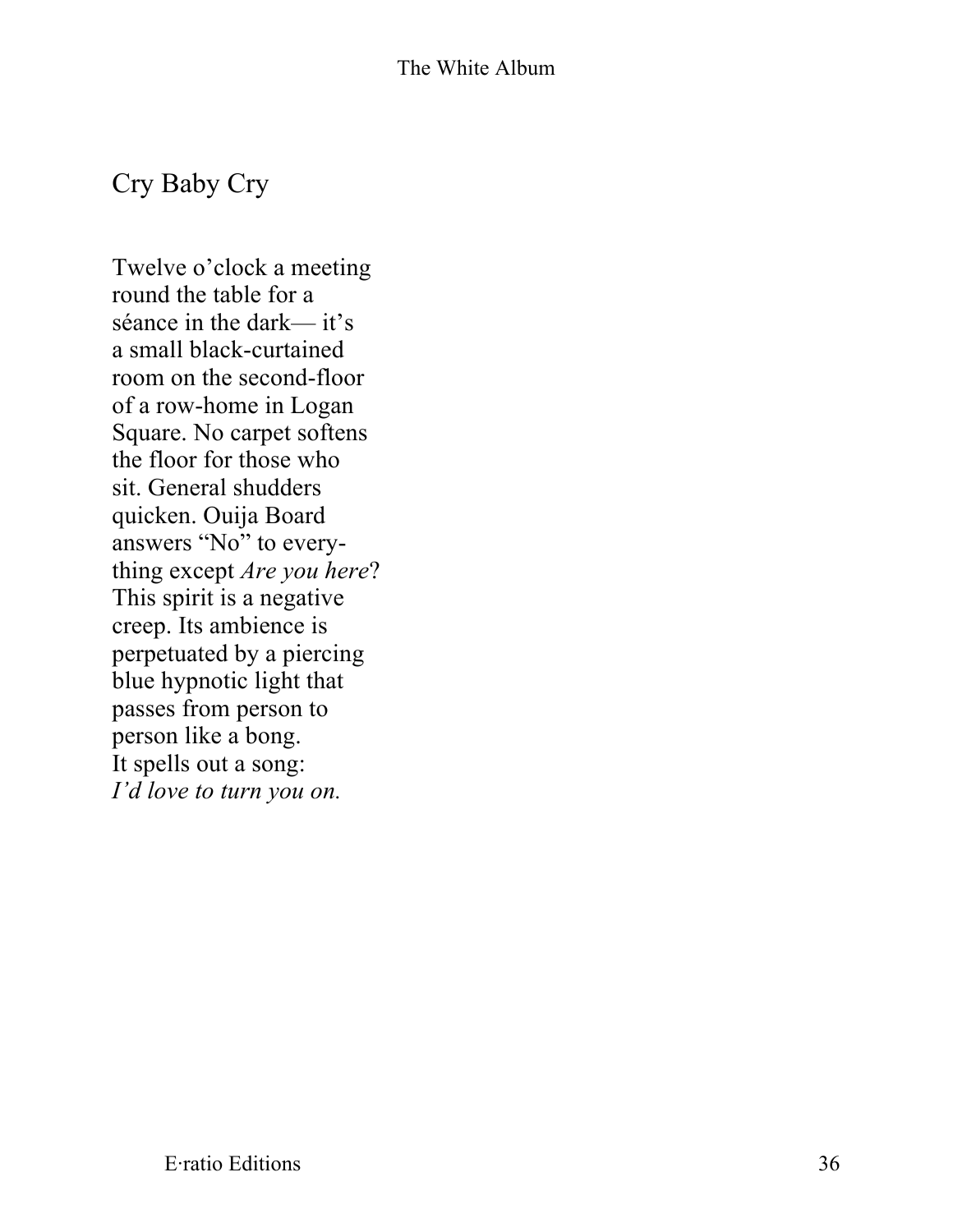## Cry Baby Cry

Twelve o'clock a meeting
round the table for a
séance in the dark— it's
a small black-curtained
room on the second-floor
of a row-home in Logan
Square. No carpet softens
the floor for those who
sit. General shudders
quicken. Ouija Board
answers "No" to every-
thing except *Are you here*?
This spirit is a negative
creep. Its ambience is
perpetuated by a piercing
blue hypnotic light that
passes from person to
person like a bong.
It spells out a song:
*I'd love to turn you on.*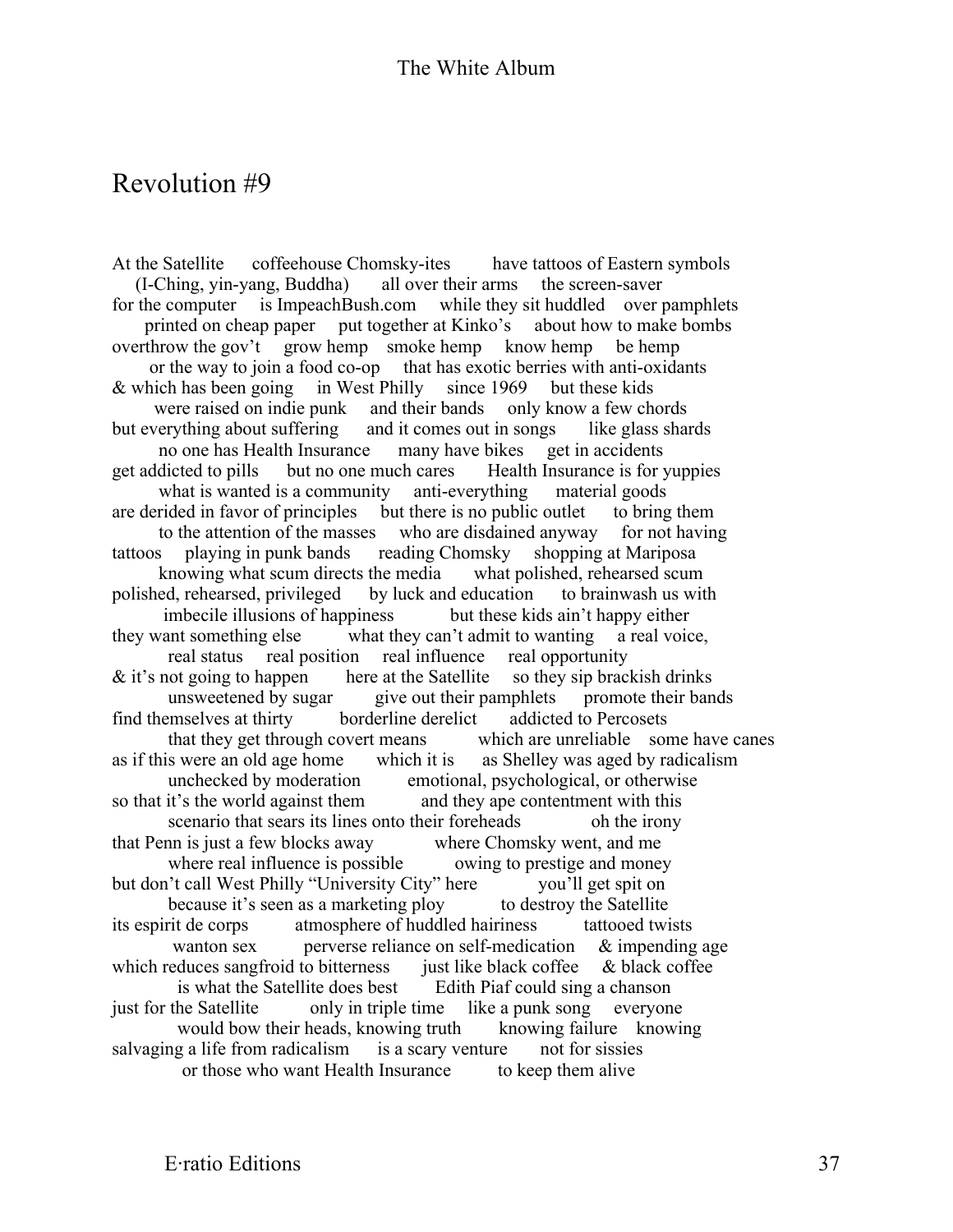# Revolution #9

At the Satellite coffeehouse Chomsky-ites have tattoos of Eastern symbols
(I-Ching, yin-yang, Buddha) all over their arms the screen-saver
for the computer is ImpeachBush.com while they sit huddled over pamphlets
printed on cheap paper put together at Kinko's about how to make bombs
overthrow the gov't grow hemp smoke hemp know hemp be hemp
or the way to join a food co-op that has exotic berries with anti-oxidants
& which has been going in West Philly since 1969 but these kids
were raised on indie punk and their bands only know a few chords
but everything about suffering and it comes out in songs like glass shards
no one has Health Insurance many have bikes get in accidents
get addicted to pills but no one much cares Health Insurance is for yuppies
what is wanted is a community anti-everything material goods
are derided in favor of principles but there is no public outlet to bring them
to the attention of the masses who are disdained anyway for not having
tattoos playing in punk bands reading Chomsky shopping at Mariposa
knowing what scum directs the media what polished, rehearsed scum
polished, rehearsed, privileged by luck and education to brainwash us with
imbecile illusions of happiness but these kids ain't happy either
they want something else what they can't admit to wanting a real voice,
real status real position real influence real opportunity
& it's not going to happen here at the Satellite so they sip brackish drinks
unsweetened by sugar give out their pamphlets promote their bands
find themselves at thirty borderline derelict addicted to Percosets
that they get through covert means which are unreliable some have canes
as if this were an old age home which it is as Shelley was aged by radicalism
unchecked by moderation emotional, psychological, or otherwise
so that it's the world against them and they ape contentment with this
scenario that sears its lines onto their foreheads oh the irony
that Penn is just a few blocks away where Chomsky went, and me
where real influence is possible owing to prestige and money
but don't call West Philly "University City" here you'll get spit on
because it's seen as a marketing ploy to destroy the Satellite
its espirit de corps atmosphere of huddled hairiness tattooed twists
wanton sex perverse reliance on self-medication & impending age
which reduces sangfroid to bitterness just like black coffee & black coffee
is what the Satellite does best Edith Piaf could sing a chanson
just for the Satellite only in triple time like a punk song everyone
would bow their heads, knowing truth knowing failure knowing
salvaging a life from radicalism is a scary venture not for sissies
or those who want Health Insurance to keep them alive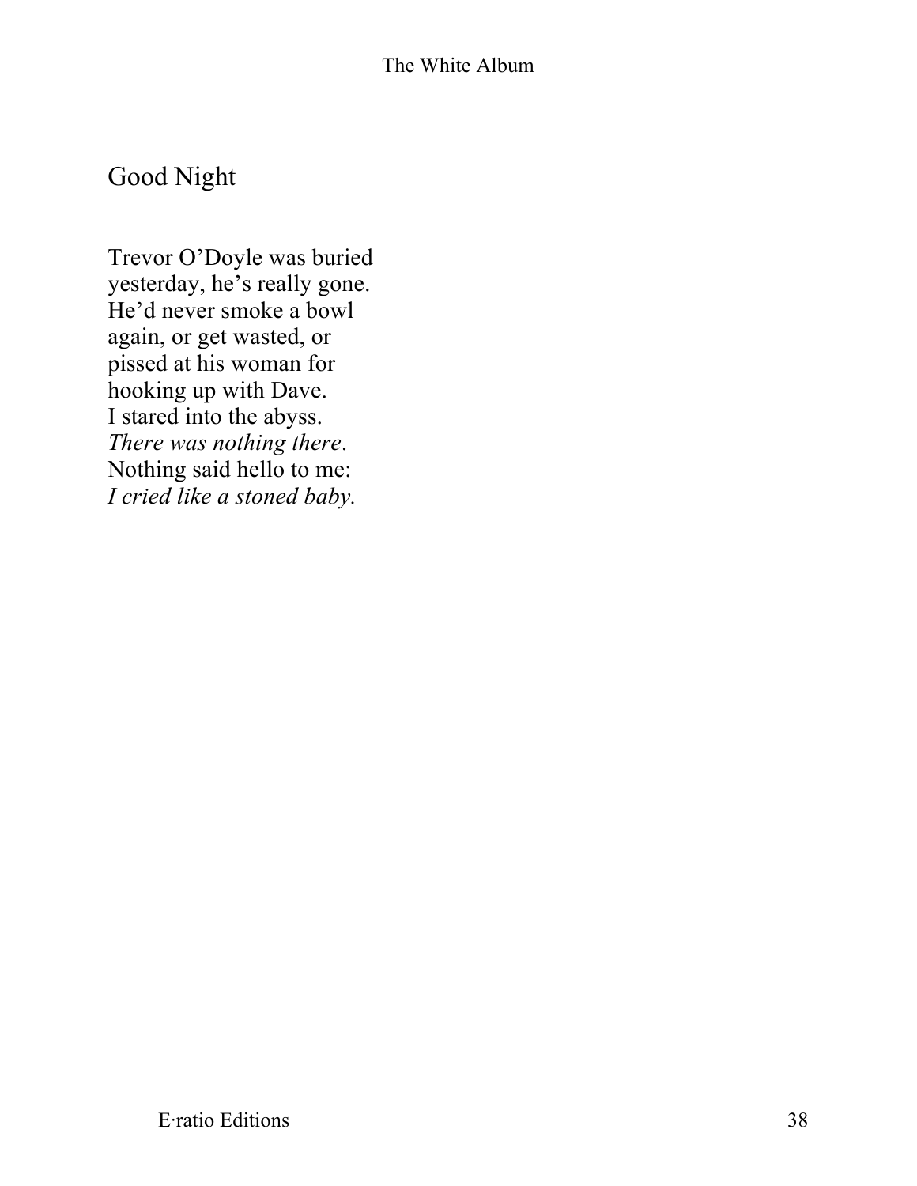## Good Night

Trevor O'Doyle was buried  
yesterday, he's really gone.  
He'd never smoke a bowl  
again, or get wasted, or  
pissed at his woman for  
hooking up with Dave.  
I stared into the abyss.  
*There was nothing there*.  
Nothing said hello to me:  
*I cried like a stoned baby.*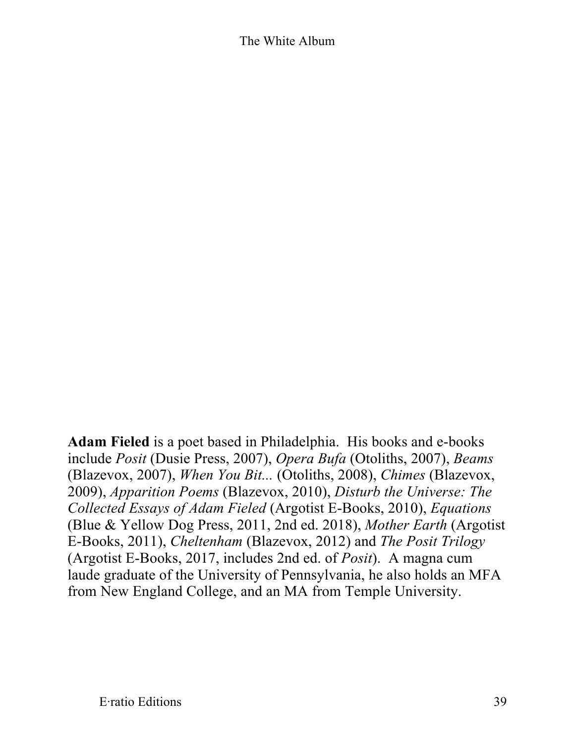**Adam Fieled** is a poet based in Philadelphia. His books and e-books include *Posit* (Dusie Press, 2007), *Opera Bufa* (Otoliths, 2007), *Beams* (Blazevox, 2007), *When You Bit...* (Otoliths, 2008), *Chimes* (Blazevox, 2009), *Apparition Poems* (Blazevox, 2010), *Disturb the Universe: The Collected Essays of Adam Fieled* (Argotist E-Books, 2010), *Equations* (Blue & Yellow Dog Press, 2011, 2nd ed. 2018), *Mother Earth* (Argotist E-Books, 2011), *Cheltenham* (Blazevox, 2012) and *The Posit Trilogy* (Argotist E-Books, 2017, includes 2nd ed. of *Posit*). A magna cum laude graduate of the University of Pennsylvania, he also holds an MFA from New England College, and an MA from Temple University.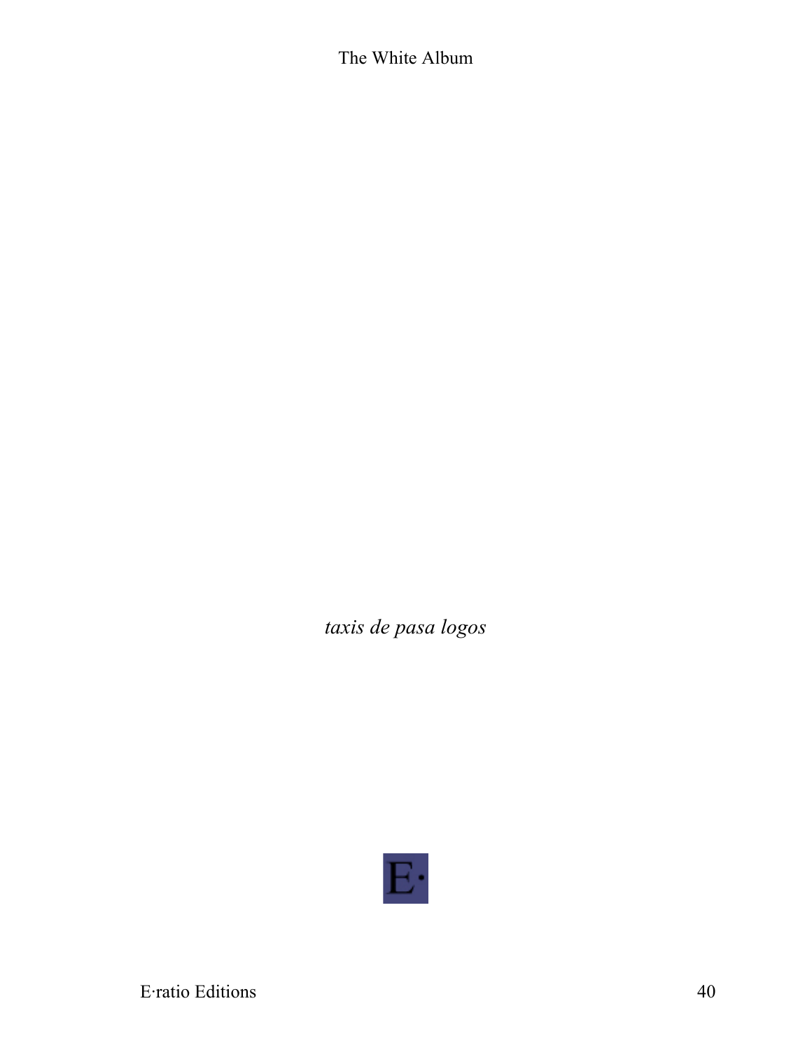*taxis de pasa logos*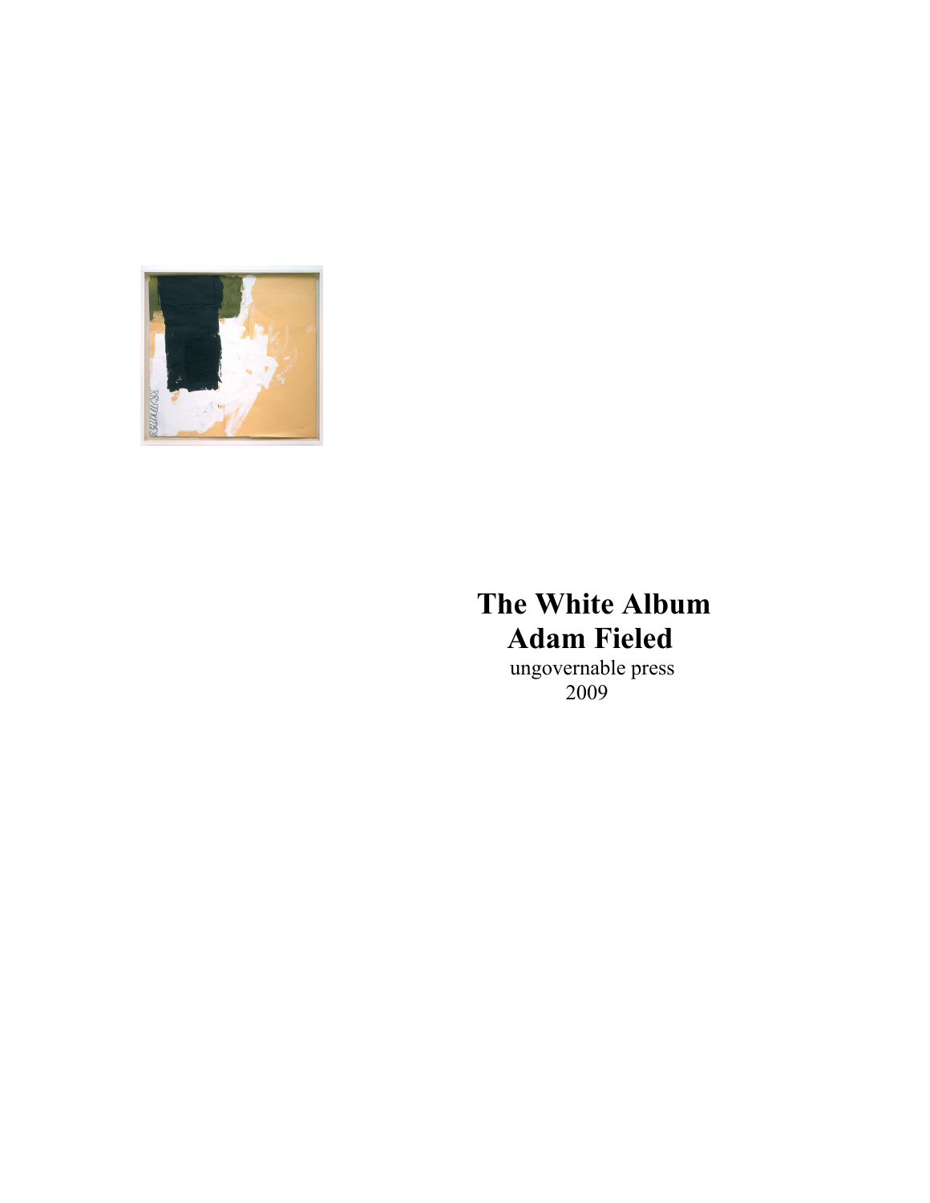# The White Album
## Adam Fieled

ungovernable press
2009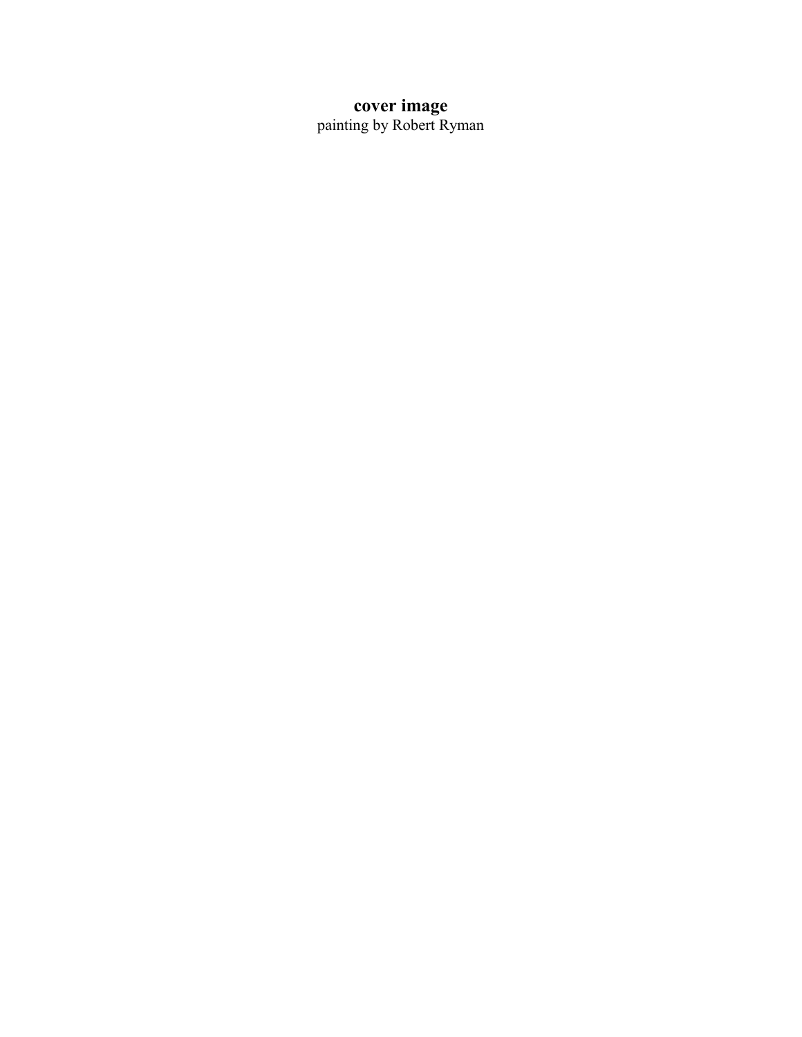**cover image**

painting by Robert Ryman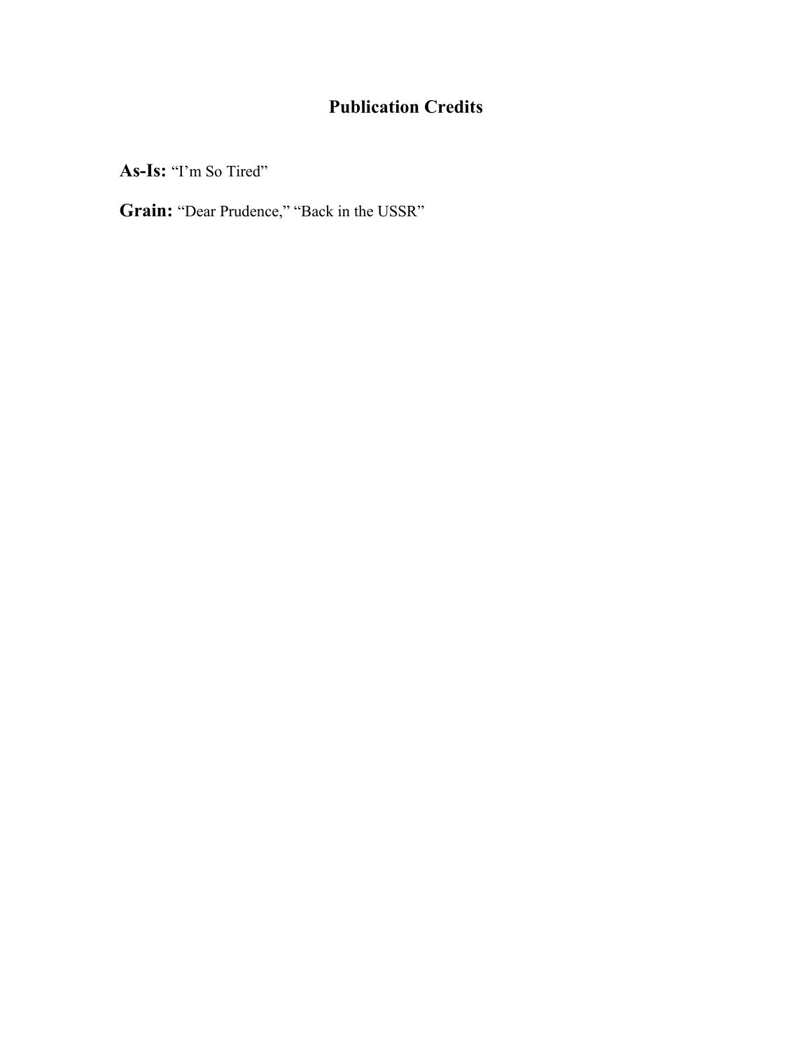# Publication Credits

**As-Is:** "I'm So Tired"

**Grain:** "Dear Prudence," "Back in the USSR"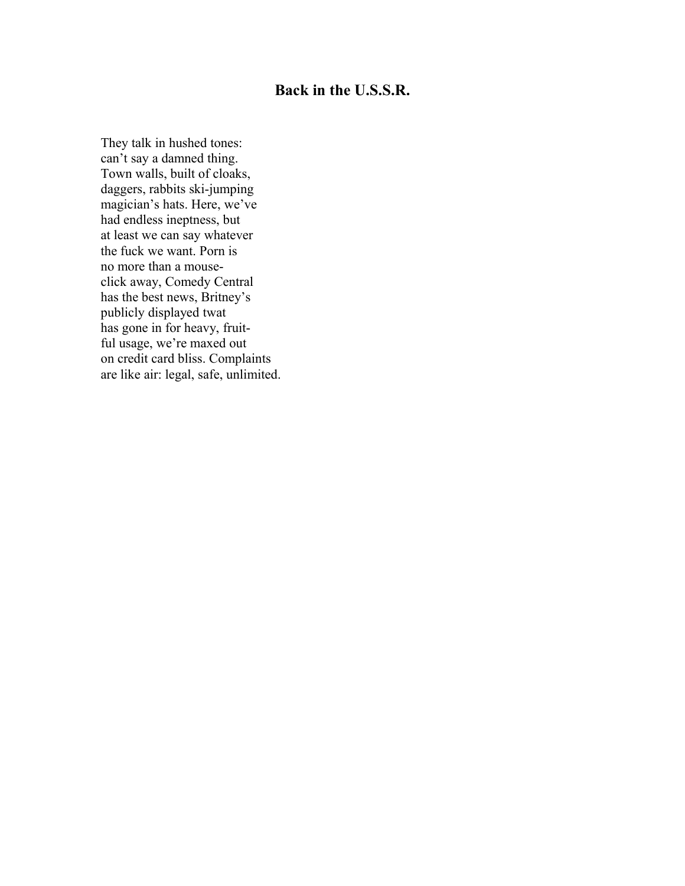## Back in the U.S.S.R.

They talk in hushed tones:  
can't say a damned thing.  
Town walls, built of cloaks,  
daggers, rabbits ski-jumping  
magician's hats. Here, we've  
had endless ineptness, but  
at least we can say whatever  
the fuck we want. Porn is  
no more than a mouse-  
click away, Comedy Central  
has the best news, Britney's  
publicly displayed twat  
has gone in for heavy, fruit-  
ful usage, we're maxed out  
on credit card bliss. Complaints  
are like air: legal, safe, unlimited.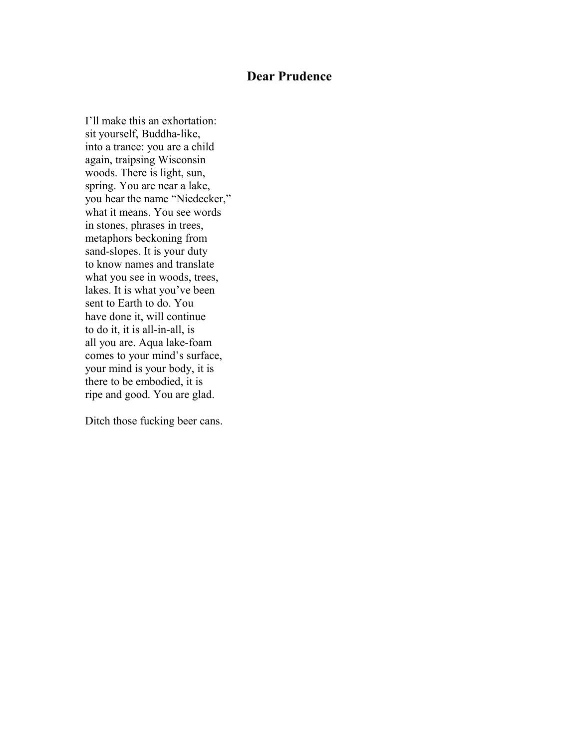## Dear Prudence

I'll make this an exhortation:  
sit yourself, Buddha-like,  
into a trance: you are a child  
again, traipsing Wisconsin  
woods. There is light, sun,  
spring. You are near a lake,  
you hear the name "Niedecker,"  
what it means. You see words  
in stones, phrases in trees,  
metaphors beckoning from  
sand-slopes. It is your duty  
to know names and translate  
what you see in woods, trees,  
lakes. It is what you've been  
sent to Earth to do. You  
have done it, will continue  
to do it, it is all-in-all, is  
all you are. Aqua lake-foam  
comes to your mind's surface,  
your mind is your body, it is  
there to be embodied, it is  
ripe and good. You are glad.

Ditch those fucking beer cans.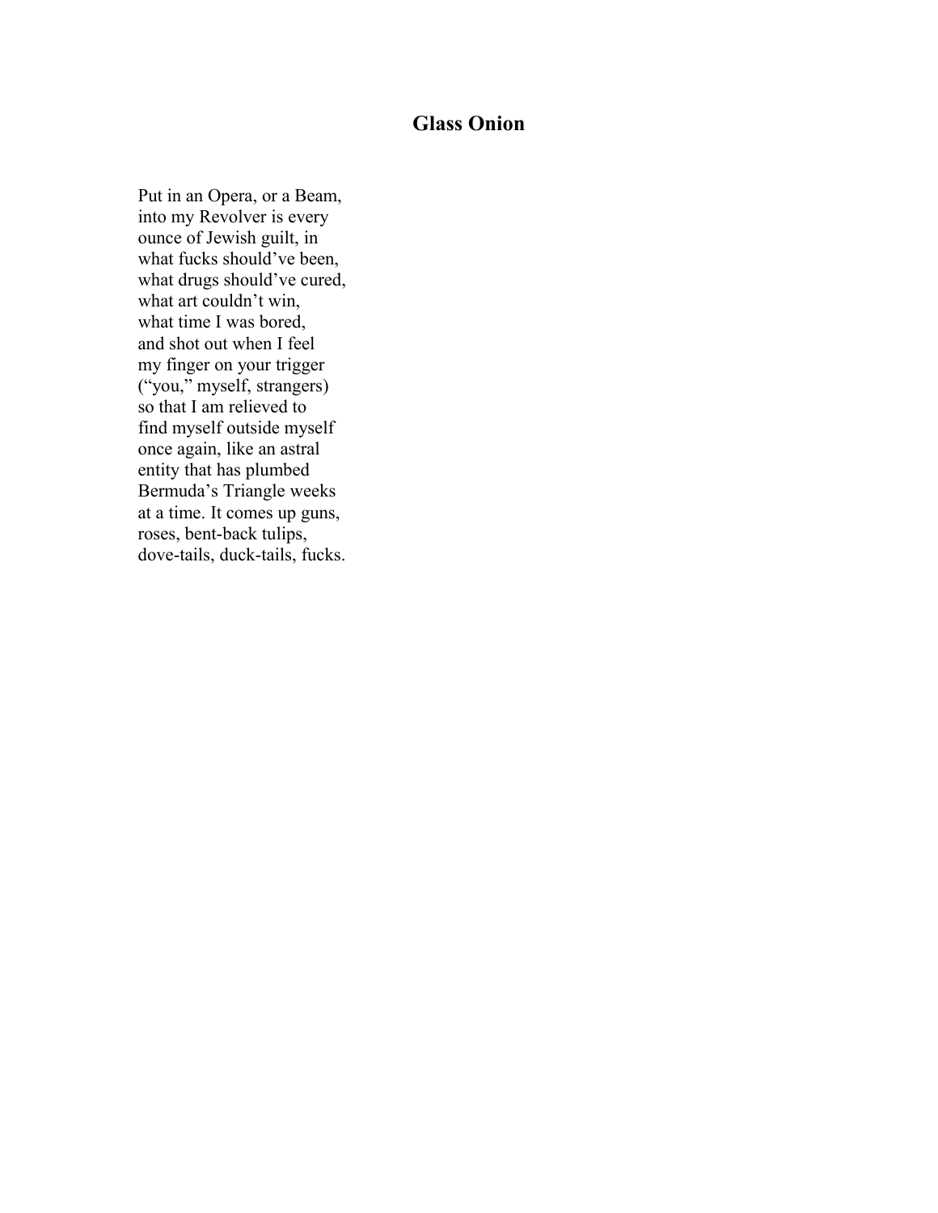# Glass Onion

Put in an Opera, or a Beam,
into my Revolver is every
ounce of Jewish guilt, in
what fucks should've been,
what drugs should've cured,
what art couldn't win,
what time I was bored,
and shot out when I feel
my finger on your trigger
("you," myself, strangers)
so that I am relieved to
find myself outside myself
once again, like an astral
entity that has plumbed
Bermuda's Triangle weeks
at a time. It comes up guns,
roses, bent-back tulips,
dove-tails, duck-tails, fucks.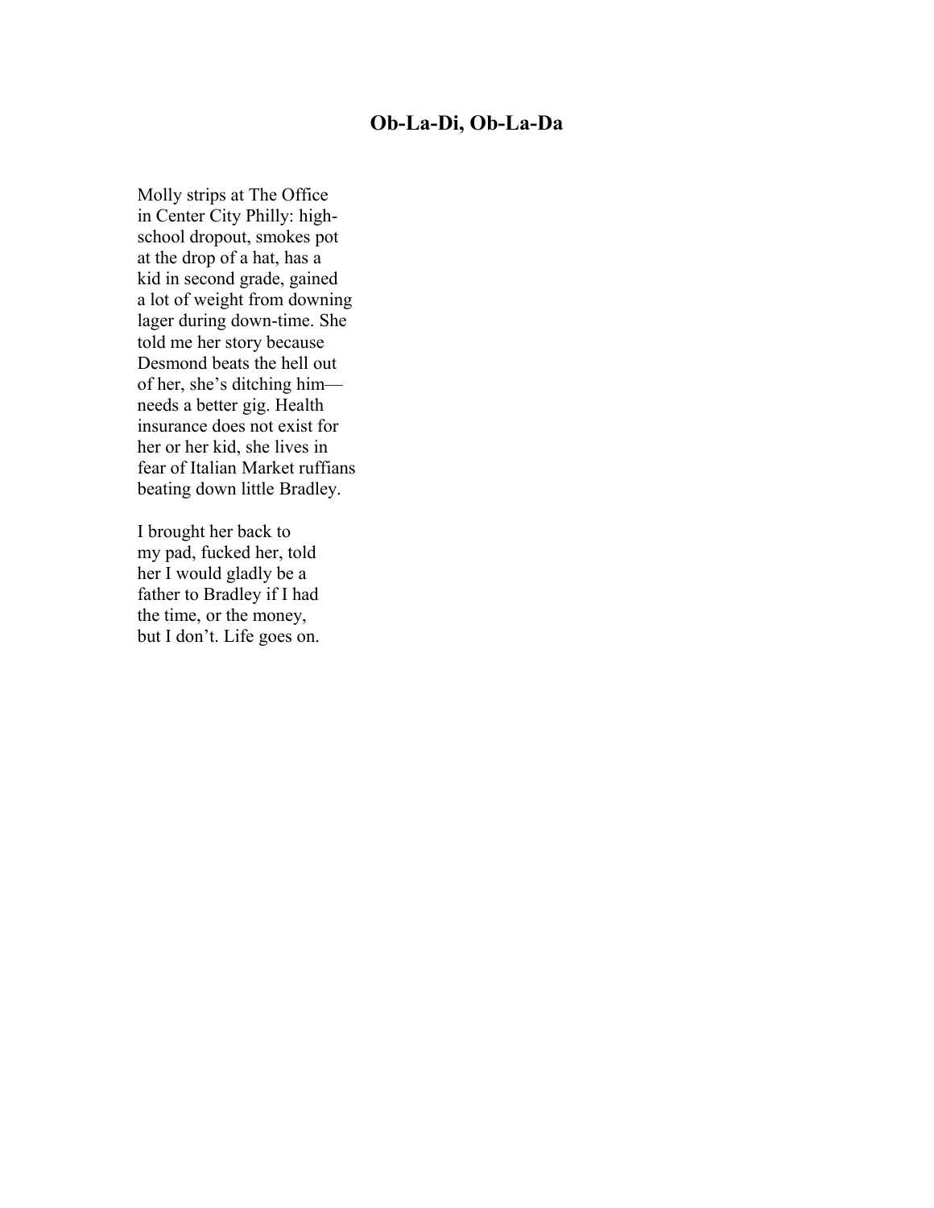# Ob-La-Di, Ob-La-Da

Molly strips at The Office  
in Center City Philly: high-  
school dropout, smokes pot  
at the drop of a hat, has a  
kid in second grade, gained  
a lot of weight from downing  
lager during down-time. She  
told me her story because  
Desmond beats the hell out  
of her, she's ditching him—  
needs a better gig. Health  
insurance does not exist for  
her or her kid, she lives in  
fear of Italian Market ruffians  
beating down little Bradley.

I brought her back to  
my pad, fucked her, told  
her I would gladly be a  
father to Bradley if I had  
the time, or the money,  
but I don't. Life goes on.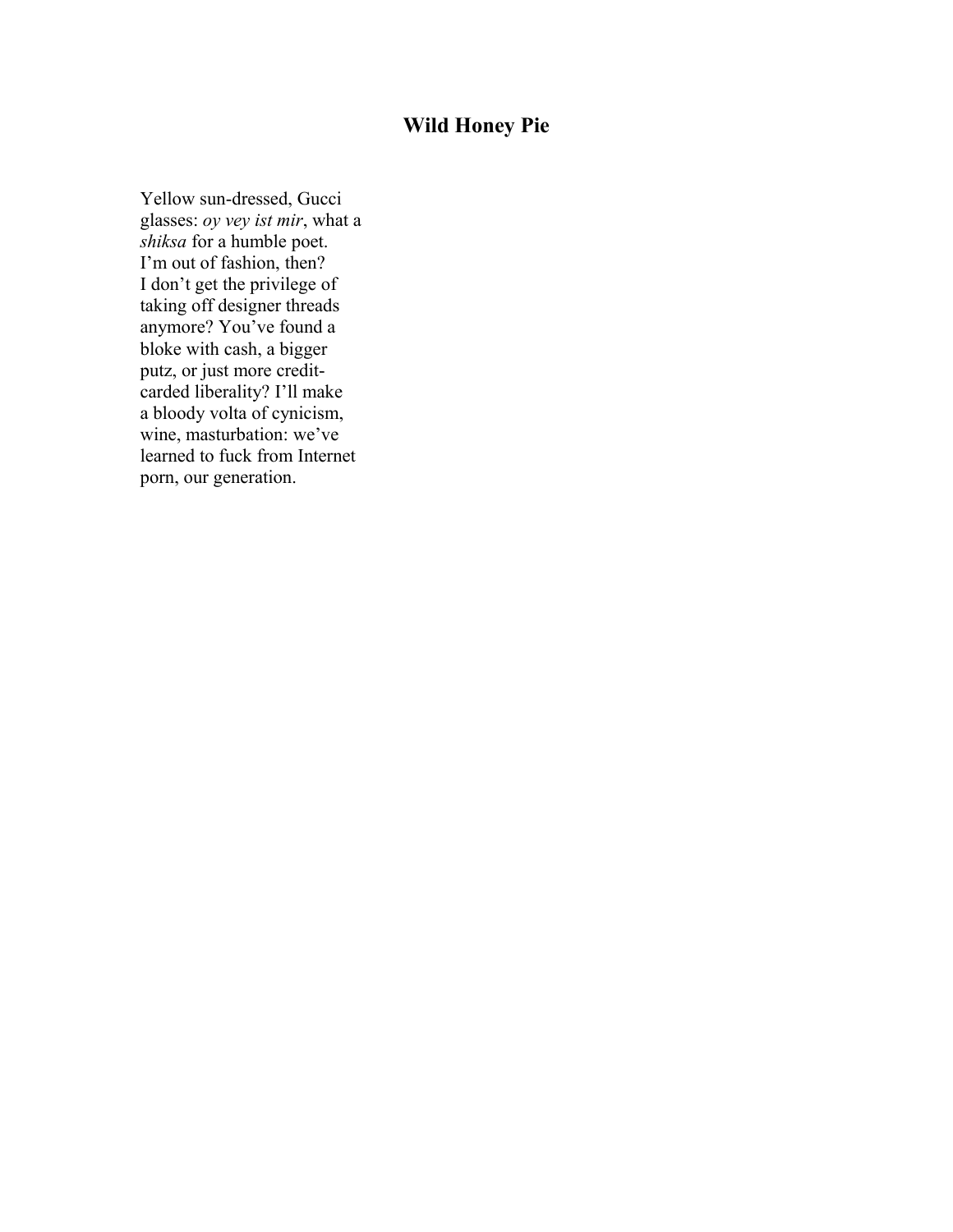# Wild Honey Pie

Yellow sun-dressed, Gucci  
glasses: *oy vey ist mir*, what a  
*shiksa* for a humble poet.  
I'm out of fashion, then?  
I don't get the privilege of  
taking off designer threads  
anymore? You've found a  
bloke with cash, a bigger  
putz, or just more credit-  
carded liberality? I'll make  
a bloody volta of cynicism,  
wine, masturbation: we've  
learned to fuck from Internet  
porn, our generation.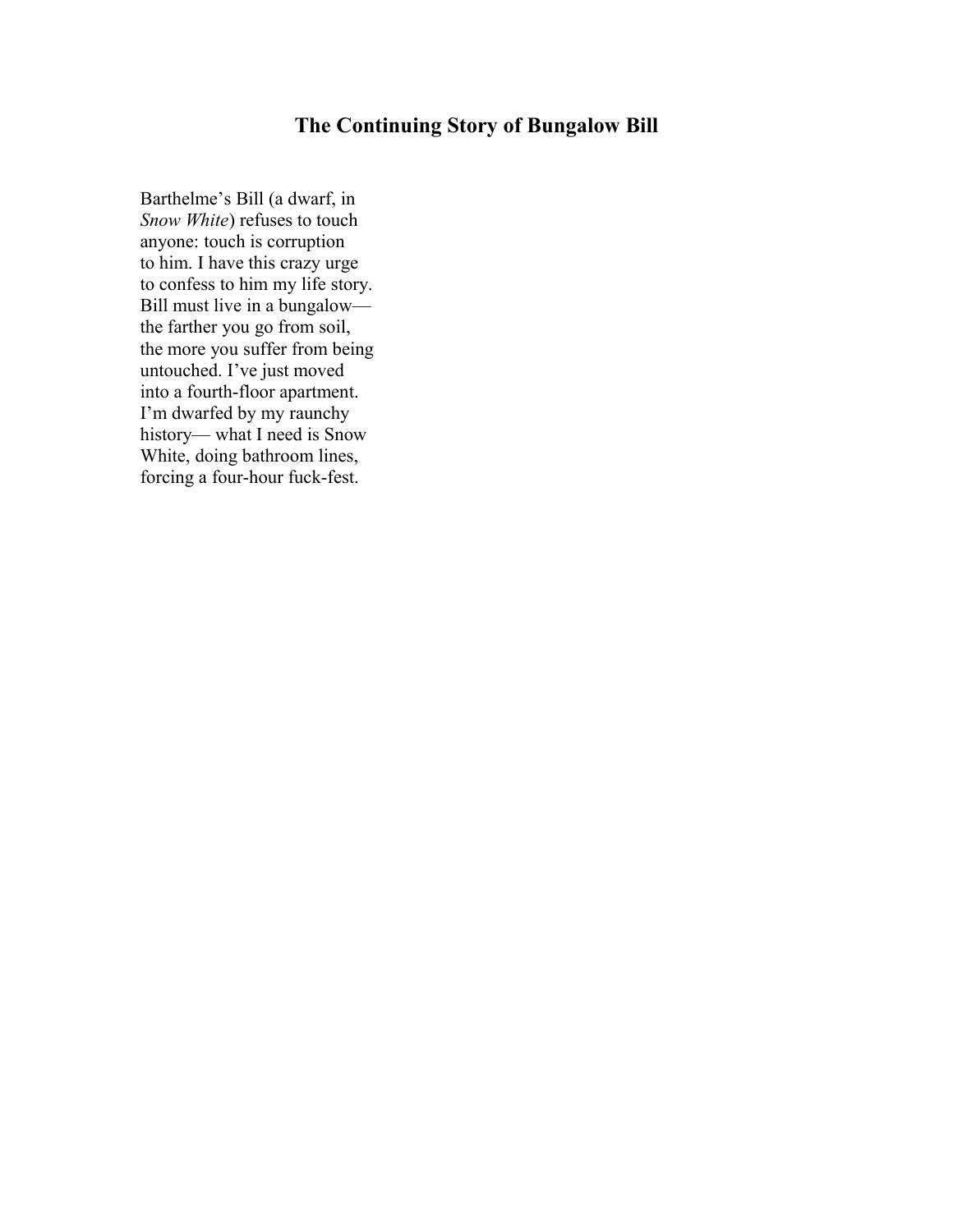## The Continuing Story of Bungalow Bill

Barthelme's Bill (a dwarf, in  
*Snow White*) refuses to touch  
anyone: touch is corruption  
to him. I have this crazy urge  
to confess to him my life story.  
Bill must live in a bungalow—  
the farther you go from soil,  
the more you suffer from being  
untouched. I've just moved  
into a fourth-floor apartment.  
I'm dwarfed by my raunchy  
history— what I need is Snow  
White, doing bathroom lines,  
forcing a four-hour fuck-fest.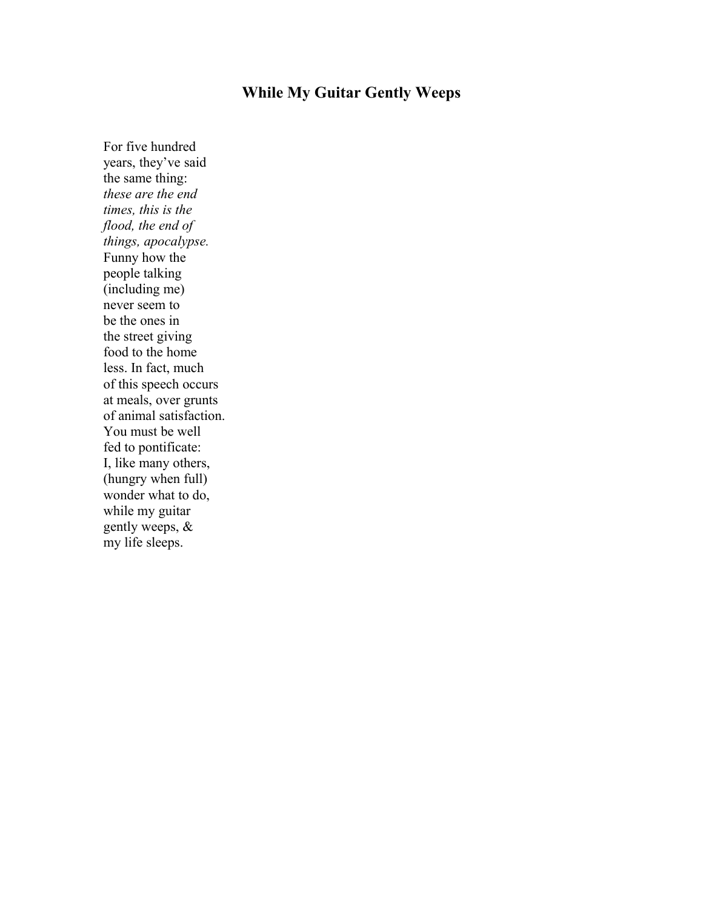# While My Guitar Gently Weeps

For five hundred  
years, they've said  
the same thing:  
*these are the end*  
*times, this is the*  
*flood, the end of*  
*things, apocalypse.*  
Funny how the  
people talking  
(including me)  
never seem to  
be the ones in  
the street giving  
food to the home  
less. In fact, much  
of this speech occurs  
at meals, over grunts  
of animal satisfaction.  
You must be well  
fed to pontificate:  
I, like many others,  
(hungry when full)  
wonder what to do,  
while my guitar  
gently weeps, &  
my life sleeps.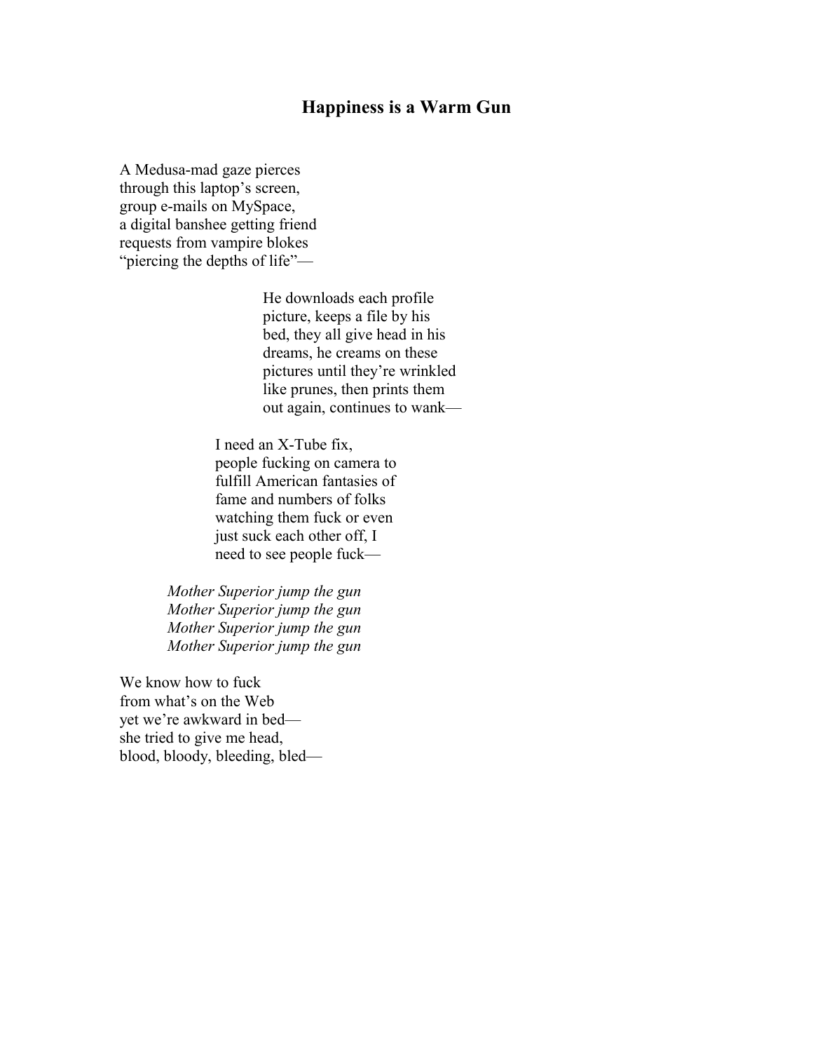# Happiness is a Warm Gun

A Medusa-mad gaze pierces
through this laptop's screen,
group e-mails on MySpace,
a digital banshee getting friend
requests from vampire blokes
"piercing the depths of life"—

He downloads each profile
picture, keeps a file by his
bed, they all give head in his
dreams, he creams on these
pictures until they're wrinkled
like prunes, then prints them
out again, continues to wank—

I need an X-Tube fix,
people fucking on camera to
fulfill American fantasies of
fame and numbers of folks
watching them fuck or even
just suck each other off, I
need to see people fuck—

*Mother Superior jump the gun*
*Mother Superior jump the gun*
*Mother Superior jump the gun*
*Mother Superior jump the gun*

We know how to fuck
from what's on the Web
yet we're awkward in bed—
she tried to give me head,
blood, bloody, bleeding, bled—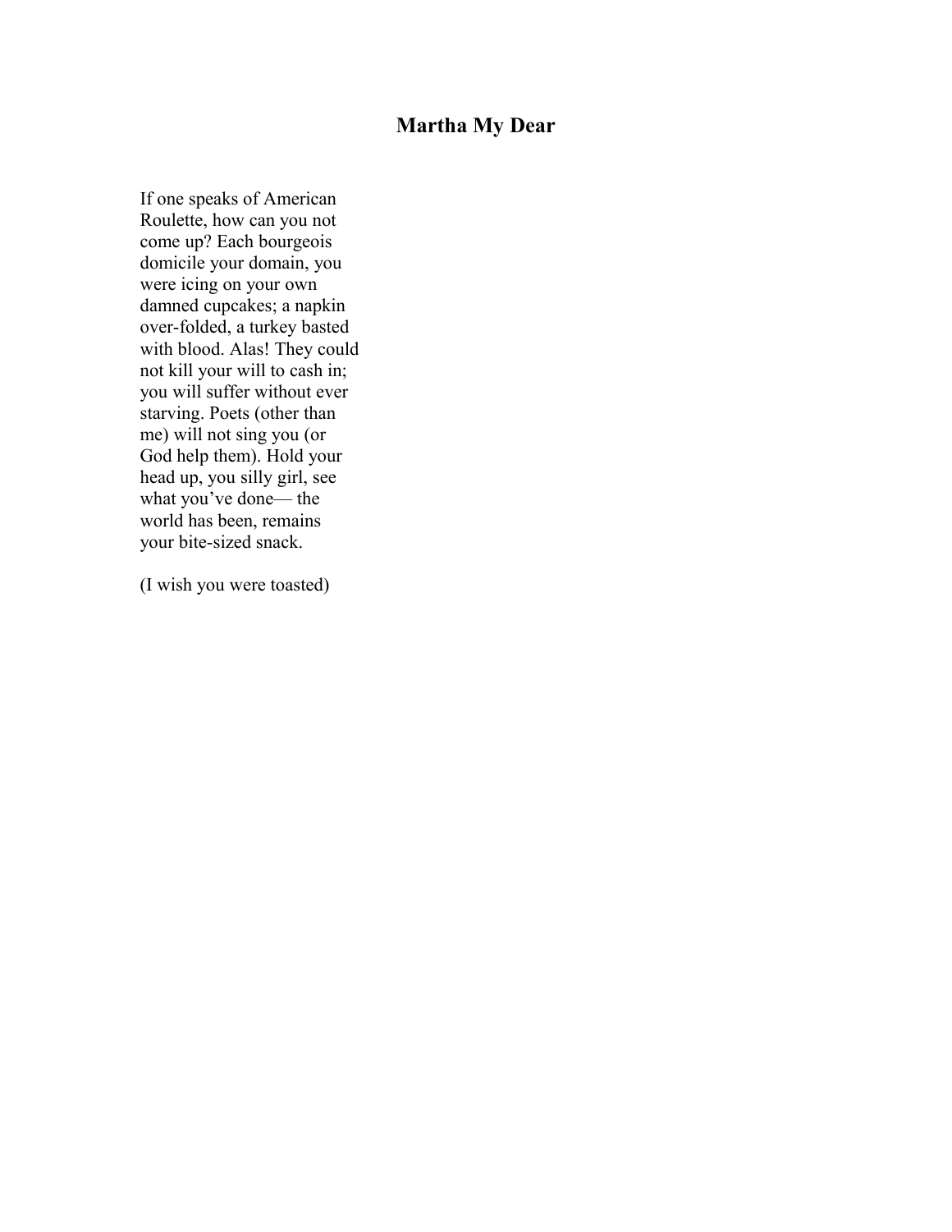## Martha My Dear

If one speaks of American  
Roulette, how can you not  
come up? Each bourgeois  
domicile your domain, you  
were icing on your own  
damned cupcakes; a napkin  
over-folded, a turkey basted  
with blood. Alas! They could  
not kill your will to cash in;  
you will suffer without ever  
starving. Poets (other than  
me) will not sing you (or  
God help them). Hold your  
head up, you silly girl, see  
what you've done— the  
world has been, remains  
your bite-sized snack.

(I wish you were toasted)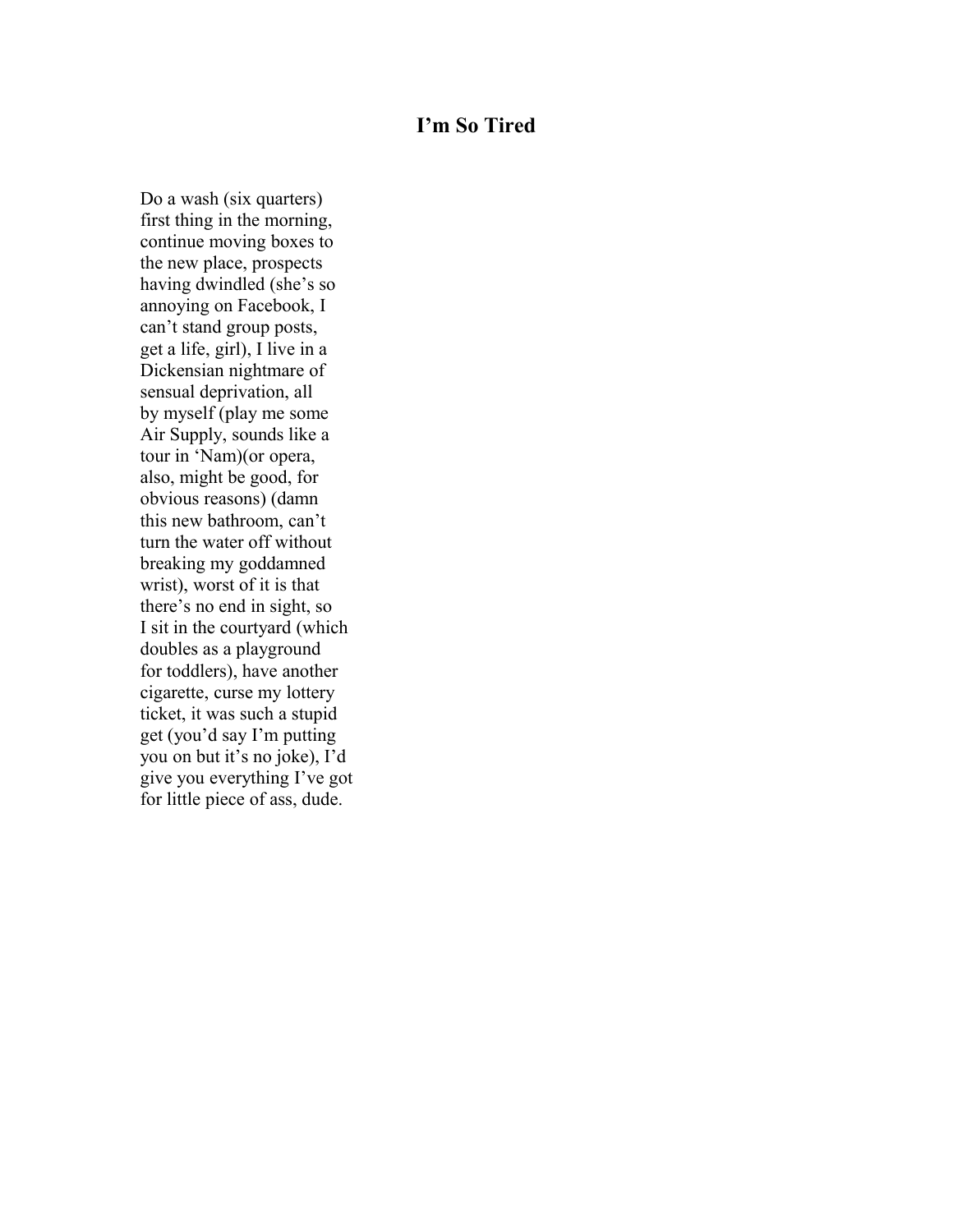# I'm So Tired

Do a wash (six quarters)
first thing in the morning,
continue moving boxes to
the new place, prospects
having dwindled (she's so
annoying on Facebook, I
can't stand group posts,
get a life, girl), I live in a
Dickensian nightmare of
sensual deprivation, all
by myself (play me some
Air Supply, sounds like a
tour in 'Nam)(or opera,
also, might be good, for
obvious reasons) (damn
this new bathroom, can't
turn the water off without
breaking my goddamned
wrist), worst of it is that
there's no end in sight, so
I sit in the courtyard (which
doubles as a playground
for toddlers), have another
cigarette, curse my lottery
ticket, it was such a stupid
get (you'd say I'm putting
you on but it's no joke), I'd
give you everything I've got
for little piece of ass, dude.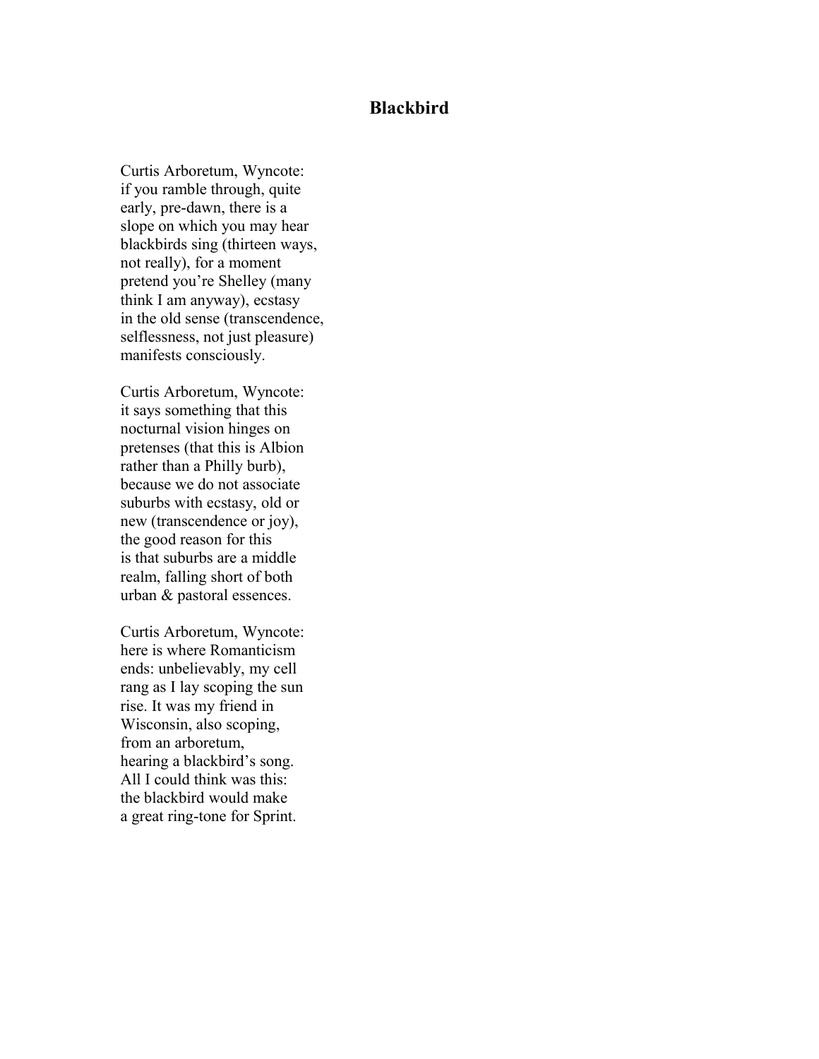## Blackbird

Curtis Arboretum, Wyncote:  
if you ramble through, quite  
early, pre-dawn, there is a  
slope on which you may hear  
blackbirds sing (thirteen ways,  
not really), for a moment  
pretend you're Shelley (many  
think I am anyway), ecstasy  
in the old sense (transcendence,  
selflessness, not just pleasure)  
manifests consciously.

Curtis Arboretum, Wyncote:  
it says something that this  
nocturnal vision hinges on  
pretenses (that this is Albion  
rather than a Philly burb),  
because we do not associate  
suburbs with ecstasy, old or  
new (transcendence or joy),  
the good reason for this  
is that suburbs are a middle  
realm, falling short of both  
urban & pastoral essences.

Curtis Arboretum, Wyncote:  
here is where Romanticism  
ends: unbelievably, my cell  
rang as I lay scoping the sun  
rise. It was my friend in  
Wisconsin, also scoping,  
from an arboretum,  
hearing a blackbird's song.  
All I could think was this:  
the blackbird would make  
a great ring-tone for Sprint.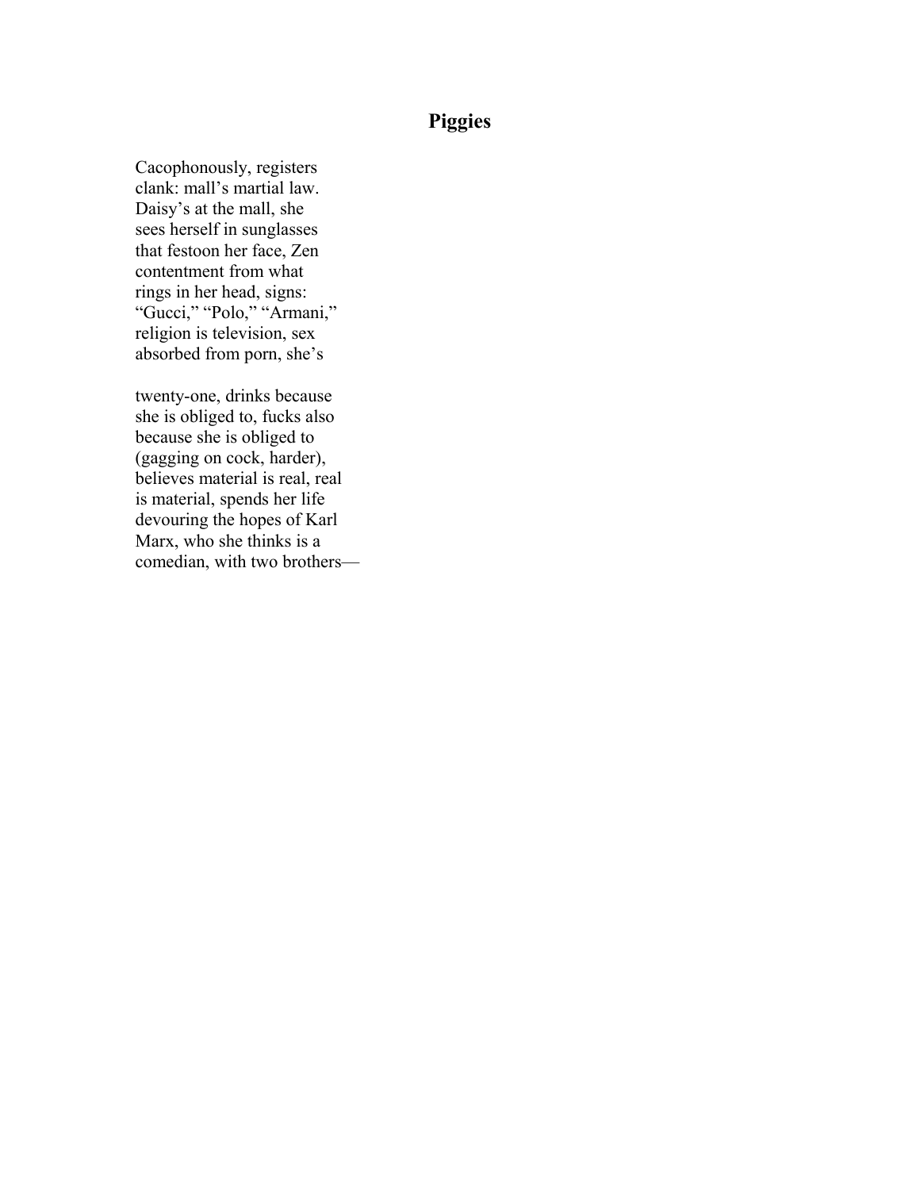## Piggies

Cacophonously, registers  
clank: mall's martial law.  
Daisy's at the mall, she  
sees herself in sunglasses  
that festoon her face, Zen  
contentment from what  
rings in her head, signs:  
"Gucci," "Polo," "Armani,"  
religion is television, sex  
absorbed from porn, she's

twenty-one, drinks because  
she is obliged to, fucks also  
because she is obliged to  
(gagging on cock, harder),  
believes material is real, real  
is material, spends her life  
devouring the hopes of Karl  
Marx, who she thinks is a  
comedian, with two brothers—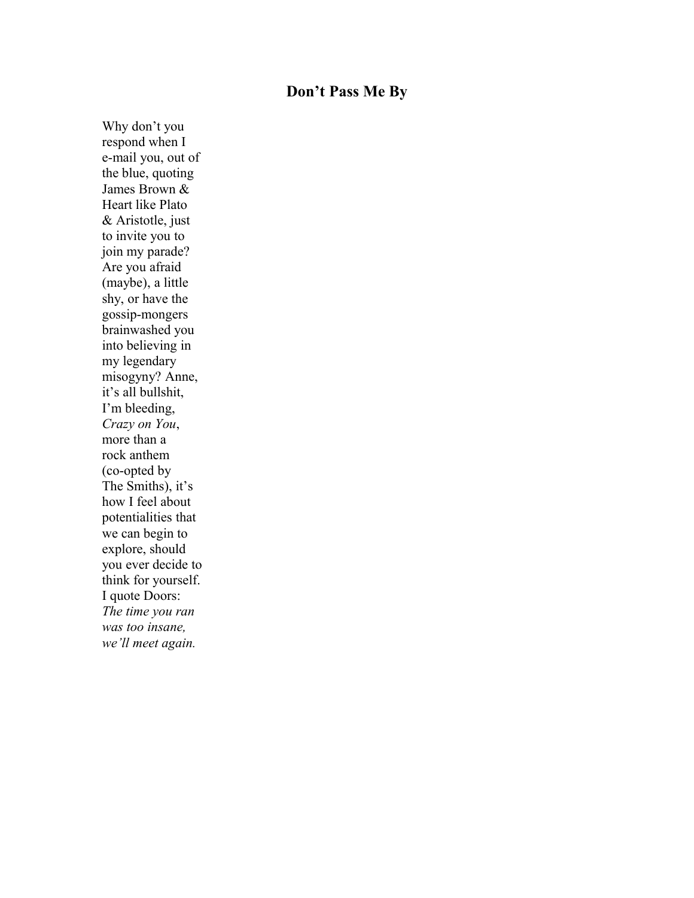## Don’t Pass Me By

Why don’t you  
respond when I  
e-mail you, out of  
the blue, quoting  
James Brown &  
Heart like Plato  
& Aristotle, just  
to invite you to  
join my parade?  
Are you afraid  
(maybe), a little  
shy, or have the  
gossip-mongers  
brainwashed you  
into believing in  
my legendary  
misogyny? Anne,  
it’s all bullshit,  
I’m bleeding,  
*Crazy on You*,  
more than a  
rock anthem  
(co-opted by  
The Smiths), it’s  
how I feel about  
potentialities that  
we can begin to  
explore, should  
you ever decide to  
think for yourself.  
I quote Doors:  
*The time you ran*  
*was too insane,*  
*we’ll meet again.*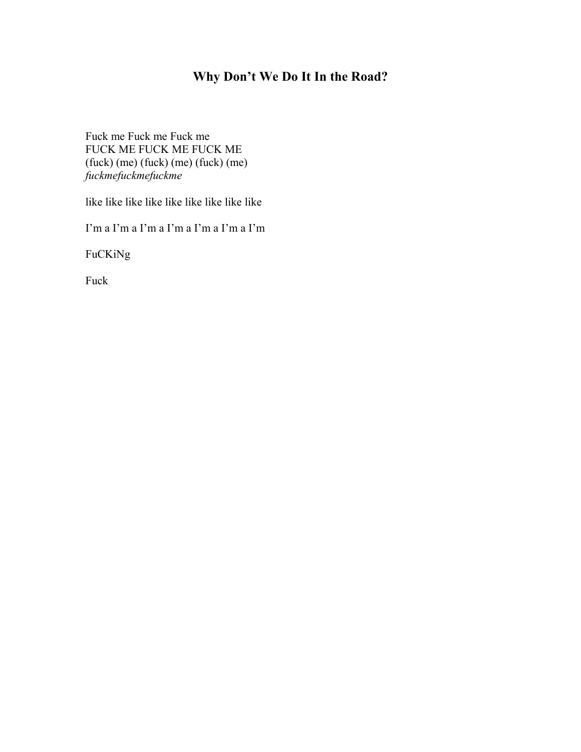## Why Don't We Do It In the Road?

Fuck me Fuck me Fuck me
FUCK ME FUCK ME FUCK ME
(fuck) (me) (fuck) (me) (fuck) (me)
*fuckmefuckmefuckme*

like like like like like like like like like

I'm a I'm a I'm a I'm a I'm a I'm a I'm

FuCKiNg

Fuck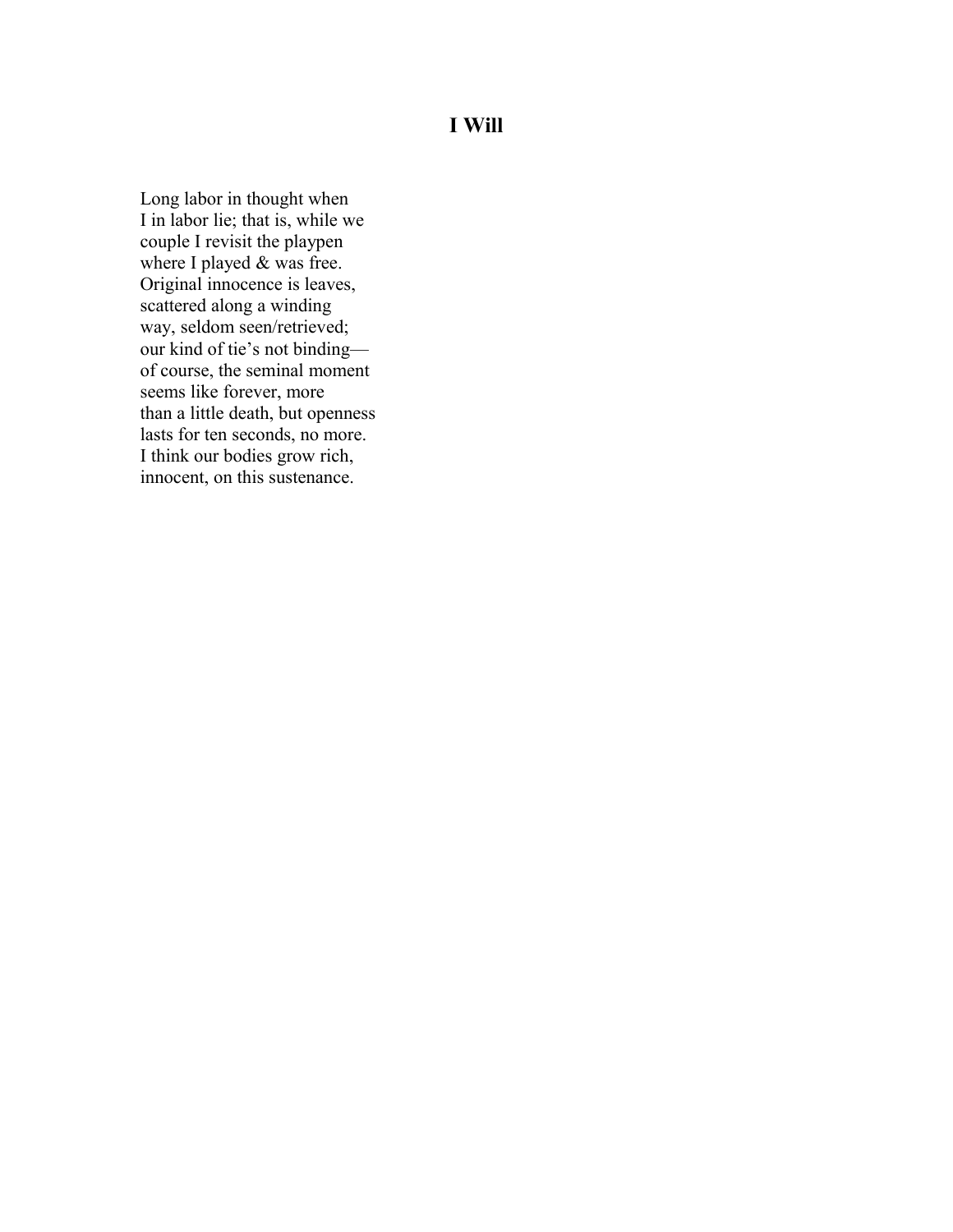# I Will

Long labor in thought when  
I in labor lie; that is, while we  
couple I revisit the playpen  
where I played & was free.  
Original innocence is leaves,  
scattered along a winding  
way, seldom seen/retrieved;  
our kind of tie's not binding—  
of course, the seminal moment  
seems like forever, more  
than a little death, but openness  
lasts for ten seconds, no more.  
I think our bodies grow rich,  
innocent, on this sustenance.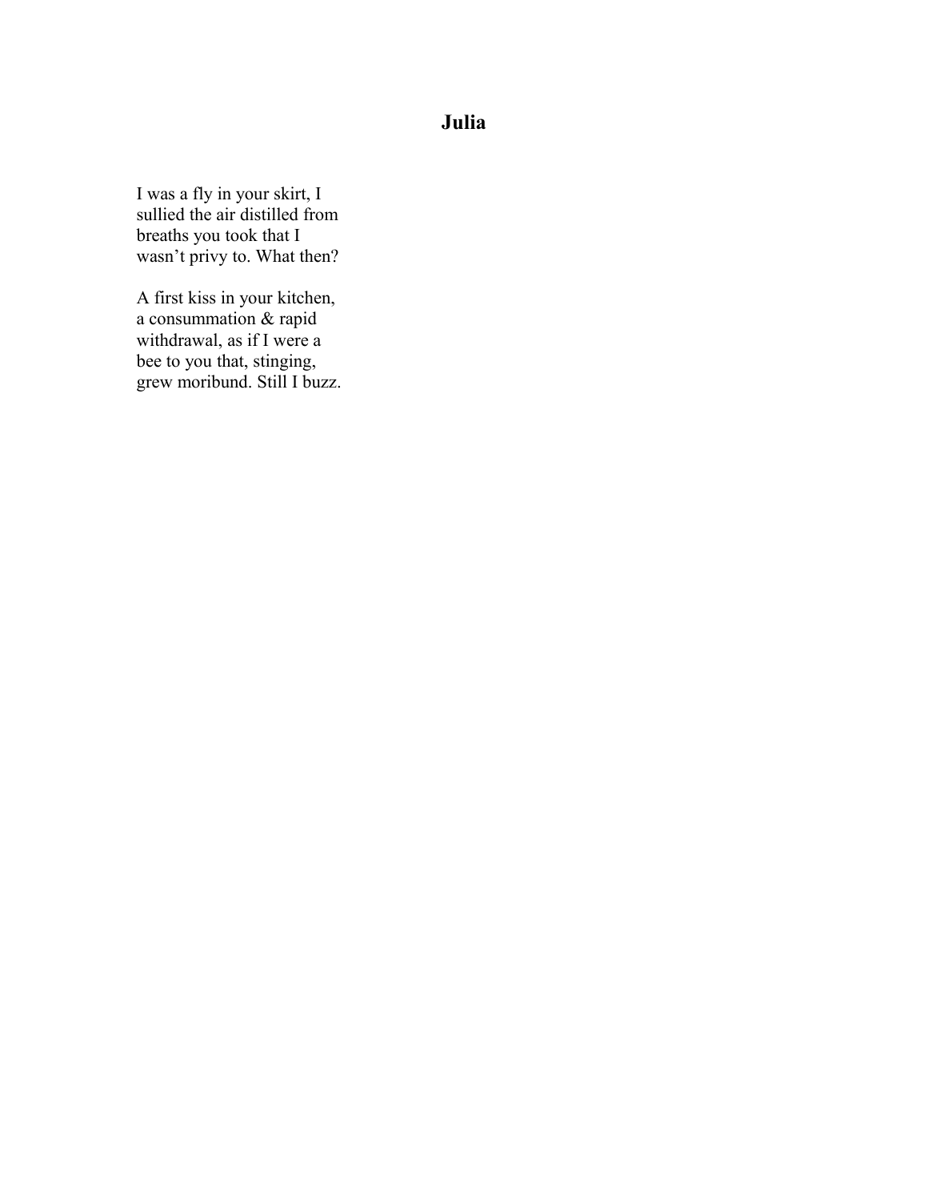# Julia

I was a fly in your skirt, I  
sullied the air distilled from  
breaths you took that I  
wasn't privy to. What then?

A first kiss in your kitchen,  
a consummation & rapid  
withdrawal, as if I were a  
bee to you that, stinging,  
grew moribund. Still I buzz.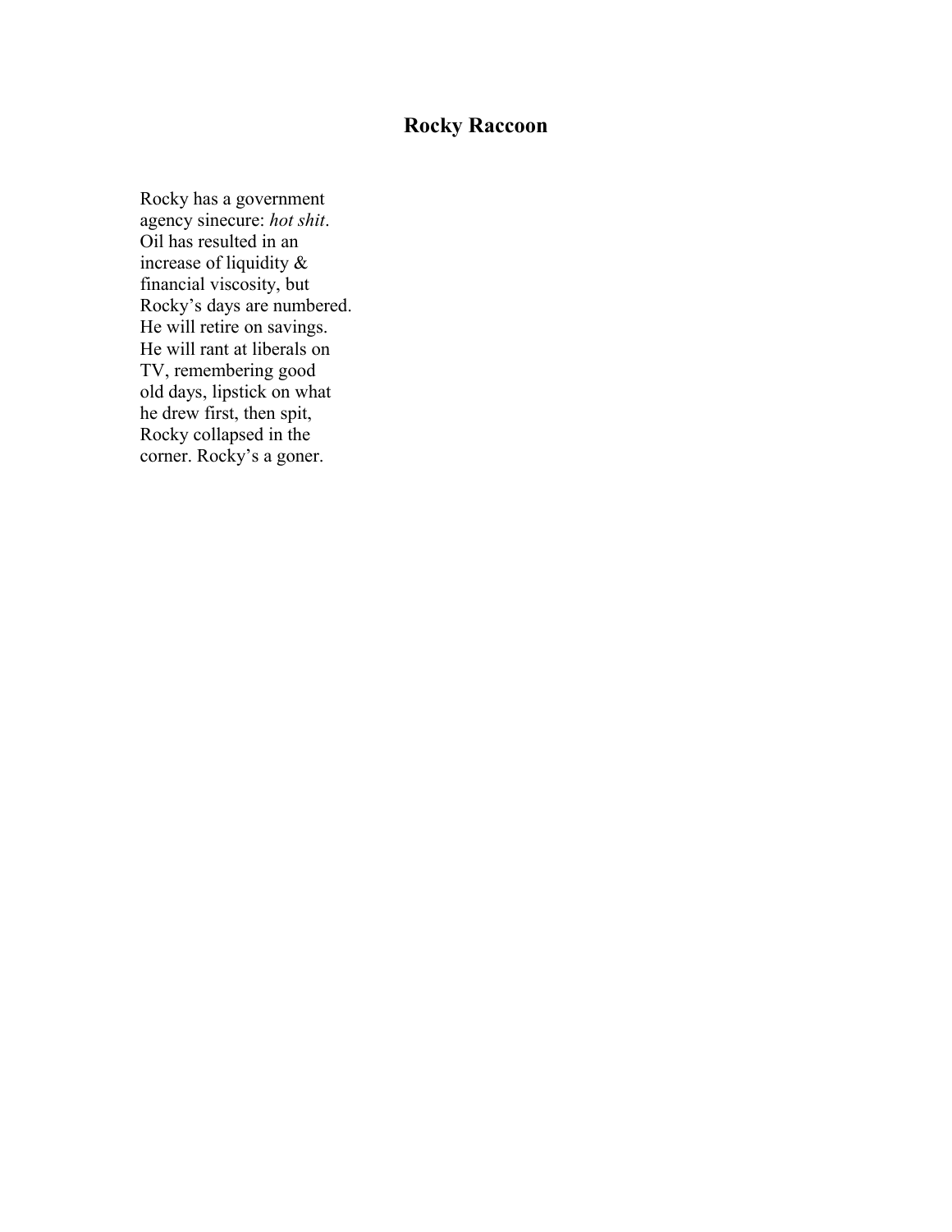## Rocky Raccoon

Rocky has a government  
agency sinecure: *hot shit*.  
Oil has resulted in an  
increase of liquidity &  
financial viscosity, but  
Rocky's days are numbered.  
He will retire on savings.  
He will rant at liberals on  
TV, remembering good  
old days, lipstick on what  
he drew first, then spit,  
Rocky collapsed in the  
corner. Rocky's a goner.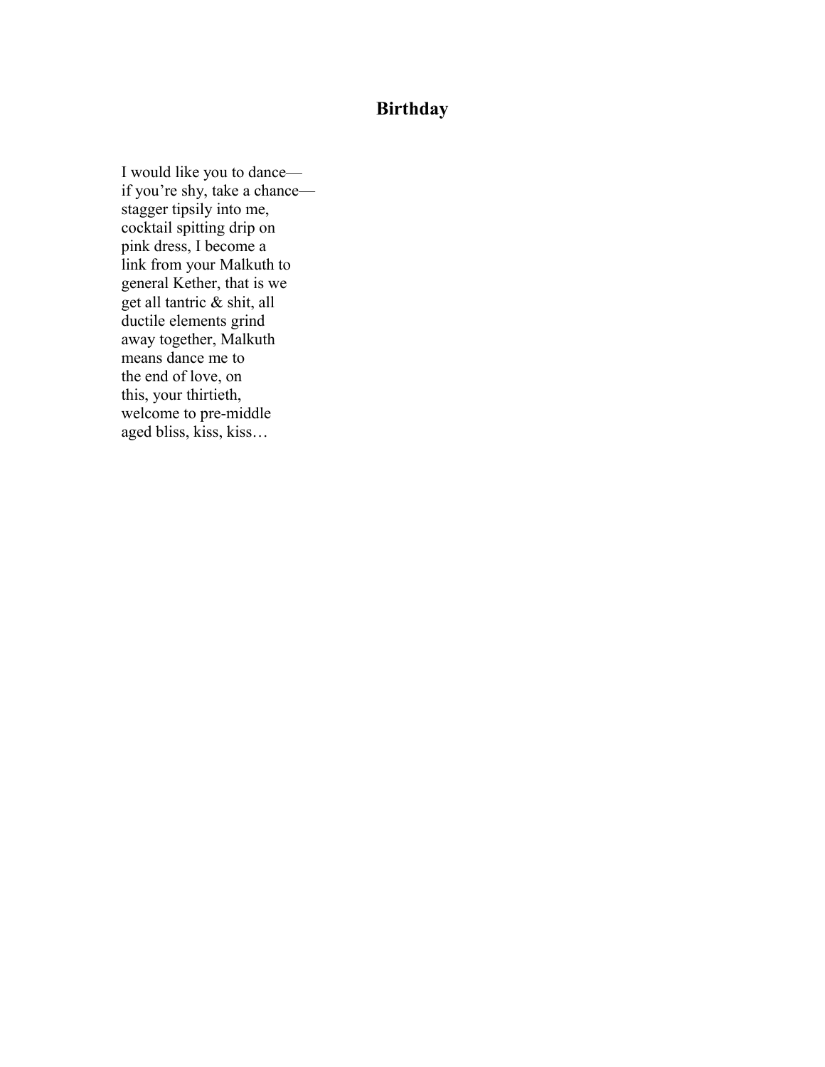## Birthday

I would like you to dance—  
if you're shy, take a chance—  
stagger tipsily into me,  
cocktail spitting drip on  
pink dress, I become a  
link from your Malkuth to  
general Kether, that is we  
get all tantric & shit, all  
ductile elements grind  
away together, Malkuth  
means dance me to  
the end of love, on  
this, your thirtieth,  
welcome to pre-middle  
aged bliss, kiss, kiss…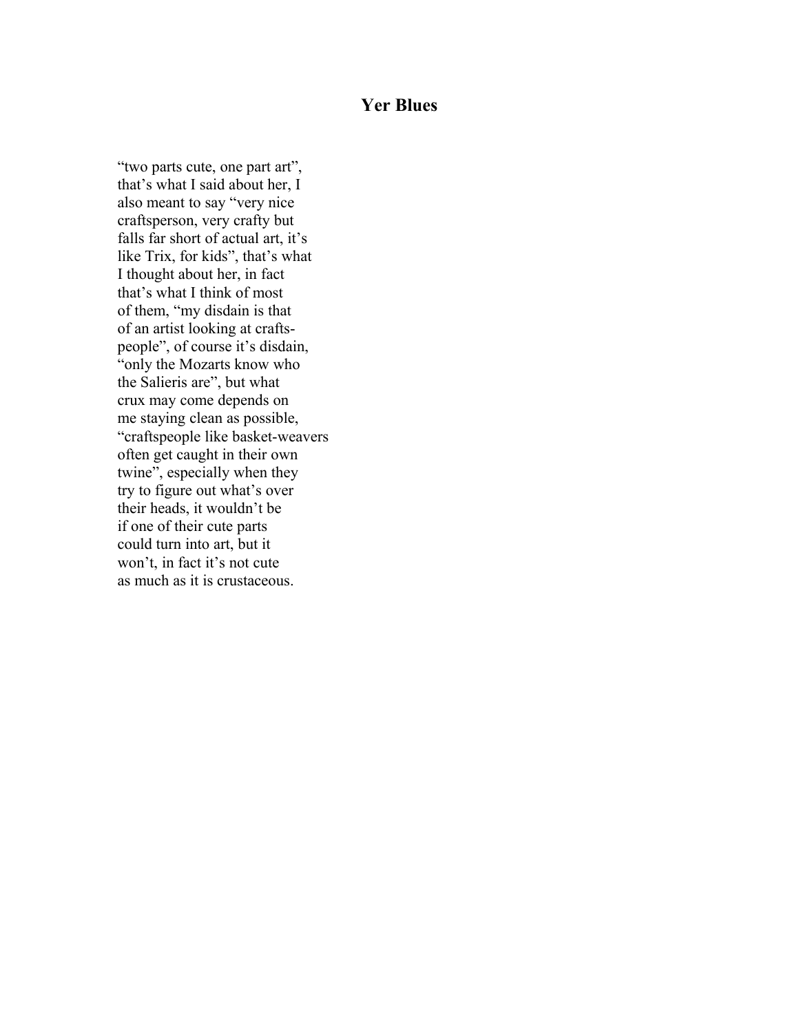# Yer Blues

"two parts cute, one part art",
that's what I said about her, I
also meant to say "very nice
craftsperson, very crafty but
falls far short of actual art, it's
like Trix, for kids", that's what
I thought about her, in fact
that's what I think of most
of them, "my disdain is that
of an artist looking at crafts-
people", of course it's disdain,
"only the Mozarts know who
the Salieris are", but what
crux may come depends on
me staying clean as possible,
"craftspeople like basket-weavers
often get caught in their own
twine", especially when they
try to figure out what's over
their heads, it wouldn't be
if one of their cute parts
could turn into art, but it
won't, in fact it's not cute
as much as it is crustaceous.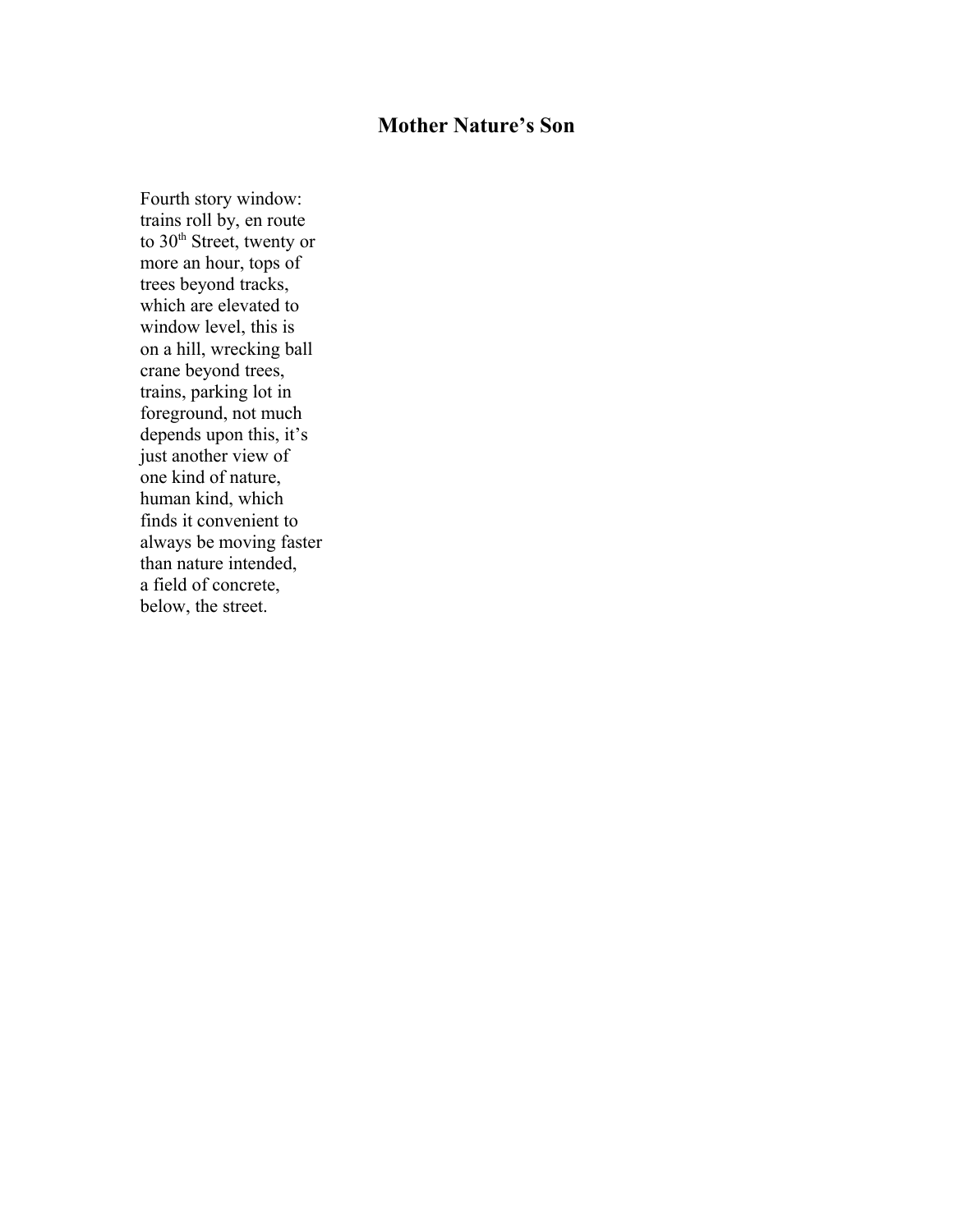# Mother Nature's Son

Fourth story window:  
trains roll by, en route  
to 30th Street, twenty or  
more an hour, tops of  
trees beyond tracks,  
which are elevated to  
window level, this is  
on a hill, wrecking ball  
crane beyond trees,  
trains, parking lot in  
foreground, not much  
depends upon this, it's  
just another view of  
one kind of nature,  
human kind, which  
finds it convenient to  
always be moving faster  
than nature intended,  
a field of concrete,  
below, the street.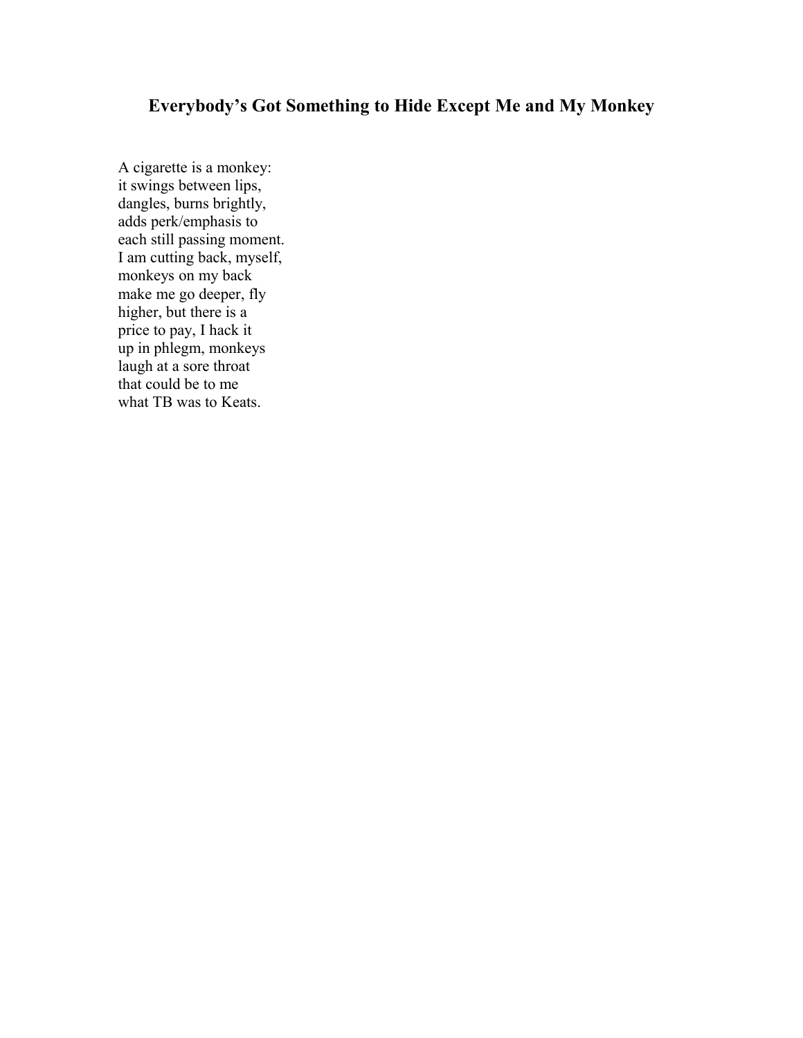## Everybody's Got Something to Hide Except Me and My Monkey

A cigarette is a monkey:
it swings between lips,
dangles, burns brightly,
adds perk/emphasis to
each still passing moment.
I am cutting back, myself,
monkeys on my back
make me go deeper, fly
higher, but there is a
price to pay, I hack it
up in phlegm, monkeys
laugh at a sore throat
that could be to me
what TB was to Keats.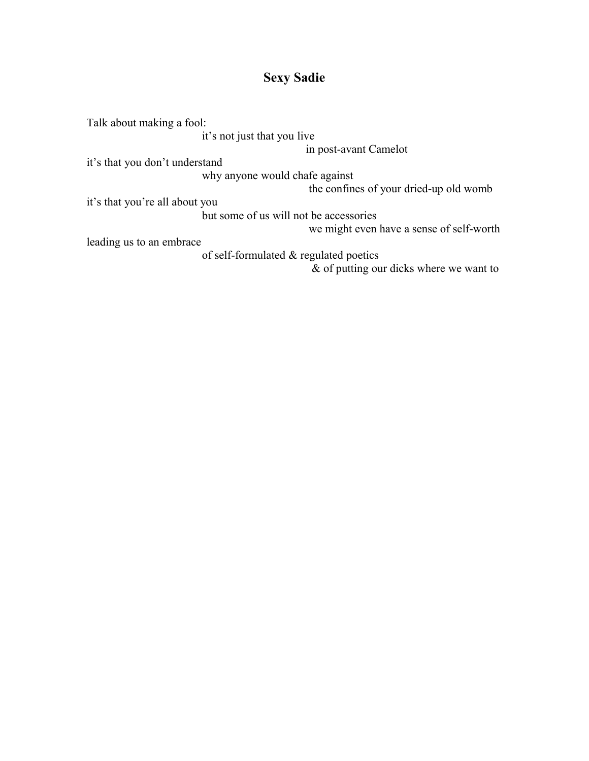## Sexy Sadie

Talk about making a fool:
                    it's not just that you live
                                        in post-avant Camelot
it's that you don't understand
                    why anyone would chafe against
                                        the confines of your dried-up old womb
it's that you're all about you
                    but some of us will not be accessories
                                        we might even have a sense of self-worth
leading us to an embrace
                    of self-formulated & regulated poetics
                                        & of putting our dicks where we want to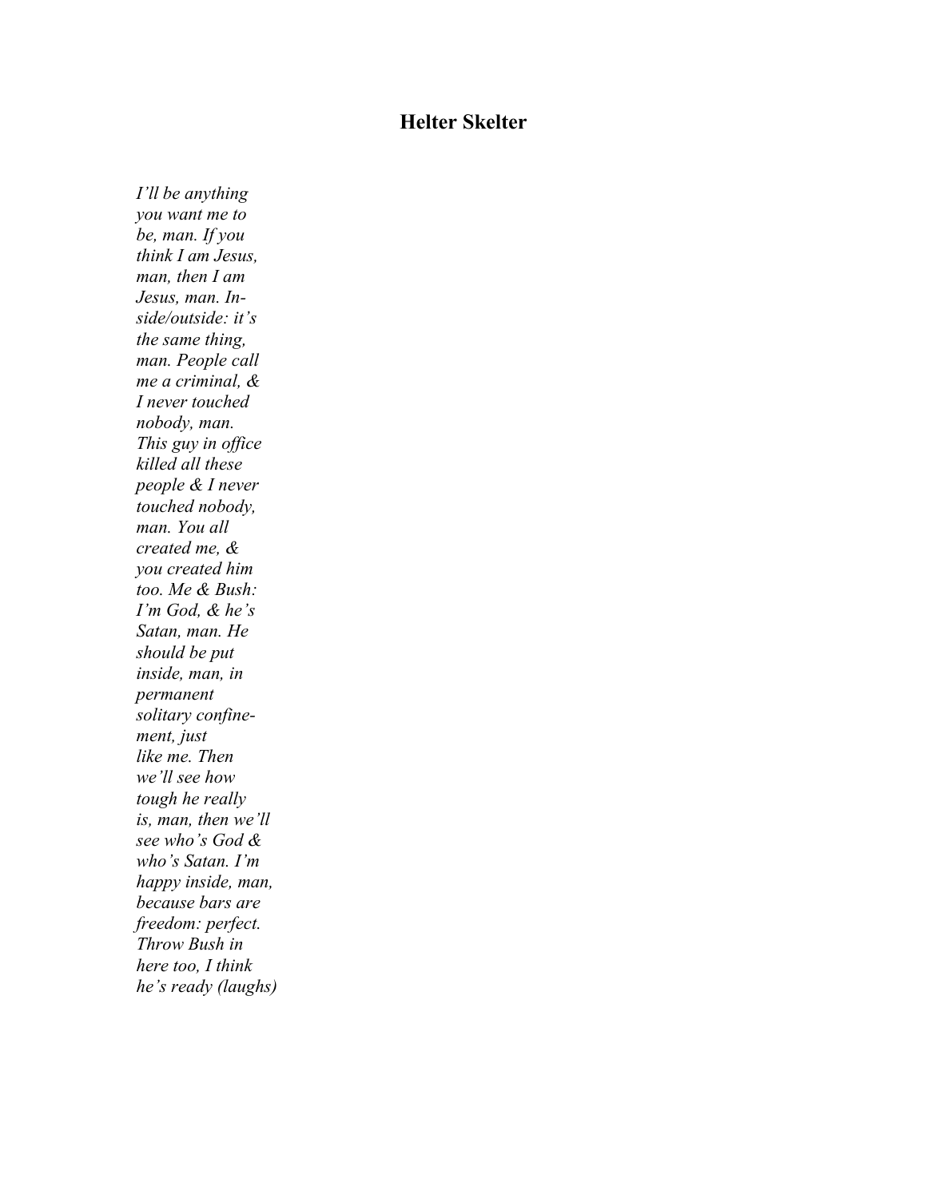# Helter Skelter

*I'll be anything*
*you want me to*
*be, man. If you*
*think I am Jesus,*
*man, then I am*
*Jesus, man. In-*
*side/outside: it's*
*the same thing,*
*man. People call*
*me a criminal, &*
*I never touched*
*nobody, man.*
*This guy in office*
*killed all these*
*people & I never*
*touched nobody,*
*man. You all*
*created me, &*
*you created him*
*too. Me & Bush:*
*I'm God, & he's*
*Satan, man. He*
*should be put*
*inside, man, in*
*permanent*
*solitary confine-*
*ment, just*
*like me. Then*
*we'll see how*
*tough he really*
*is, man, then we'll*
*see who's God &*
*who's Satan. I'm*
*happy inside, man,*
*because bars are*
*freedom: perfect.*
*Throw Bush in*
*here too, I think*
*he's ready (laughs)*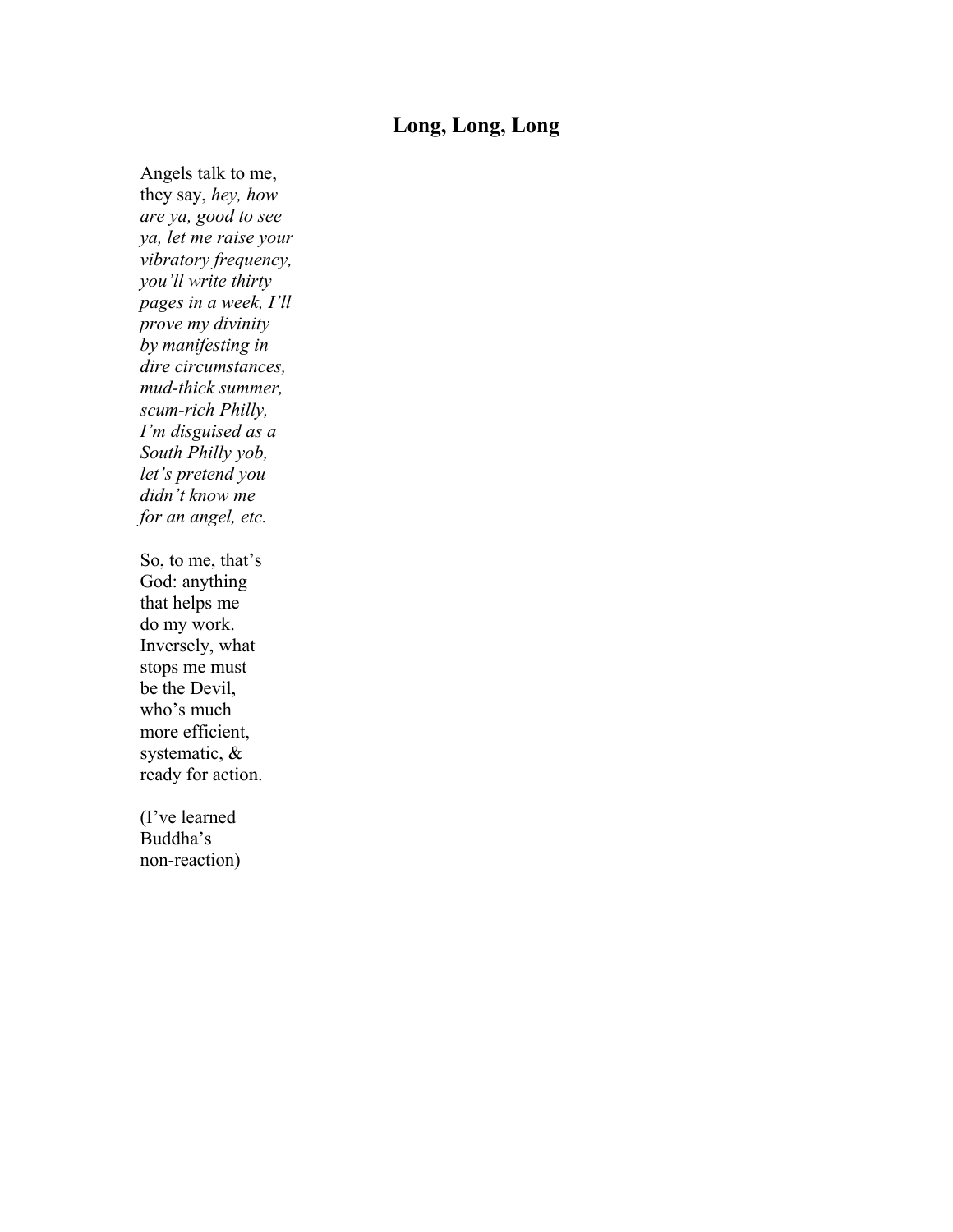# Long, Long, Long

Angels talk to me,
they say, *hey, how*
*are ya, good to see*
*ya, let me raise your*
*vibratory frequency,*
*you'll write thirty*
*pages in a week, I'll*
*prove my divinity*
*by manifesting in*
*dire circumstances,*
*mud-thick summer,*
*scum-rich Philly,*
*I'm disguised as a*
*South Philly yob,*
*let's pretend you*
*didn't know me*
*for an angel, etc.*

So, to me, that's
God: anything
that helps me
do my work.
Inversely, what
stops me must
be the Devil,
who's much
more efficient,
systematic, &
ready for action.

(I've learned
Buddha's
non-reaction)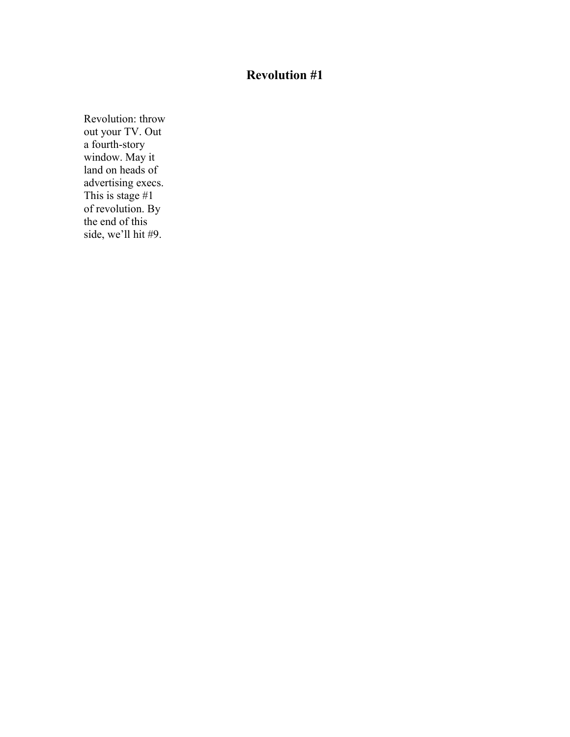# Revolution #1

Revolution: throw
out your TV. Out
a fourth-story
window. May it
land on heads of
advertising execs.
This is stage #1
of revolution. By
the end of this
side, we'll hit #9.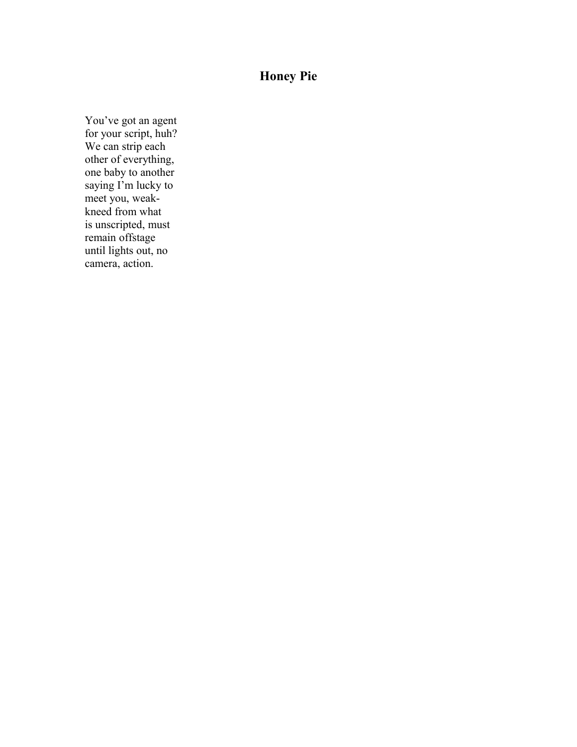# Honey Pie

You've got an agent  
for your script, huh?  
We can strip each  
other of everything,  
one baby to another  
saying I'm lucky to  
meet you, weak-  
kneed from what  
is unscripted, must  
remain offstage  
until lights out, no  
camera, action.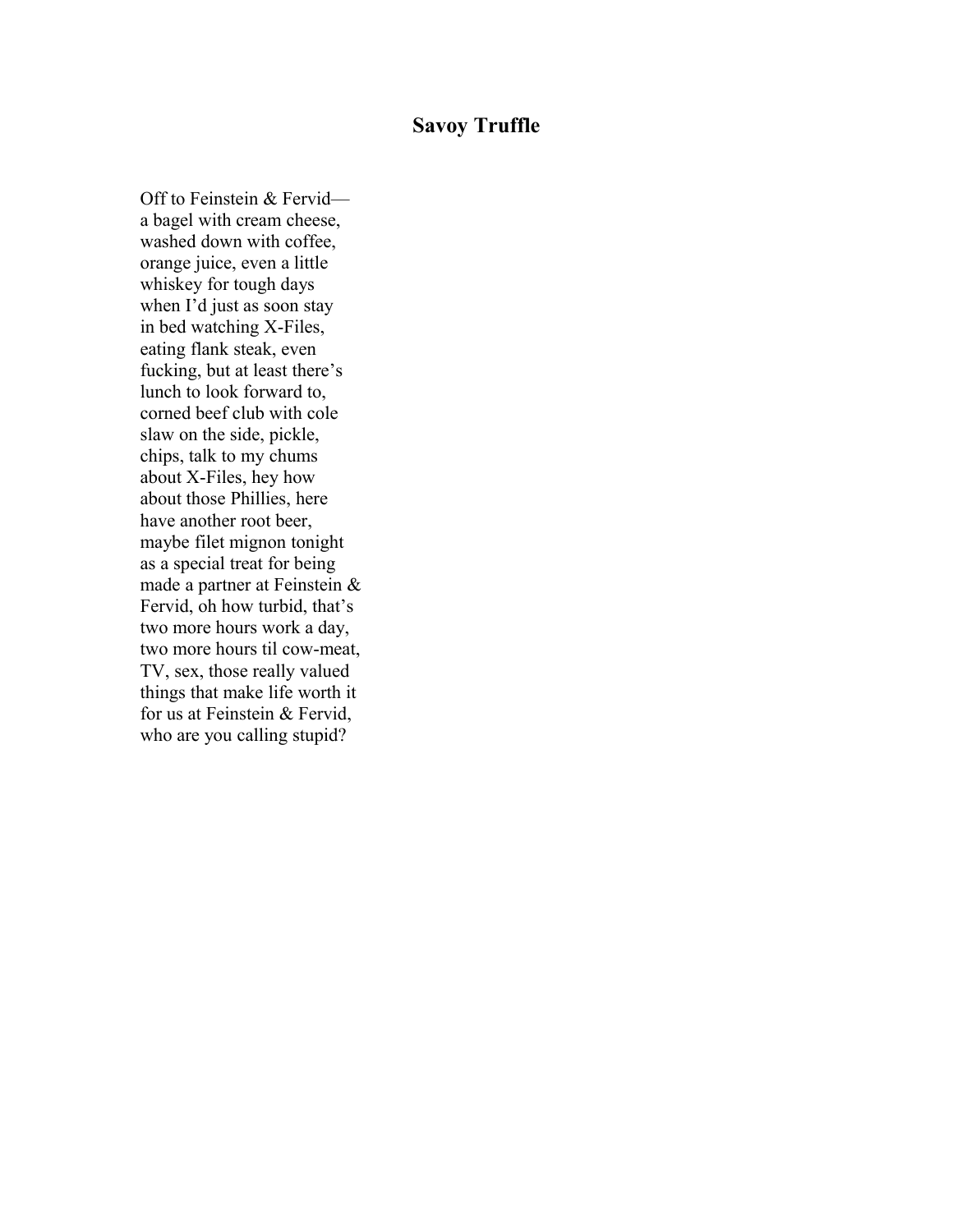## Savoy Truffle

Off to Feinstein & Fervid—  
a bagel with cream cheese,  
washed down with coffee,  
orange juice, even a little  
whiskey for tough days  
when I'd just as soon stay  
in bed watching X-Files,  
eating flank steak, even  
fucking, but at least there's  
lunch to look forward to,  
corned beef club with cole  
slaw on the side, pickle,  
chips, talk to my chums  
about X-Files, hey how  
about those Phillies, here  
have another root beer,  
maybe filet mignon tonight  
as a special treat for being  
made a partner at Feinstein &  
Fervid, oh how turbid, that's  
two more hours work a day,  
two more hours til cow-meat,  
TV, sex, those really valued  
things that make life worth it  
for us at Feinstein & Fervid,  
who are you calling stupid?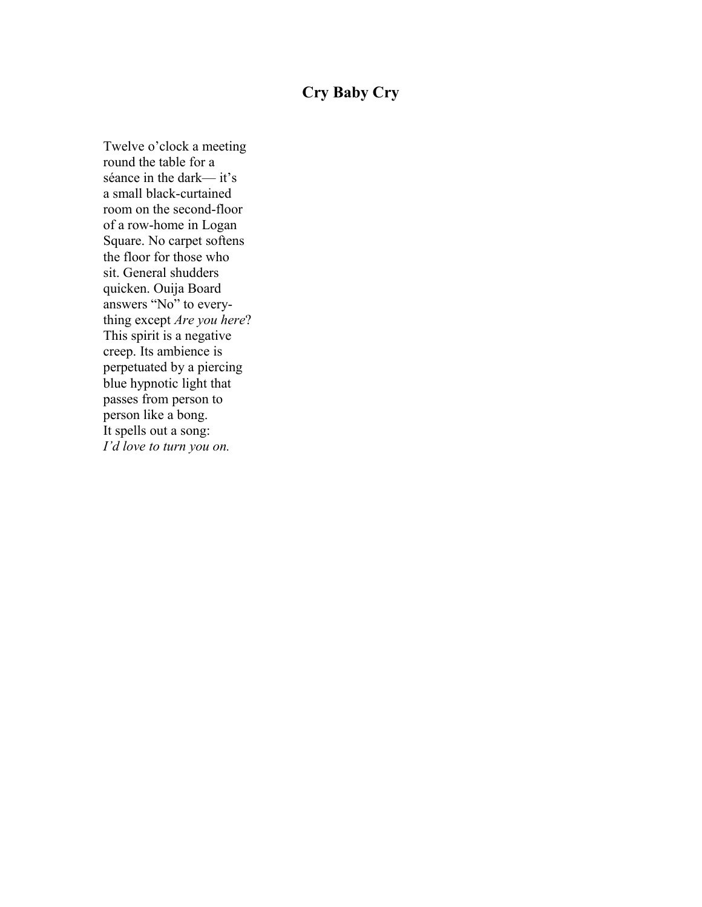# Cry Baby Cry

Twelve o’clock a meeting  
round the table for a  
séance in the dark— it’s  
a small black-curtained  
room on the second-floor  
of a row-home in Logan  
Square. No carpet softens  
the floor for those who  
sit. General shudders  
quicken. Ouija Board  
answers “No” to every-  
thing except *Are you here*?  
This spirit is a negative  
creep. Its ambience is  
perpetuated by a piercing  
blue hypnotic light that  
passes from person to  
person like a bong.  
It spells out a song:  
*I’d love to turn you on.*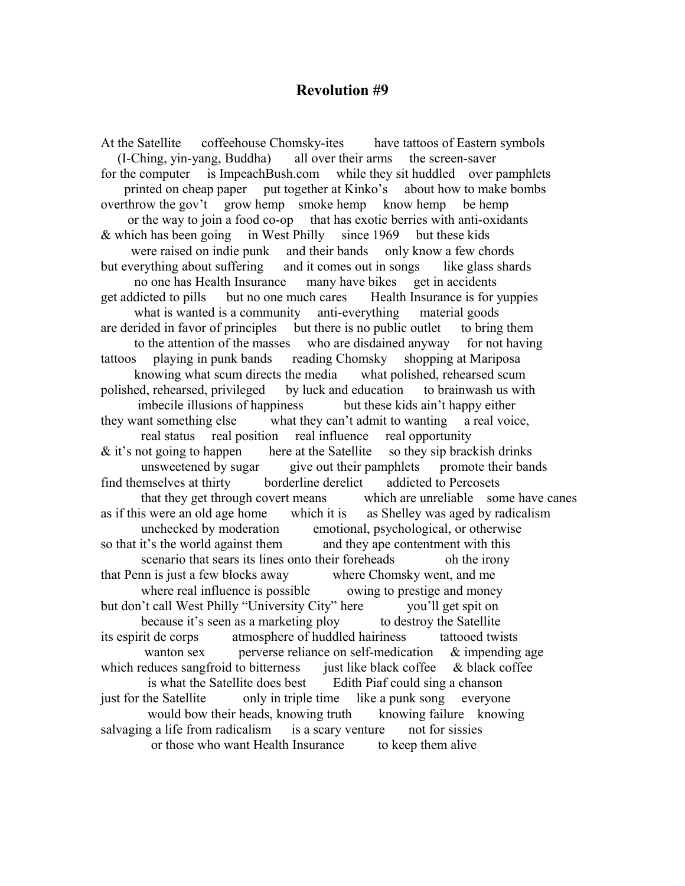# Revolution #9

At the Satellite      coffeehouse Chomsky-ites      have tattoos of Eastern symbols
(I-Ching, yin-yang, Buddha)      all over their arms      the screen-saver
for the computer      is ImpeachBush.com      while they sit huddled      over pamphlets
printed on cheap paper      put together at Kinko's      about how to make bombs
overthrow the gov't      grow hemp      smoke hemp      know hemp      be hemp
or the way to join a food co-op      that has exotic berries with anti-oxidants
& which has been going      in West Philly      since 1969      but these kids
were raised on indie punk      and their bands      only know a few chords
but everything about suffering      and it comes out in songs      like glass shards
no one has Health Insurance      many have bikes      get in accidents
get addicted to pills      but no one much cares      Health Insurance is for yuppies
what is wanted is a community      anti-everything      material goods
are derided in favor of principles      but there is no public outlet      to bring them
to the attention of the masses      who are disdained anyway      for not having
tattoos      playing in punk bands      reading Chomsky      shopping at Mariposa
knowing what scum directs the media      what polished, rehearsed scum
polished, rehearsed, privileged      by luck and education      to brainwash us with
imbecile illusions of happiness      but these kids ain't happy either
they want something else      what they can't admit to wanting      a real voice,
real status      real position      real influence      real opportunity
& it's not going to happen      here at the Satellite      so they sip brackish drinks
unsweetened by sugar      give out their pamphlets      promote their bands
find themselves at thirty      borderline derelict      addicted to Percosets
that they get through covert means      which are unreliable      some have canes
as if this were an old age home      which it is      as Shelley was aged by radicalism
unchecked by moderation      emotional, psychological, or otherwise
so that it's the world against them      and they ape contentment with this
scenario that sears its lines onto their foreheads      oh the irony
that Penn is just a few blocks away      where Chomsky went, and me
where real influence is possible      owing to prestige and money
but don't call West Philly "University City" here      you'll get spit on
because it's seen as a marketing ploy      to destroy the Satellite
its espirit de corps      atmosphere of huddled hairiness      tattooed twists
wanton sex      perverse reliance on self-medication      & impending age
which reduces sangfroid to bitterness      just like black coffee      & black coffee
is what the Satellite does best      Edith Piaf could sing a chanson
just for the Satellite      only in triple time      like a punk song      everyone
would bow their heads, knowing truth      knowing failure      knowing
salvaging a life from radicalism      is a scary venture      not for sissies
or those who want Health Insurance      to keep them alive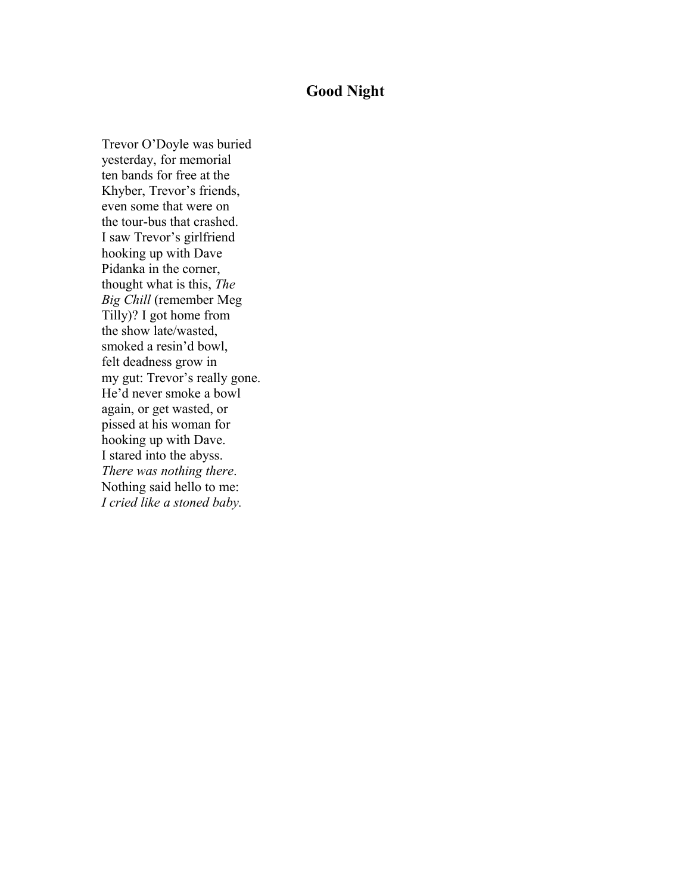# Good Night

Trevor O'Doyle was buried
yesterday, for memorial
ten bands for free at the
Khyber, Trevor's friends,
even some that were on
the tour-bus that crashed.
I saw Trevor's girlfriend
hooking up with Dave
Pidanka in the corner,
thought what is this, *The
Big Chill* (remember Meg
Tilly)? I got home from
the show late/wasted,
smoked a resin'd bowl,
felt deadness grow in
my gut: Trevor's really gone.
He'd never smoke a bowl
again, or get wasted, or
pissed at his woman for
hooking up with Dave.
I stared into the abyss.
*There was nothing there*.
Nothing said hello to me:
*I cried like a stoned baby.*